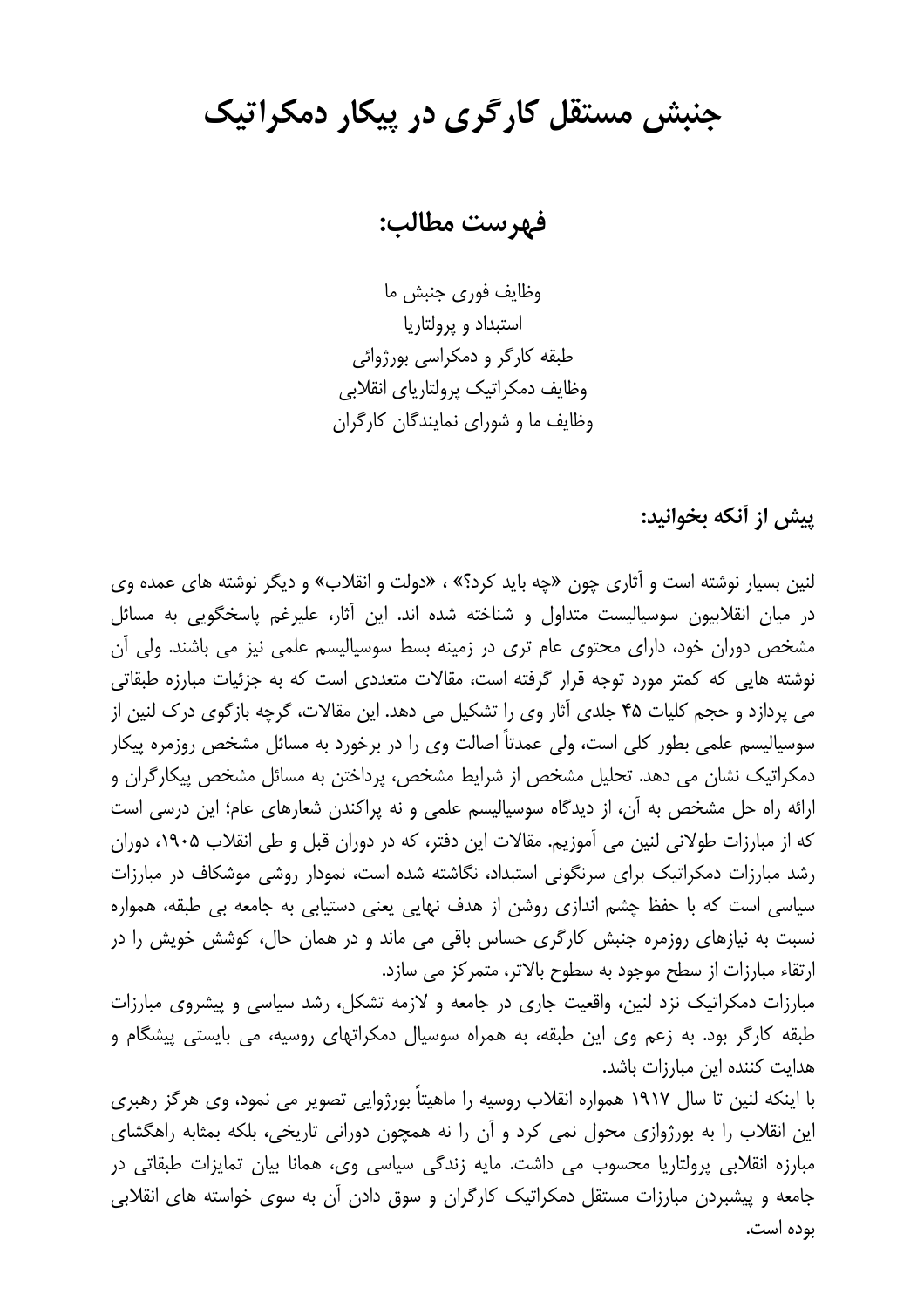# جنبش مستقل کارگری در پیکار دمکراتیک

## فهرست مطالب:

وظایف فوری جنبش ما
استبداد و پرولتاریا
طبقه کارگر و دمکراسی بورژوائی
وظایف دمکراتیک پرولتاریای انقلابی
وظایف ما و شورای نمایندگان کارگران

### پیش از آنکه بخوانید:

لنین بسیار نوشته است و آثاری چون «چه باید کرد؟» ، «دولت و انقلاب» و دیگر نوشته های عمده وی در میان انقلابیون سوسیالیست متداول و شناخته شده اند. این آثار، علیرغم پاسخگویی به مسائل مشخص دوران خود، دارای محتوی عام تری در زمینه بسط سوسیالیسم علمی نیز می باشند. ولی آن نوشته هایی که کمتر مورد توجه قرار گرفته است، مقالات متعددی است که به جزئیات مبارزه طبقاتی می پردازد و حجم کلیات ۴۵ جلدی آثار وی را تشکیل می دهد. این مقالات، گرچه بازگوی درک لنین از سوسیالیسم علمی بطور کلی است، ولی عمدتاً اصالت وی را در برخورد به مسائل مشخص روزمره پیکار دمکراتیک نشان می دهد. تحلیل مشخص از شرایط مشخص، پرداختن به مسائل مشخص پیکارگران و ارائه راه حل مشخص به آن، از دیدگاه سوسیالیسم علمی و نه پراکندن شعارهای عام؛ این درسی است که از مبارزات طولانی لنین می آموزیم. مقالات این دفتر، که در دوران قبل و طی انقلاب ۱۹۰۵، دوران رشد مبارزات دمکراتیک برای سرنگونی استبداد، نگاشته شده است، نمودار روشی موشکاف در مبارزات سیاسی است که با حفظ چشم اندازی روشن از هدف نهایی یعنی دستیابی به جامعه بی طبقه، همواره نسبت به نیازهای روزمره جنبش کارگری حساس باقی می ماند و در همان حال، کوشش خویش را در ارتقاء مبارزات از سطح موجود به سطوح بالاتر، متمرکز می سازد.
مبارزات دمکراتیک نزد لنین، واقعیت جاری در جامعه و لازمه تشکل، رشد سیاسی و پیشروی مبارزات طبقه کارگر بود. به زعم وی این طبقه، به همراه سوسیال دمکراتهای روسیه، می بایستی پیشگام و هدایت کننده این مبارزات باشد.
با اینکه لنین تا سال ۱۹۱۷ همواره انقلاب روسیه را ماهیتاً بورژوایی تصویر می نمود، وی هرگز رهبری این انقلاب را به بورژوازی محول نمی کرد و آن را نه همچون دورانی تاریخی، بلکه بمثابه راهگشای مبارزه انقلابی پرولتاریا محسوب می داشت. مایه زندگی سیاسی وی، همانا بیان تمایزات طبقاتی در جامعه و پیشبردن مبارزات مستقل دمکراتیک کارگران و سوق دادن آن به سوی خواسته های انقلابی بوده است.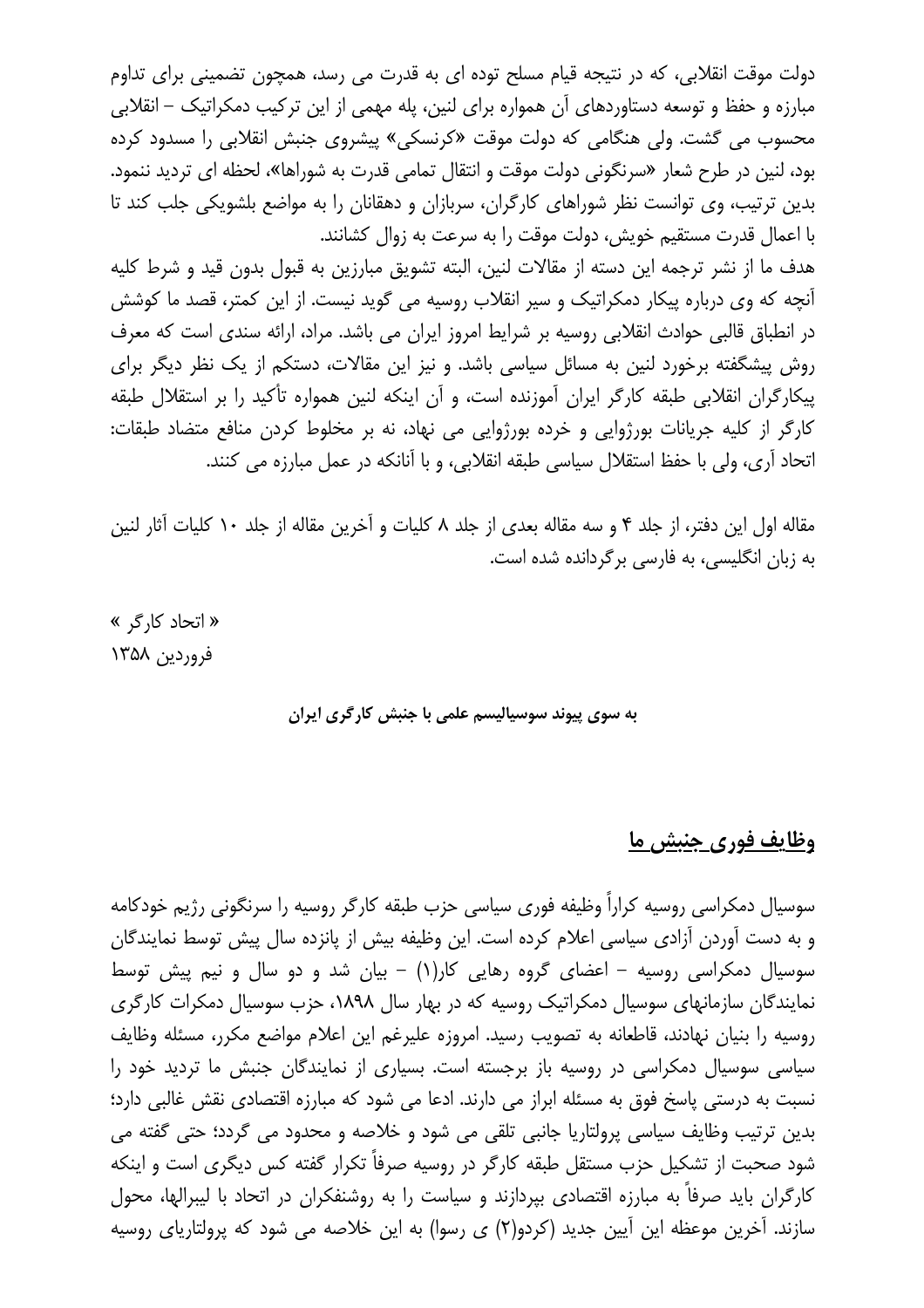دولت موقت انقلابی، که در نتیجه قیام مسلح توده ای به قدرت می رسد، همچون تضمینی برای تداوم مبارزه و حفظ و توسعه دستاوردهای آن همواره برای لنین، پله مهمی از این ترکیب دمکراتیک – انقلابی محسوب می گشت. ولی هنگامی که دولت موقت «کرنسکی» پیشروی جنبش انقلابی را مسدود کرده بود، لنین در طرح شعار «سرنگونی دولت موقت و انتقال تمامی قدرت به شوراها»، لحظه ای تردید ننمود. بدین ترتیب، وی توانست نظر شوراهای کارگران، سربازان و دهقانان را به مواضع بلشویکی جلب کند تا با اعمال قدرت مستقیم خویش، دولت موقت را به سرعت به زوال کشانند.

هدف ما از نشر ترجمه این دسته از مقالات لنین، البته تشویق مبارزین به قبول بدون قید و شرط کلیه آنچه که وی درباره پیکار دمکراتیک و سیر انقلاب روسیه می گوید نیست. از این کمتر، قصد ما کوشش در انطباق قالبی حوادث انقلابی روسیه بر شرایط امروز ایران می باشد. مراد، ارائه سندی است که معرف روش پیشگفته برخورد لنین به مسائل سیاسی باشد. و نیز این مقالات، دستکم از یک نظر دیگر برای پیکارگران انقلابی طبقه کارگر ایران آموزنده است، و آن اینکه لنین همواره تأکید را بر استقلال طبقه کارگر از کلیه جریانات بورژوایی و خرده بورژوایی می نهاد، نه بر مخلوط کردن منافع متضاد طبقات: اتحاد آری، ولی با حفظ استقلال سیاسی طبقه انقلابی، و با آنانکه در عمل مبارزه می کنند.

مقاله اول این دفتر، از جلد ۴ و سه مقاله بعدی از جلد ۸ کلیات و آخرین مقاله از جلد ۱۰ کلیات آثار لنین به زبان انگلیسی، به فارسی برگردانده شده است.

« اتحاد کارگر »
فروردین ۱۳۵۸

**به سوی پیوند سوسیالیسم علمی با جنبش کارگری ایران**

## وظایف فوری جنبش ما

سوسیال دمکراسی روسیه کراراً وظیفه فوری سیاسی حزب طبقه کارگر روسیه را سرنگونی رژیم خودکامه و به دست آوردن آزادی سیاسی اعلام کرده است. این وظیفه بیش از پانزده سال پیش توسط نمایندگان سوسیال دمکراسی روسیه – اعضای گروه رهایی کار(۱) – بیان شد و دو سال و نیم پیش توسط نمایندگان سازمانهای سوسیال دمکراتیک روسیه که در بهار سال ۱۸۹۸، حزب سوسیال دمکرات کارگری روسیه را بنیان نهادند، قاطعانه به تصویب رسید. امروزه علیرغم این اعلام مواضع مکرر، مسئله وظایف سیاسی سوسیال دمکراسی در روسیه باز برجسته است. بسیاری از نمایندگان جنبش ما تردید خود را نسبت به درستی پاسخ فوق به مسئله ابراز می دارند. ادعا می شود که مبارزه اقتصادی نقش غالبی دارد؛ بدین ترتیب وظایف سیاسی پرولتاریا جانبی تلقی می شود و خلاصه و محدود می گردد؛ حتی گفته می شود صحبت از تشکیل حزب مستقل طبقه کارگر در روسیه صرفاً تکرار گفته کس دیگری است و اینکه کارگران باید صرفاً به مبارزه اقتصادی بپردازند و سیاست را به روشنفکران در اتحاد با لیبرالها، محول سازند. آخرین موعظه این آیین جدید (کردو(۲) ی رسوا) به این خلاصه می شود که پرولتاریای روسیه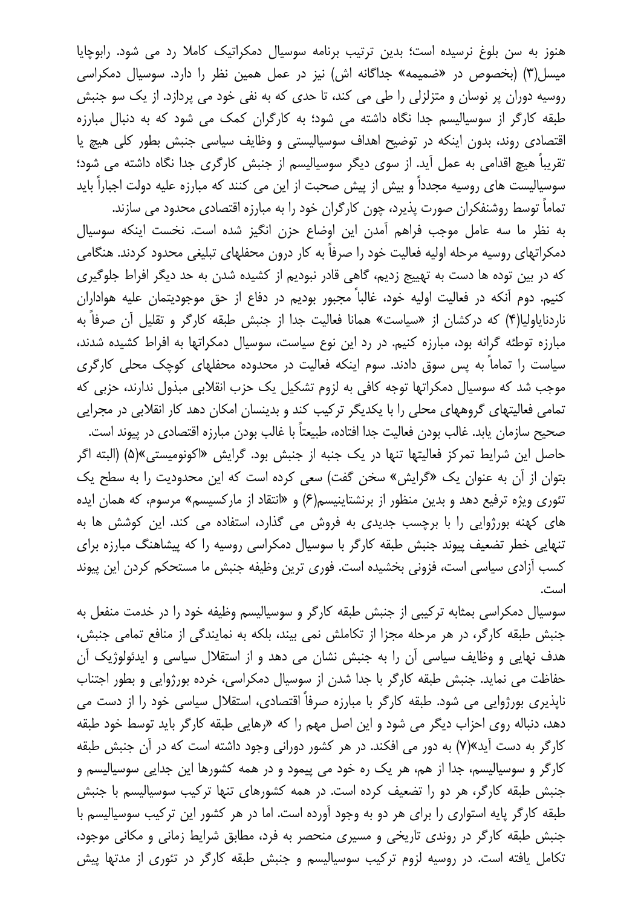هنوز به سن بلوغ نرسیده است؛ بدین ترتیب برنامه سوسیال دمکراتیک کاملا رد می شود. رابوچایا میسل(۳) (بخصوص در «ضمیمه» جداگانه اش) نیز در عمل همین نظر را دارد. سوسیال دمکراسی روسیه دوران پر نوسان و متزلزلی را طی می کند، تا حدی که به نفی خود می پردازد. از یک سو جنبش طبقه کارگر از سوسیالیسم جدا نگاه داشته می شود؛ به کارگران کمک می شود که به دنبال مبارزه اقتصادی روند، بدون اینکه در توضیح اهداف سوسیالیستی و وظایف سیاسی جنبش بطور کلی هیچ یا تقریباً هیچ اقدامی به عمل آید. از سوی دیگر سوسیالیسم از جنبش کارگری جدا نگاه داشته می شود؛ سوسیالیست های روسیه مجدداً و بیش از پیش صحبت از این می کنند که مبارزه علیه دولت اجباراً باید تماماً توسط روشنفکران صورت پذیرد، چون کارگران خود را به مبارزه اقتصادی محدود می سازند.

به نظر ما سه عامل موجب فراهم آمدن این اوضاع حزن انگیز شده است. نخست اینکه سوسیال دمکراتهای روسیه مرحله اولیه فعالیت خود را صرفاً به کار درون محفلهای تبلیغی محدود کردند. هنگامی که در بین توده ها دست به تهییج زدیم، گاهی قادر نبودیم از کشیده شدن به حد دیگر افراط جلوگیری کنیم. دوم آنکه در فعالیت اولیه خود، غالباً مجبور بودیم در دفاع از حق موجودیتمان علیه هواداران ناردنایاولیا(۴) که درکشان از «سیاست» همانا فعالیت جدا از جنبش طبقه کارگر و تقلیل آن صرفاً به مبارزه توطئه گرانه بود، مبارزه کنیم. در رد این نوع سیاست، سوسیال دمکراتها به افراط کشیده شدند، سیاست را تماماً به پس سوق دادند. سوم اینکه فعالیت در محدوده محفلهای کوچک محلی کارگری موجب شد که سوسیال دمکراتها توجه کافی به لزوم تشکیل یک حزب انقلابی مبذول ندارند، حزبی که تمامی فعالیتهای گروههای محلی را با یکدیگر ترکیب کند و بدینسان امکان دهد کار انقلابی در مجرایی صحیح سازمان یابد. غالب بودن فعالیت جدا افتاده، طبیعتاً با غالب بودن مبارزه اقتصادی در پیوند است.

حاصل این شرایط تمرکز فعالیتها تنها در یک جنبه از جنبش بود. گرایش «اکونومیستی»(۵) (البته اگر بتوان از آن به عنوان یک «گرایش» سخن گفت) سعی کرده است که این محدودیت را به سطح یک تئوری ویژه ترفیع دهد و بدین منظور از برنشتاینیسم(۶) و «انتقاد از مارکسیسم» مرسوم، که همان ایده های کهنه بورژوایی را با برچسب جدیدی به فروش می گذارد، استفاده می کند. این کوشش ها به تنهایی خطر تضعیف پیوند جنبش طبقه کارگر با سوسیال دمکراسی روسیه را که پیشاهنگ مبارزه برای کسب آزادی سیاسی است، فزونی بخشیده است. فوری ترین وظیفه جنبش ما مستحکم کردن این پیوند است.

سوسیال دمکراسی بمثابه ترکیبی از جنبش طبقه کارگر و سوسیالیسم وظیفه خود را در خدمت منفعل به جنبش طبقه کارگر، در هر مرحله مجزا از تکاملش نمی بیند، بلکه به نمایندگی از منافع تمامی جنبش، هدف نهایی و وظایف سیاسی آن را به جنبش نشان می دهد و از استقلال سیاسی و ایدئولوژیک آن حفاظت می نماید. جنبش طبقه کارگر با جدا شدن از سوسیال دمکراسی، خرده بورژوایی و بطور اجتناب ناپذیری بورژوایی می شود. طبقه کارگر با مبارزه صرفاً اقتصادی، استقلال سیاسی خود را از دست می دهد، دنباله روی احزاب دیگر می شود و این اصل مهم را که «رهایی طبقه کارگر باید توسط خود طبقه کارگر به دست آید»(۷) به دور می افکند. در هر کشور دورانی وجود داشته است که در آن جنبش طبقه کارگر و سوسیالیسم، جدا از هم، هر یک ره خود می پیمود و در همه کشورها این جدایی سوسیالیسم و جنبش طبقه کارگر، هر دو را تضعیف کرده است. در همه کشورهای تنها ترکیب سوسیالیسم با جنبش طبقه کارگر پایه استواری را برای هر دو به وجود آورده است. اما در هر کشور این ترکیب سوسیالیسم با جنبش طبقه کارگر در روندی تاریخی و مسیری منحصر به فرد، مطابق شرایط زمانی و مکانی موجود، تکامل یافته است. در روسیه لزوم ترکیب سوسیالیسم و جنبش طبقه کارگر در تئوری از مدتها پیش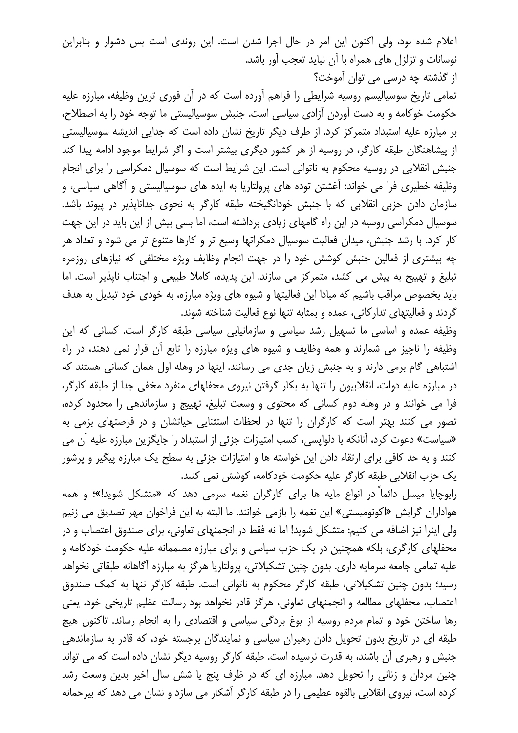اعلام شده بود، ولی اکنون این امر در حال اجرا شدن است. این روندی است بس دشوار و بنابراین نوسانات و تزلزل های همراه با آن نباید تعجب آور باشد.

از گذشته چه درسی می توان آموخت؟

تمامی تاریخ سوسیالیسم روسیه شرایطی را فراهم آورده است که در آن فوری ترین وظیفه، مبارزه علیه حکومت خوکامه و به دست آوردن آزادی سیاسی است. جنبش سوسیالیستی ما توجه خود را به اصطلاح، بر مبارزه علیه استبداد متمرکز کرد. از طرف دیگر تاریخ نشان داده است که جدایی اندیشه سوسیالیستی از پیشاهنگان طبقه کارگر، در روسیه از هر کشور دیگری بیشتر است و اگر شرایط موجود ادامه پیدا کند جنبش انقلابی در روسیه محکوم به ناتوانی است. این شرایط است که سوسیال دمکراسی را برای انجام وظیفه خطیری فرا می خواند: آغشتن توده های پرولتاریا به ایده های سوسیالیستی و آگاهی سیاسی، و سازمان دادن حزبی انقلابی که با جنبش خودانگیخته طبقه کارگر به نحوی جداناپذیر در پیوند باشد. سوسیال دمکراسی روسیه در این راه گامهای زیادی برداشته است، اما بسی بیش از این باید در این جهت کار کرد. با رشد جنبش، میدان فعالیت سوسیال دمکراتها وسیع تر و کارها متنوع تر می شود و تعداد هر چه بیشتری از فعالین جنبش کوشش خود را در جهت انجام وظایف ویژه مختلفی که نیازهای روزمره تبلیغ و تهییج به پیش می کشد، متمرکز می سازند. این پدیده، کاملا طبیعی و اجتناب ناپذیر است. اما باید بخصوص مراقب باشیم که مبادا این فعالیتها و شیوه های ویژه مبارزه، به خودی خود تبدیل به هدف گردند و فعالیتهای تدارکاتی، عمده و بمثابه تنها نوع فعالیت شناخته شوند.

وظیفه عمده و اساسی ما تسهیل رشد سیاسی و سازمانیابی سیاسی طبقه کارگر است. کسانی که این وظیفه را ناچیز می شمارند و همه وظایف و شیوه های ویژه مبارزه را تابع آن قرار نمی دهند، در راه اشتباهی گام برمی دارند و به جنبش زیان جدی می رسانند. اینها در وهله اول همان کسانی هستند که در مبارزه علیه دولت، انقلابیون را تنها به بکار گرفتن نیروی محفلهای منفرد مخفی جدا از طبقه کارگر، فرا می خوانند و در وهله دوم کسانی که محتوی و وسعت تبلیغ، تهییج و سازماندهی را محدود کرده، تصور می کنند بهتر است که کارگران را تنها در لحظات استثنایی حیاتشان و در فرصتهای بزمی به «سیاست» دعوت کرد، آنانکه با دلواپسی، کسب امتیازات جزئی از استبداد را جایگزین مبارزه علیه آن می کنند و به حد کافی برای ارتقاء دادن این خواسته ها و امتیازات جزئی به سطح یک مبارزه پیگیر و پرشور یک حزب انقلابی طبقه کارگر علیه حکومت خودکامه، کوشش نمی کنند.

رابوچایا میسل دائماً در انواع مایه ها برای کارگران نغمه سرمی دهد که «متشکل شوید!»؛ و همه هواداران گرایش «اکونومیستی» این نغمه را بازمی خوانند. ما البته به این فراخوان مهر تصدیق می زنیم ولی اینرا نیز اضافه می کنیم: متشکل شوید! اما نه فقط در انجمنهای تعاونی، برای صندوق اعتصاب و در محفلهای کارگری، بلکه همچنین در یک حزب سیاسی و برای مبارزه مصممانه علیه حکومت خودکامه و علیه تمامی جامعه سرمایه داری. بدون چنین تشکیلاتی، پرولتاریا هرگز به مبارزه آگاهانه طبقاتی نخواهد رسید؛ بدون چنین تشکیلاتی، طبقه کارگر محکوم به ناتوانی است. طبقه کارگر تنها به کمک صندوق اعتصاب، محفلهای مطالعه و انجمنهای تعاونی، هرگز قادر نخواهد بود رسالت عظیم تاریخی خود، یعنی رها ساختن خود و تمام مردم روسیه از یوغ بردگی سیاسی و اقتصادی را به انجام رساند. تاکنون هیچ طبقه ای در تاریخ بدون تحویل دادن رهبران سیاسی و نمایندگان برجسته خود، که قادر به سازماندهی جنبش و رهبری آن باشند، به قدرت نرسیده است. طبقه کارگر روسیه دیگر نشان داده است که می تواند چنین مردان و زنانی را تحویل دهد. مبارزه ای که در ظرف پنج یا شش سال اخیر بدین وسعت رشد کرده است، نیروی انقلابی بالقوه عظیمی را در طبقه کارگر آشکار می سازد و نشان می دهد که بیرحمانه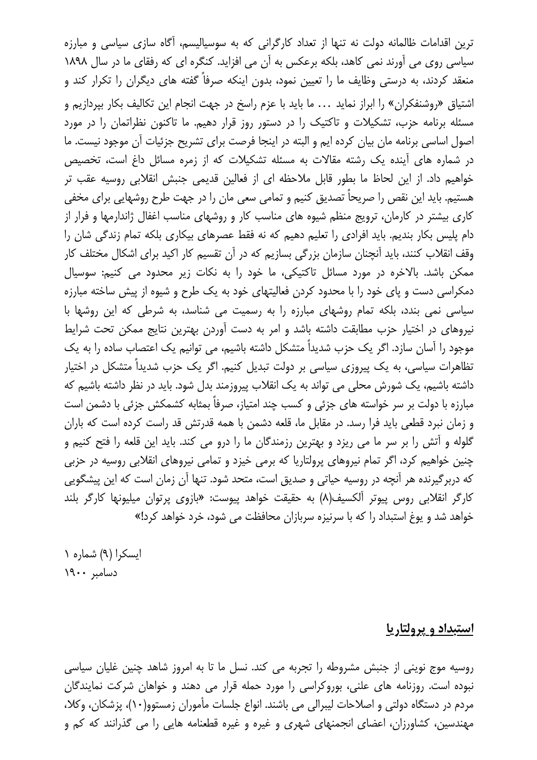ترین اقدامات ظالمانه دولت نه تنها از تعداد کارگرانی که به سوسیالیسم، آگاه سازی سیاسی و مبارزه سیاسی روی می آورند نمی کاهد، بلکه برعکس به آن می افزاید. کنگره ای که رفقای ما در سال ۱۸۹۸ منعقد کردند، به درستی وظایف ما را تعیین نمود، بدون اینکه صرفاً گفته های دیگران را تکرار کند و اشتیاق «روشنفکران» را ابراز نماید ... ما باید با عزم راسخ در جهت انجام این تکالیف بکار بپردازیم و مسئله برنامه حزب، تشکیلات و تاکتیک را در دستور روز قرار دهیم. ما تاکنون نظراتمان را در مورد اصول اساسی برنامه مان بیان کرده ایم و البته در اینجا فرصت برای تشریح جزئیات آن موجود نیست. ما در شماره های آینده یک رشته مقالات به مسئله تشکیلات که از زمره مسائل داغ است، تخصیص خواهیم داد. از این لحاظ ما بطور قابل ملاحظه ای از فعالین قدیمی جنبش انقلابی روسیه عقب تر هستیم. باید این نقص را صریحاً تصدیق کنیم و تمامی سعی مان را در جهت طرح روشهایی برای مخفی کاری بیشتر در کارمان، ترویج منظم شیوه های مناسب کار و روشهای مناسب اغفال ژاندارمها و فرار از دام پلیس بکار بندیم. باید افرادی را تعلیم دهیم که نه فقط عصرهای بیکاری بلکه تمام زندگی شان را وقف انقلاب کنند، باید آنچنان سازمان بزرگی بسازیم که در آن تقسیم کار اکید برای اشکال مختلف کار ممکن باشد. بالاخره در مورد مسائل تاکتیکی، ما خود را به نکات زیر محدود می کنیم: سوسیال دمکراسی دست و پای خود را با محدود کردن فعالیتهای خود به یک طرح و شیوه از پیش ساخته مبارزه سیاسی نمی بندد، بلکه تمام روشهای مبارزه را به رسمیت می شناسد، به شرطی که این روشها با نیروهای در اختیار حزب مطابقت داشته باشد و امر به دست آوردن بهترین نتایج ممکن تحت شرایط موجود را آسان سازد. اگر یک حزب شدیداً متشکل داشته باشیم، می توانیم یک اعتصاب ساده را به یک تظاهرات سیاسی، به یک پیروزی سیاسی بر دولت تبدیل کنیم. اگر یک حزب شدیداً متشکل در اختیار داشته باشیم، یک شورش محلی می تواند به یک انقلاب پیروزمند بدل شود. باید در نظر داشته باشیم که مبارزه با دولت بر سر خواسته های جزئی و کسب چند امتیاز، صرفاً بمثابه کشمکش جزئی با دشمن است و زمان نبرد قطعی باید فرا رسد. در مقابل ما، قلعه دشمن با همه قدرتش قد راست کرده است که باران گلوله و آتش را بر سر ما می ریزد و بهترین رزمندگان ما را درو می کند. باید این قلعه را فتح کنیم و چنین خواهیم کرد، اگر تمام نیروهای پرولتاریا که برمی خیزد و تمامی نیروهای انقلابی روسیه در حزبی که دربرگیرنده هر آنچه در روسیه حیاتی و صدیق است، متحد شود. تنها آن زمان است که این پیشگویی کارگر انقلابی روس پیوتر آلکسیف(۸) به حقیقت خواهد پیوست: «بازوی پرتوان میلیونها کارگر بلند خواهد شد و یوغ استبداد را که با سرنیزه سربازان محافظت می شود، خرد خواهد کرد!»

ایسکرا (۹) شماره ۱
دسامبر ۱۹۰۰

## استبداد و پرولتاریا

روسیه موج نوینی از جنبش مشروطه را تجربه می کند. نسل ما تا به امروز شاهد چنین غلیان سیاسی نبوده است. روزنامه های علنی، بوروکراسی را مورد حمله قرار می دهند و خواهان شرکت نمایندگان مردم در دستگاه دولتی و اصلاحات لیبرالی می باشند. انواع جلسات مأموران زمستوو(۱۰)، پزشکان، وکلا، مهندسین، کشاورزان، اعضای انجمنهای شهری و غیره و غیره قطعنامه هایی را می گذرانند که کم و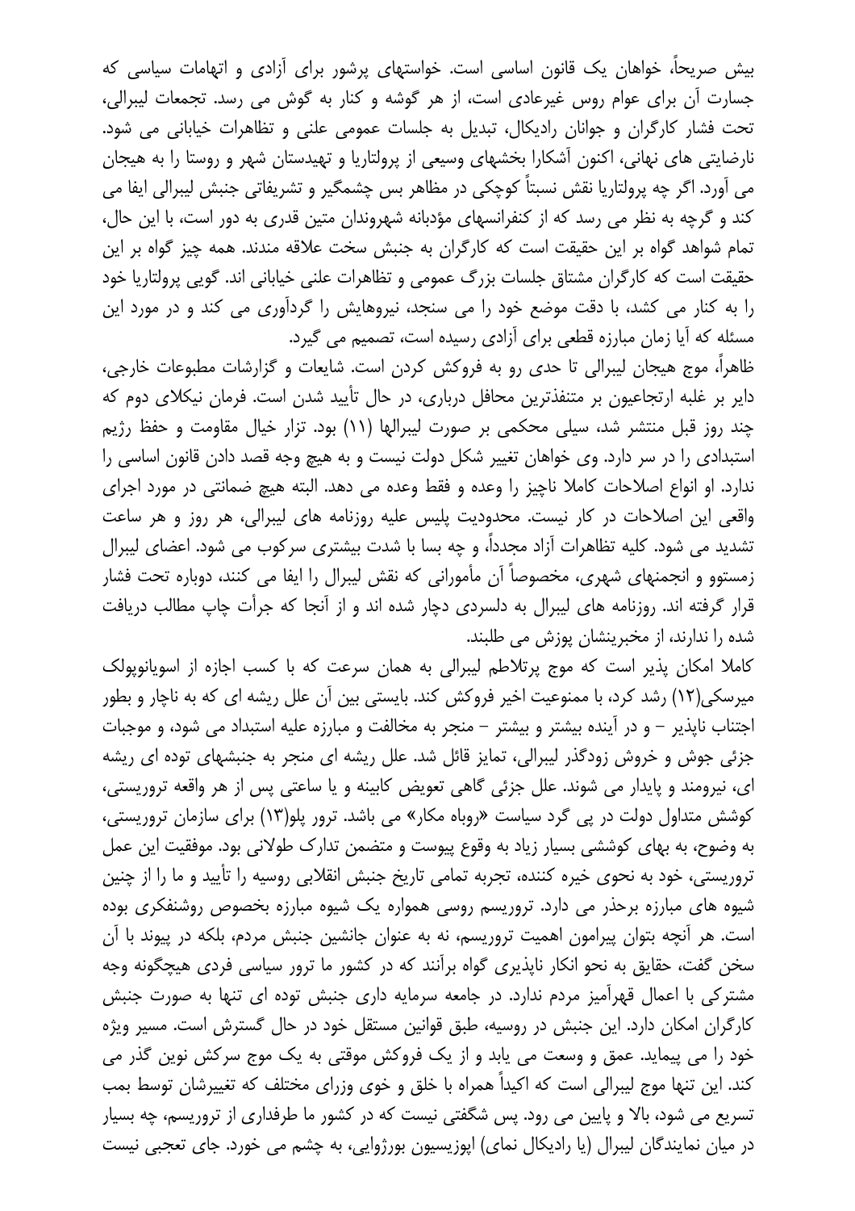بیش صریحاً، خواهان یک قانون اساسی است. خواستهای پرشور برای آزادی و اتهامات سیاسی که جسارت آن برای عوام روس غیرعادی است، از هر گوشه و کنار به گوش می رسد. تجمعات لیبرالی، تحت فشار کارگران و جوانان رادیکال، تبدیل به جلسات عمومی علنی و تظاهرات خیابانی می شود. نارضایتی های نهانی، اکنون آشکارا بخشهای وسیعی از پرولتاریا و تهیدستان شهر و روستا را به هیجان می آورد. اگر چه پرولتاریا نقش نسبتاً کوچکی در مظاهر بس چشمگیر و تشریفاتی جنبش لیبرالی ایفا می کند و گرچه به نظر می رسد که از کنفرانسهای مؤدبانه شهروندان متین قدری به دور است، با این حال، تمام شواهد گواه بر این حقیقت است که کارگران به جنبش سخت علاقه مندند. همه چیز گواه بر این حقیقت است که کارگران مشتاق جلسات بزرگ عمومی و تظاهرات علنی خیابانی اند. گویی پرولتاریا خود را به کنار می کشد، با دقت موضع خود را می سنجد، نیروهایش را گردآوری می کند و در مورد این مسئله که آیا زمان مبارزه قطعی برای آزادی رسیده است، تصمیم می گیرد.

ظاهراً، موج هیجان لیبرالی تا حدی رو به فروکش کردن است. شایعات و گزارشات مطبوعات خارجی، دایر بر غلبه ارتجاعیون بر متنفذترین محافل درباری، در حال تأیید شدن است. فرمان نیکلای دوم که چند روز قبل منتشر شد، سیلی محکمی بر صورت لیبرالها (۱۱) بود. تزار خیال مقاومت و حفظ رژیم استبدادی را در سر دارد. وی خواهان تغییر شکل دولت نیست و به هیچ وجه قصد دادن قانون اساسی را ندارد. او انواع اصلاحات کاملا ناچیز را وعده و فقط وعده می دهد. البته هیچ ضمانتی در مورد اجرای واقعی این اصلاحات در کار نیست. محدودیت پلیس علیه روزنامه های لیبرالی، هر روز و هر ساعت تشدید می شود. کلیه تظاهرات آزاد مجدداً، و چه بسا با شدت بیشتری سرکوب می شود. اعضای لیبرال زمستوو و انجمنهای شهری، مخصوصاً آن مأمورانی که نقش لیبرال را ایفا می کنند، دوباره تحت فشار قرار گرفته اند. روزنامه های لیبرال به دلسردی دچار شده اند و از آنجا که جرأت چاپ مطالب دریافت شده را ندارند، از مخبرینشان پوزش می طلبند.

کاملا امکان پذیر است که موج پرتلاطم لیبرالی به همان سرعت که با کسب اجازه از اسویانوپولک میرسکی(۱۲) رشد کرد، با ممنوعیت اخیر فروکش کند. بایستی بین آن علل ریشه ای که به ناچار و بطور اجتناب ناپذیر – و در آینده بیشتر و بیشتر – منجر به مخالفت و مبارزه علیه استبداد می شود، و موجبات جزئی جوش و خروش زودگذر لیبرالی، تمایز قائل شد. علل ریشه ای منجر به جنبشهای توده ای ریشه ای، نیرومند و پایدار می شوند. علل جزئی گاهی تعویض کابینه و یا ساعتی پس از هر واقعه تروریستی، کوشش متداول دولت در پی گرد سیاست «روباه مکار» می باشد. ترور پلو(۱۳) برای سازمان تروریستی، به وضوح، به بهای کوششی بسیار زیاد به وقوع پیوست و متضمن تدارک طولانی بود. موفقیت این عمل تروریستی، خود به نحوی خیره کننده، تجربه تمامی تاریخ جنبش انقلابی روسیه را تأیید و ما را از چنین شیوه های مبارزه برحذر می دارد. تروریسم روسی همواره یک شیوه مبارزه بخصوص روشنفکری بوده است. هر آنچه بتوان پیرامون اهمیت تروریسم، نه به عنوان جانشین جنبش مردم، بلکه در پیوند با آن سخن گفت، حقایق به نحو انکار ناپذیری گواه برآنند که در کشور ما ترور سیاسی فردی هیچگونه وجه مشترکی با اعمال قهرآمیز مردم ندارد. در جامعه سرمایه داری جنبش توده ای تنها به صورت جنبش کارگران امکان دارد. این جنبش در روسیه، طبق قوانین مستقل خود در حال گسترش است. مسیر ویژه خود را می پیماید. عمق و وسعت می یابد و از یک فروکش موقتی به یک موج سرکش نوین گذر می کند. این تنها موج لیبرالی است که اکیداً همراه با خلق و خوی وزرای مختلف که تغییرشان توسط بمب تسریع می شود، بالا و پایین می رود. پس شگفتی نیست که در کشور ما طرفداری از تروریسم، چه بسیار در میان نمایندگان لیبرال (یا رادیکال نمای) اپوزیسیون بورژوایی، به چشم می خورد. جای تعجبی نیست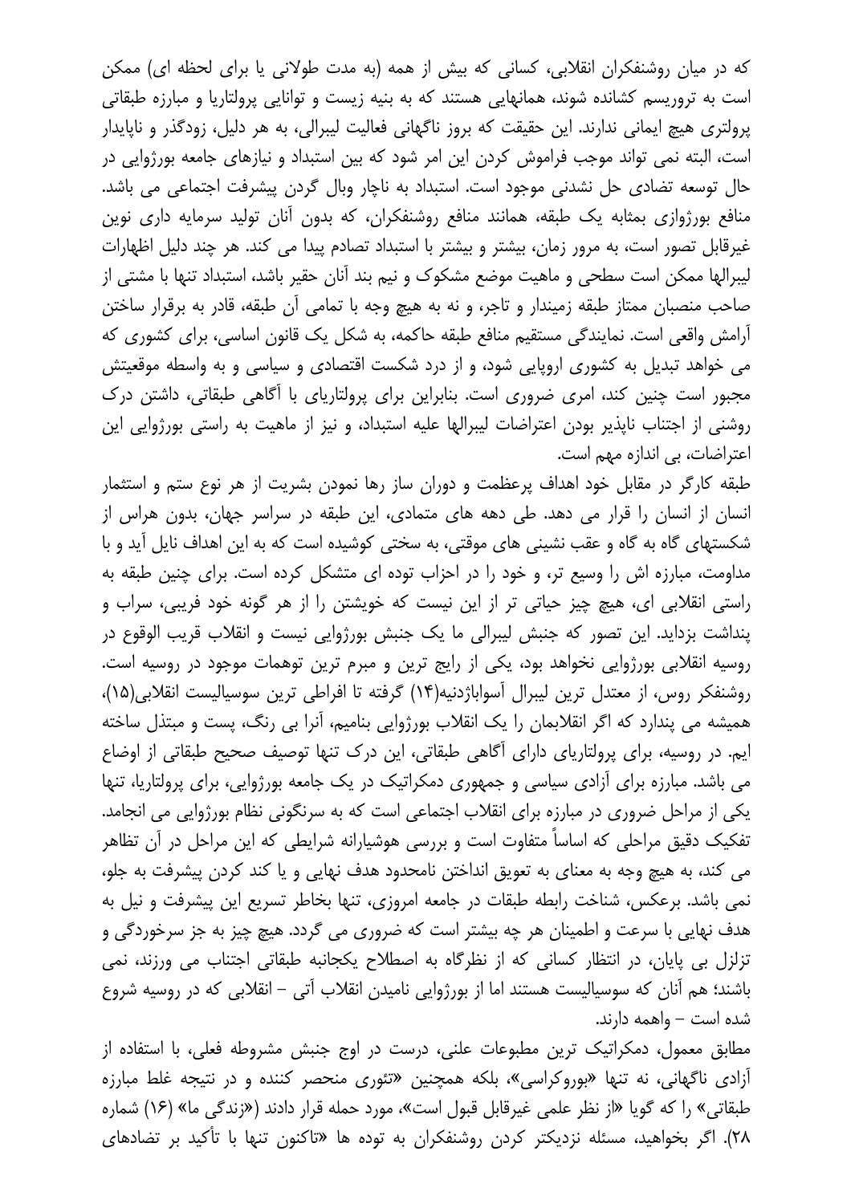که در میان روشنفکران انقلابی، کسانی که بیش از همه (به مدت طولانی یا برای لحظه ای) ممکن است به تروریسم کشانده شوند، همانهایی هستند که به بنیه زیست و توانایی پرولتاریا و مبارزه طبقاتی پرولتری هیچ ایمانی ندارند. این حقیقت که بروز ناگهانی فعالیت لیبرالی، به هر دلیل، زودگذر و ناپایدار است، البته نمی تواند موجب فراموش کردن این امر شود که بین استبداد و نیازهای جامعه بورژوایی در حال توسعه تضادی حل نشدنی موجود است. استبداد به ناچار وبال گردن پیشرفت اجتماعی می باشد. منافع بورژوازی بمثابه یک طبقه، همانند منافع روشنفکران، که بدون آنان تولید سرمایه داری نوین غیرقابل تصور است، به مرور زمان، بیشتر و بیشتر با استبداد تصادم پیدا می کند. هر چند دلیل اظهارات لیبرالها ممکن است سطحی و ماهیت موضع مشکوک و نیم بند آنان حقیر باشد، استبداد تنها با مشتی از صاحب منصبان ممتاز طبقه زمیندار و تاجر، و نه به هیچ وجه با تمامی آن طبقه، قادر به برقرار ساختن آرامش واقعی است. نمایندگی مستقیم منافع طبقه حاکمه، به شکل یک قانون اساسی، برای کشوری که می خواهد تبدیل به کشوری اروپایی شود، و از درد شکست اقتصادی و سیاسی و به واسطه موقعیتش مجبور است چنین کند، امری ضروری است. بنابراین برای پرولتاریای با آگاهی طبقاتی، داشتن درک روشنی از اجتناب ناپذیر بودن اعتراضات لیبرالها علیه استبداد، و نیز از ماهیت به راستی بورژوایی این اعتراضات، بی اندازه مهم است.

طبقه کارگر در مقابل خود اهداف پرعظمت و دوران ساز رها نمودن بشریت از هر نوع ستم و استثمار انسان از انسان را قرار می دهد. طی دهه های متمادی، این طبقه در سراسر جهان، بدون هراس از شکستهای گاه به گاه و عقب نشینی های موقتی، به سختی کوشیده است که به این اهداف نایل آید و با مداومت، مبارزه اش را وسیع تر، و خود را در احزاب توده ای متشکل کرده است. برای چنین طبقه به راستی انقلابی ای، هیچ چیز حیاتی تر از این نیست که خویشتن را از هر گونه خود فریبی، سراب و پنداشت بزداید. این تصور که جنبش لیبرالی ما یک جنبش بورژوایی نیست و انقلاب قریب الوقوع در روسیه انقلابی بورژوایی نخواهد بود، یکی از رایج ترین و مبرم ترین توهمات موجود در روسیه است. روشنفکر روس، از معتدل ترین لیبرال آسواباژدنیه(۱۴) گرفته تا افراطی ترین سوسیالیست انقلابی(۱۵)، همیشه می پندارد که اگر انقلابمان را یک انقلاب بورژوایی بنامیم، آنرا بی رنگ، پست و مبتذل ساخته ایم. در روسیه، برای پرولتاریای دارای آگاهی طبقاتی، این درک تنها توصیف صحیح طبقاتی از اوضاع می باشد. مبارزه برای آزادی سیاسی و جمهوری دمکراتیک در یک جامعه بورژوایی، برای پرولتاریا، تنها یکی از مراحل ضروری در مبارزه برای انقلاب اجتماعی است که به سرنگونی نظام بورژوایی می انجامد. تفکیک دقیق مراحلی که اساساً متفاوت است و بررسی هوشیارانه شرایطی که این مراحل در آن تظاهر می کند، به هیچ وجه به معنای به تعویق انداختن نامحدود هدف نهایی و یا کند کردن پیشرفت به جلو، نمی باشد. برعکس، شناخت رابطه طبقات در جامعه امروزی، تنها بخاطر تسریع این پیشرفت و نیل به هدف نهایی با سرعت و اطمینان هر چه بیشتر است که ضروری می گردد. هیچ چیز به جز سرخوردگی و تزلزل بی پایان، در انتظار کسانی که از نظرگاه به اصطلاح یکجانبه طبقاتی اجتناب می ورزند، نمی باشند؛ هم آنان که سوسیالیست هستند اما از بورژوایی نامیدن انقلاب آتی – انقلابی که در روسیه شروع شده است – واهمه دارند.

مطابق معمول، دمکراتیک ترین مطبوعات علنی، درست در اوج جنبش مشروطه فعلی، با استفاده از آزادی ناگهانی، نه تنها «بوروکراسی»، بلکه همچنین «تئوری منحصر کننده و در نتیجه غلط مبارزه طبقاتی» را که گویا «از نظر علمی غیرقابل قبول است»، مورد حمله قرار دادند («زندگی ما» (۱۶) شماره ۲۸). اگر بخواهید، مسئله نزدیکتر کردن روشنفکران به توده ها «تاکنون تنها با تأکید بر تضادهای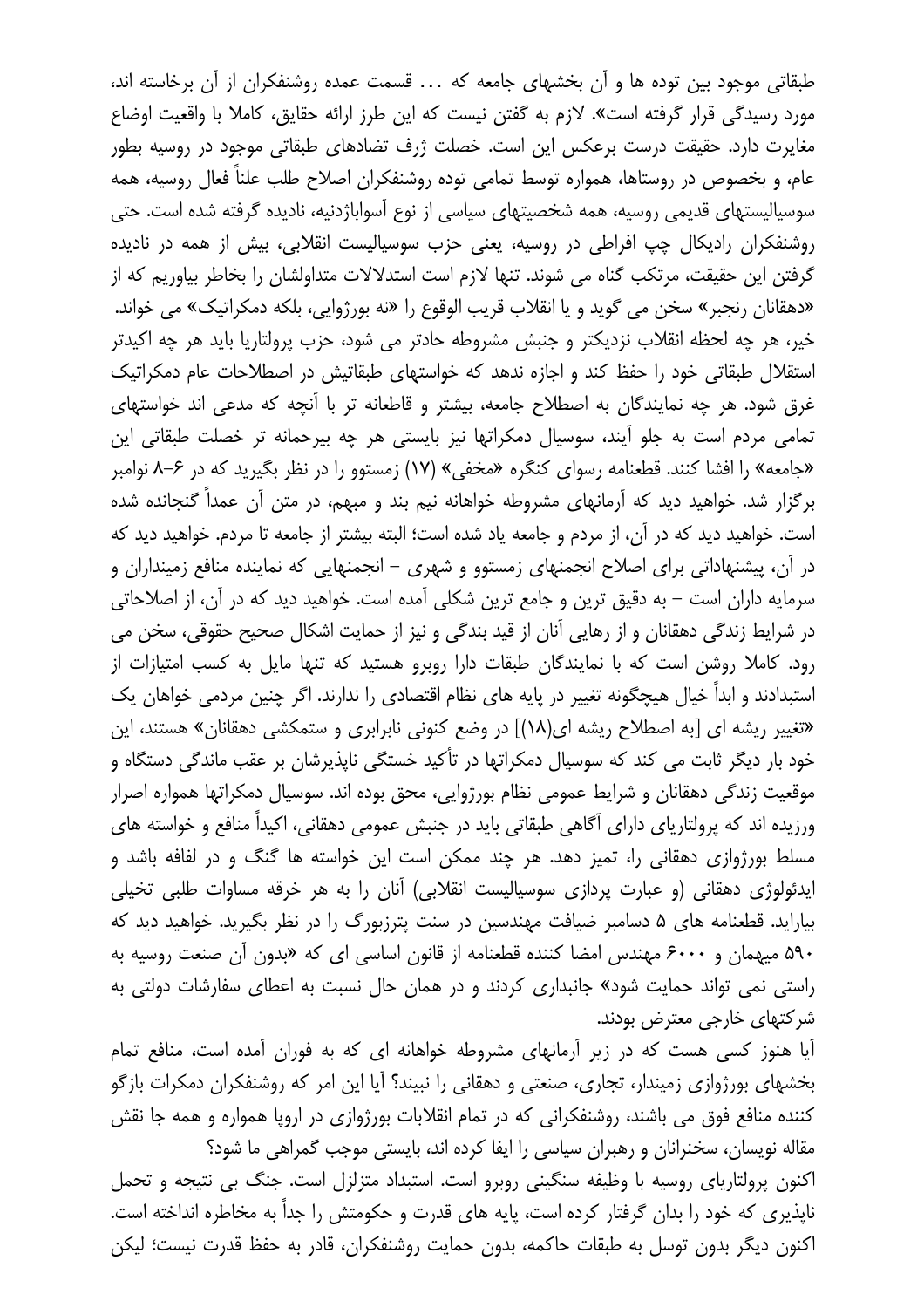طبقاتی موجود بین توده ها و آن بخشهای جامعه که ... قسمت عمده روشنفکران از آن برخاسته اند، مورد رسیدگی قرار گرفته است». لازم به گفتن نیست که این طرز ارائه حقایق، کاملا با واقعیت اوضاع مغایرت دارد. حقیقت درست برعکس این است. خصلت ژرف تضادهای طبقاتی موجود در روسیه بطور عام، و بخصوص در روستاها، همواره توسط تمامی توده روشنفکران اصلاح طلب علناً فعال روسیه، همه سوسیالیستهای قدیمی روسیه، همه شخصیتهای سیاسی از نوع آسواباژدنیه، نادیده گرفته شده است. حتی روشنفکران رادیکال چپ افراطی در روسیه، یعنی حزب سوسیالیست انقلابی، بیش از همه در نادیده گرفتن این حقیقت، مرتکب گناه می شوند. تنها لازم است استدلالات متداولشان را بخاطر بیاوریم که از «دهقانان رنجبر» سخن می گوید و یا انقلاب قریب الوقوع را «نه بورژوایی، بلکه دمکراتیک» می خواند. خیر، هر چه لحظه انقلاب نزدیکتر و جنبش مشروطه حادتر می شود، حزب پرولتاریا باید هر چه اکیدتر استقلال طبقاتی خود را حفظ کند و اجازه ندهد که خواستهای طبقاتیش در اصطلاحات عام دمکراتیک غرق شود. هر چه نمایندگان به اصطلاح جامعه، بیشتر و قاطعانه تر با آنچه که مدعی اند خواستهای تمامی مردم است به جلو آیند، سوسیال دمکراتها نیز بایستی هر چه بیرحمانه تر خصلت طبقاتی این «جامعه» را افشا کنند. قطعنامه رسوای کنگره «مخفی» (۱۷) زمستوو را در نظر بگیرید که در ۶–۸ نوامبر برگزار شد. خواهید دید که آرمانهای مشروطه خواهانه نیم بند و مبهم، در متن آن عمداً گنجانده شده است. خواهید دید که در آن، از مردم و جامعه یاد شده است؛ البته بیشتر از جامعه تا مردم. خواهید دید که در آن، پیشنهاداتی برای اصلاح انجمنهای زمستوو و شهری – انجمنهایی که نماینده منافع زمینداران و سرمایه داران است – به دقیق ترین و جامع ترین شکلی آمده است. خواهید دید که در آن، از اصلاحاتی در شرایط زندگی دهقانان و از رهایی آنان از قید بندگی و نیز از حمایت اشکال صحیح حقوقی، سخن می رود. کاملا روشن است که با نمایندگان طبقات دارا روبرو هستید که تنها مایل به کسب امتیازات از استبدادند و ابداً خیال هیچگونه تغییر در پایه های نظام اقتصادی را ندارند. اگر چنین مردمی خواهان یک «تغییر ریشه ای [به اصطلاح ریشه ای(۱۸)] در وضع کنونی نابرابری و ستمکشی دهقانان» هستند، این خود بار دیگر ثابت می کند که سوسیال دمکراتها در تأکید خستگی ناپذیرشان بر عقب ماندگی دستگاه و موقعیت زندگی دهقانان و شرایط عمومی نظام بورژوایی، محق بوده اند. سوسیال دمکراتها همواره اصرار ورزیده اند که پرولتاریای دارای آگاهی طبقاتی باید در جنبش عمومی دهقانی، اکیداً منافع و خواسته های مسلط بورژوازی دهقانی را، تمیز دهد. هر چند ممکن است این خواسته ها گنگ و در لفافه باشد و ایدئولوژی دهقانی (و عبارت پردازی سوسیالیست انقلابی) آنان را به هر خرقه مساوات طلبی تخیلی بیاراید. قطعنامه های ۵ دسامبر ضیافت مهندسین در سنت پترزبورگ را در نظر بگیرید. خواهید دید که ۵۹۰ میهمان و ۶۰۰۰ مهندس امضا کننده قطعنامه از قانون اساسی ای که «بدون آن صنعت روسیه به راستی نمی تواند حمایت شود» جانبداری کردند و در همان حال نسبت به اعطای سفارشات دولتی به شرکتهای خارجی معترض بودند.

آیا هنوز کسی هست که در زیر آرمانهای مشروطه خواهانه ای که به فوران آمده است، منافع تمام بخشهای بورژوازی زمیندار، تجاری، صنعتی و دهقانی را نبیند؟ آیا این امر که روشنفکران دمکرات بازگو کننده منافع فوق می باشند، روشنفکرانی که در تمام انقلابات بورژوازی در اروپا همواره و همه جا نقش مقاله نویسان، سخنرانان و رهبران سیاسی را ایفا کرده اند، بایستی موجب گمراهی ما شود؟

اکنون پرولتاریای روسیه با وظیفه سنگینی روبرو است. استبداد متزلزل است. جنگ بی نتیجه و تحمل ناپذیری که خود را بدان گرفتار کرده است، پایه های قدرت و حکومتش را جداً به مخاطره انداخته است. اکنون دیگر بدون توسل به طبقات حاکمه، بدون حمایت روشنفکران، قادر به حفظ قدرت نیست؛ لیکن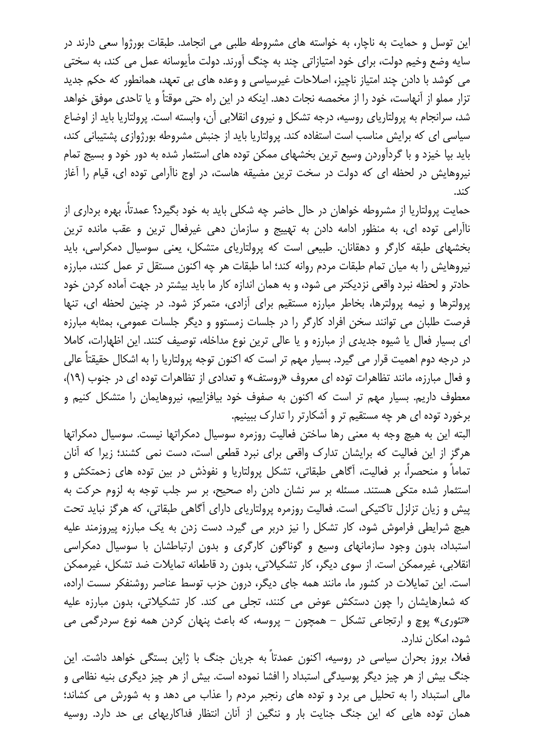این توسل و حمایت به ناچار، به خواسته های مشروطه طلبی می انجامد. طبقات بورژوا سعی دارند در سایه وضع وخیم دولت، برای خود امتیازاتی چند به چنگ آورند. دولت مأیوسانه عمل می کند، به سختی می کوشد با دادن چند امتیاز ناچیز، اصلاحات غیرسیاسی و وعده های بی تعهد، همانطور که حکم جدید تزار مملو از آنهاست، خود را از مخمصه نجات دهد. اینکه در این راه حتی موقتاً و یا تاحدی موفق خواهد شد، سرانجام به پرولتاریای روسیه، درجه تشکل و نیروی انقلابی آن، وابسته است. پرولتاریا باید از اوضاع سیاسی ای که برایش مناسب است استفاده کند. پرولتاریا باید از جنبش مشروطه بورژوازی پشتیبانی کند، باید بپا خیزد و با گردآوردن وسیع ترین بخشهای ممکن توده های استثمار شده به دور خود و بسیج تمام نیروهایش در لحظه ای که دولت در سخت ترین مضیقه هاست، در اوج ناآرامی توده ای، قیام را آغاز کند.

حمایت پرولتاریا از مشروطه خواهان در حال حاضر چه شکلی باید به خود بگیرد؟ عمدتاً، بهره برداری از ناآرامی توده ای، به منظور ادامه دادن به تهییج و سازمان دهی غیرفعال ترین و عقب مانده ترین بخشهای طبقه کارگر و دهقانان. طبیعی است که پرولتاریای متشکل، یعنی سوسیال دمکراسی، باید نیروهایش را به میان تمام طبقات مردم روانه کند؛ اما طبقات هر چه اکنون مستقل تر عمل کنند، مبارزه حادتر و لحظه نبرد واقعی نزدیکتر می شود، و به همان اندازه کار ما باید بیشتر در جهت آماده کردن خود پرولترها و نیمه پرولترها، بخاطر مبارزه مستقیم برای آزادی، متمرکز شود. در چنین لحظه ای، تنها فرصت طلبان می توانند سخن افراد کارگر را در جلسات زمستوو و دیگر جلسات عمومی، بمثابه مبارزه ای بسیار فعال یا شیوه جدیدی از مبارزه و یا عالی ترین نوع مداخله، توصیف کنند. این اظهارات، کاملا در درجه دوم اهمیت قرار می گیرد. بسیار مهم تر است که اکنون توجه پرولتاریا را به اشکال حقیقتاً عالی و فعال مبارزه، مانند تظاهرات توده ای معروف «روستف» و تعدادی از تظاهرات توده ای در جنوب (۱۹)، معطوف داریم. بسیار مهم تر است که اکنون به صفوف خود بیافزاییم، نیروهایمان را متشکل کنیم و برخورد توده ای هر چه مستقیم تر و آشکارتر را تدارک ببینیم.

البته این به هیچ وجه به معنی رها ساختن فعالیت روزمره سوسیال دمکراتها نیست. سوسیال دمکراتها هرگز از این فعالیت که برایشان تدارک واقعی برای نبرد قطعی است، دست نمی کشند؛ زیرا که آنان تماماً و منحصراً، بر فعالیت، آگاهی طبقاتی، تشکل پرولتاریا و نفوذش در بین توده های زحمتکش و استثمار شده متکی هستند. مسئله بر سر نشان دادن راه صحیح، بر سر جلب توجه به لزوم حرکت به پیش و زیان تزلزل تاکتیکی است. فعالیت روزمره پرولتاریای دارای آگاهی طبقاتی، که هرگز نباید تحت هیچ شرایطی فراموش شود، کار تشکل را نیز دربر می گیرد. دست زدن به یک مبارزه پیروزمند علیه استبداد، بدون وجود سازمانهای وسیع و گوناگون کارگری و بدون ارتباطشان با سوسیال دمکراسی انقلابی، غیرممکن است. از سوی دیگر، کار تشکیلاتی، بدون رد قاطعانه تمایلات ضد تشکل، غیرممکن است. این تمایلات در کشور ما، مانند همه جای دیگر، درون حزب توسط عناصر روشنفکر سست اراده، که شعارهایشان را چون دستکش عوض می کنند، تجلی می کند. کار تشکیلاتی، بدون مبارزه علیه «تئوری» پوچ و ارتجاعی تشکل – همچون – پروسه، که باعث پنهان کردن همه نوع سردرگمی می شود، امکان ندارد.

فعلا، بروز بحران سیاسی در روسیه، اکنون عمدتاً به جریان جنگ با ژاپن بستگی خواهد داشت. این جنگ بیش از هر چیز دیگر پوسیدگی استبداد را افشا نموده است. بیش از هر چیز دیگری بنیه نظامی و مالی استبداد را به تحلیل می برد و توده های رنجبر مردم را عذاب می دهد و به شورش می کشاند؛ همان توده هایی که این جنگ جنایت بار و ننگین از آنان انتظار فداکاریهای بی حد دارد. روسیه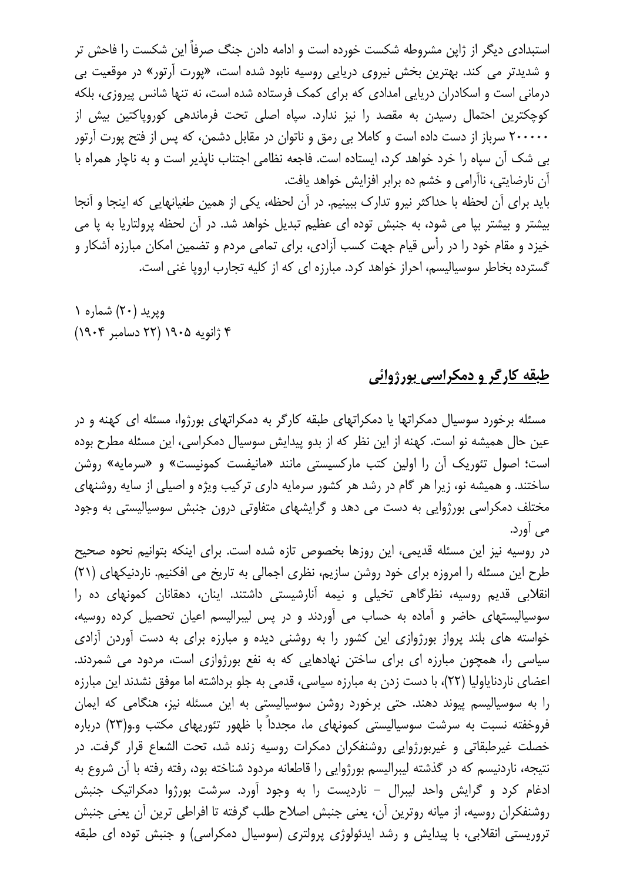استبدادی دیگر از ژاپن مشروطه شکست خورده است و ادامه دادن جنگ صرفاً این شکست را فاحش تر و شدیدتر می کند. بهترین بخش نیروی دریایی روسیه نابود شده است، «پورت آرتور» در موقعیت بی درمانی است و اسکادران دریایی امدادی که برای کمک فرستاده شده است، نه تنها شانس پیروزی، بلکه کوچکترین احتمال رسیدن به مقصد را نیز ندارد. سپاه اصلی تحت فرماندهی کوروپاکتین بیش از ۲۰۰۰۰۰ سرباز از دست داده است و کاملا بی رمق و ناتوان در مقابل دشمن، که پس از فتح پورت آرتور بی شک آن سپاه را خرد خواهد کرد، ایستاده است. فاجعه نظامی اجتناب ناپذیر است و به ناچار همراه با آن نارضایتی، ناآرامی و خشم ده برابر افزایش خواهد یافت.

باید برای آن لحظه با حداکثر نیرو تدارک ببینیم. در آن لحظه، یکی از همین طغیانهایی که اینجا و آنجا بیشتر و بیشتر بپا می شود، به جنبش توده ای عظیم تبدیل خواهد شد. در آن لحظه پرولتاریا به پا می خیزد و مقام خود را در رأس قیام جهت کسب آزادی، برای تمامی مردم و تضمین امکان مبارزه آشکار و گسترده بخاطر سوسیالیسم، احراز خواهد کرد. مبارزه ای که از کلیه تجارب اروپا غنی است.

وپرید (۲۰) شماره ۱
۴ ژانویه ۱۹۰۵ (۲۲ دسامبر ۱۹۰۴)

## طبقه کارگر و دمکراسی بورژوائی

مسئله برخورد سوسیال دمکراتها یا دمکراتهای طبقه کارگر به دمکراتهای بورژوا، مسئله ای کهنه و در عین حال همیشه نو است. کهنه از این نظر که از بدو پیدایش سوسیال دمکراسی، این مسئله مطرح بوده است؛ اصول تئوریک آن را اولین کتب مارکسیستی مانند «مانیفست کمونیست» و «سرمایه» روشن ساختند. و همیشه نو، زیرا هر گام در رشد هر کشور سرمایه داری ترکیب ویژه و اصیلی از سایه روشنهای مختلف دمکراسی بورژوایی به دست می دهد و گرایشهای متفاوتی درون جنبش سوسیالیستی به وجود می آورد.

در روسیه نیز این مسئله قدیمی، این روزها بخصوص تازه شده است. برای اینکه بتوانیم نحوه صحیح طرح این مسئله را امروزه برای خود روشن سازیم، نظری اجمالی به تاریخ می افکنیم. ناردنیکهای (۲۱) انقلابی قدیم روسیه، نظرگاهی تخیلی و نیمه آنارشیستی داشتند. اینان، دهقانان کمونهای ده را سوسیالیستهای حاضر و آماده به حساب می آوردند و در پس لیبرالیسم اعیان تحصیل کرده روسیه، خواسته های بلند پرواز بورژوازی این کشور را به روشنی دیده و مبارزه برای به دست آوردن آزادی سیاسی را، همچون مبارزه ای برای ساختن نهادهایی که به نفع بورژوازی است، مردود می شمردند. اعضای ناردنایاولیا (۲۲)، با دست زدن به مبارزه سیاسی، قدمی به جلو برداشته اما موفق نشدند این مبارزه را به سوسیالیسم پیوند دهند. حتی برخورد روشن سوسیالیستی به این مسئله نیز، هنگامی که ایمان فروخفته نسبت به سرشت سوسیالیستی کمونهای ما، مجدداً با ظهور تئوریهای مکتب و.و(۲۳) درباره خصلت غیرطبقاتی و غیربورژوایی روشنفکران دمکرات روسیه زنده شد، تحت الشعاع قرار گرفت. در نتیجه، ناردنیسم که در گذشته لیبرالیسم بورژوایی را قاطعانه مردود شناخته بود، رفته رفته با آن شروع به ادغام کرد و گرایش واحد لیبرال – ناردیست را به وجود آورد. سرشت بورژوا دمکراتیک جنبش روشنفکران روسیه، از میانه روترین آن، یعنی جنبش اصلاح طلب گرفته تا افراطی ترین آن یعنی جنبش تروریستی انقلابی، با پیدایش و رشد ایدئولوژی پرولتری (سوسیال دمکراسی) و جنبش توده ای طبقه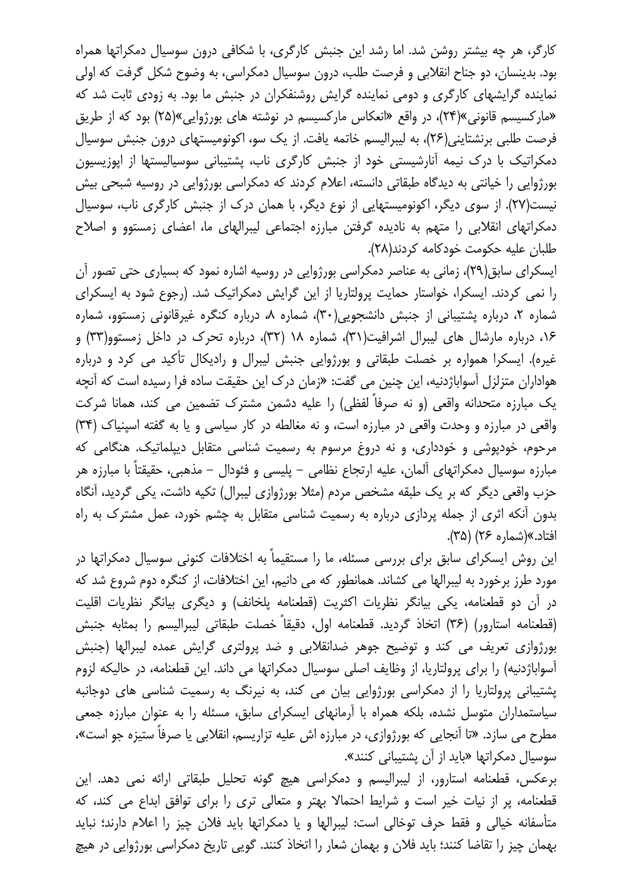کارگر، هر چه بیشتر روشن شد. اما رشد این جنبش کارگری، با شکافی درون سوسیال دمکراتها همراه بود. بدینسان، دو جناح انقلابی و فرصت طلب، درون سوسیال دمکراسی، به وضوح شکل گرفت که اولی نماینده گرایشهای کارگری و دومی نماینده گرایش روشنفکران در جنبش ما بود. به زودی ثابت شد که «مارکسیسم قانونی»(۲۴)، در واقع «انعکاس مارکسیسم در نوشته های بورژوایی»(۲۵) بود که از طریق فرصت طلبی برنشتاینی(۲۶)، به لیبرالیسم خاتمه یافت. از یک سو، اکونومیستهای درون جنبش سوسیال دمکراتیک با درک نیمه آنارشیستی خود از جنبش کارگری ناب، پشتیبانی سوسیالیستها از اپوزیسیون بورژوایی را خیانتی به دیدگاه طبقاتی دانسته، اعلام کردند که دمکراسی بورژوایی در روسیه شبحی بیش نیست(۲۷). از سوی دیگر، اکونومیستهایی از نوع دیگر، با همان درک از جنبش کارگری ناب، سوسیال دمکراتهای انقلابی را متهم به نادیده گرفتن مبارزه اجتماعی لیبرالهای ما، اعضای زمستوو و اصلاح طلبان علیه حکومت خودکامه کردند(۲۸).

ایسکرای سابق(۲۹)، زمانی به عناصر دمکراسی بورژوایی در روسیه اشاره نمود که بسیاری حتی تصور آن را نمی کردند. ایسکرا، خواستار حمایت پرولتاریا از این گرایش دمکراتیک شد. (رجوع شود به ایسکرای شماره ۲، درباره پشتیبانی از جنبش دانشجویی(۳۰)، شماره ۸، درباره کنگره غیرقانونی زمستوو، شماره ۱۶، درباره مارشال های لیبرال اشرافیت(۳۱)، شماره ۱۸ (۳۲)، درباره تحرک در داخل زمستوو(۳۳) و غیره). ایسکرا همواره بر خصلت طبقاتی و بورژوایی جنبش لیبرال و رادیکال تأکید می کرد و درباره هواداران متزلزل آسواباژدنیه، این چنین می گفت: «زمان درک این حقیقت ساده فرا رسیده است که آنچه یک مبارزه متحدانه واقعی (و نه صرفاً لفظی) را علیه دشمن مشترک تضمین می کند، همانا شرکت واقعی در مبارزه و وحدت واقعی در مبارزه است، و نه مغالطه در کار سیاسی و یا به گفته اسپنیاک (۳۴) مرحوم، خودپوشی و خودداری، و نه دروغ مرسوم به رسمیت شناسی متقابل دیپلماتیک. هنگامی که مبارزه سوسیال دمکراتهای آلمان، علیه ارتجاع نظامی – پلیسی و فئودال – مذهبی، حقیقتاً با مبارزه هر حزب واقعی دیگر که بر یک طبقه مشخص مردم (مثلا بورژوازی لیبرال) تکیه داشت، یکی گردید، آنگاه بدون آنکه اثری از جمله پردازی درباره به رسمیت شناسی متقابل به چشم خورد، عمل مشترک به راه افتاد.»(شماره ۲۶) (۳۵).

این روش ایسکرای سابق برای بررسی مسئله، ما را مستقیماً به اختلافات کنونی سوسیال دمکراتها در مورد طرز برخورد به لیبرالها می کشاند. همانطور که می دانیم، این اختلافات، از کنگره دوم شروع شد که در آن دو قطعنامه، یکی بیانگر نظریات اکثریت (قطعنامه پلخانف) و دیگری بیانگر نظریات اقلیت (قطعنامه استارور) (۳۶) اتخاذ گردید. قطعنامه اول، دقیقاً خصلت طبقاتی لیبرالیسم را بمثابه جنبش بورژوازی تعریف می کند و توضیح جوهر ضدانقلابی و ضد پرولتری گرایش عمده لیبرالها (جنبش آسواباژدنیه) را برای پرولتاریا، از وظایف اصلی سوسیال دمکراتها می داند. این قطعنامه، در حالیکه لزوم پشتیبانی پرولتاریا را از دمکراسی بورژوایی بیان می کند، به نیرنگ به رسمیت شناسی های دوجانبه سیاستمداران متوسل نشده، بلکه همراه با آرمانهای ایسکرای سابق، مسئله را به عنوان مبارزه جمعی مطرح می سازد. «تا آنجایی که بورژوازی، در مبارزه اش علیه تزاریسم، انقلابی یا صرفاً ستیزه جو است»، سوسیال دمکراتها «باید از آن پشتیبانی کنند».

برعکس، قطعنامه استارور، از لیبرالیسم و دمکراسی هیچ گونه تحلیل طبقاتی ارائه نمی دهد. این قطعنامه، پر از نیات خیر است و شرایط احتمالا بهتر و متعالی تری را برای توافق ابداع می کند، که متأسفانه خیالی و فقط حرف توخالی است: لیبرالها و یا دمکراتها باید فلان چیز را اعلام دارند؛ نباید بهمان چیز را تقاضا کنند؛ باید فلان و بهمان شعار را اتخاذ کنند. گویی تاریخ دمکراسی بورژوایی در هیچ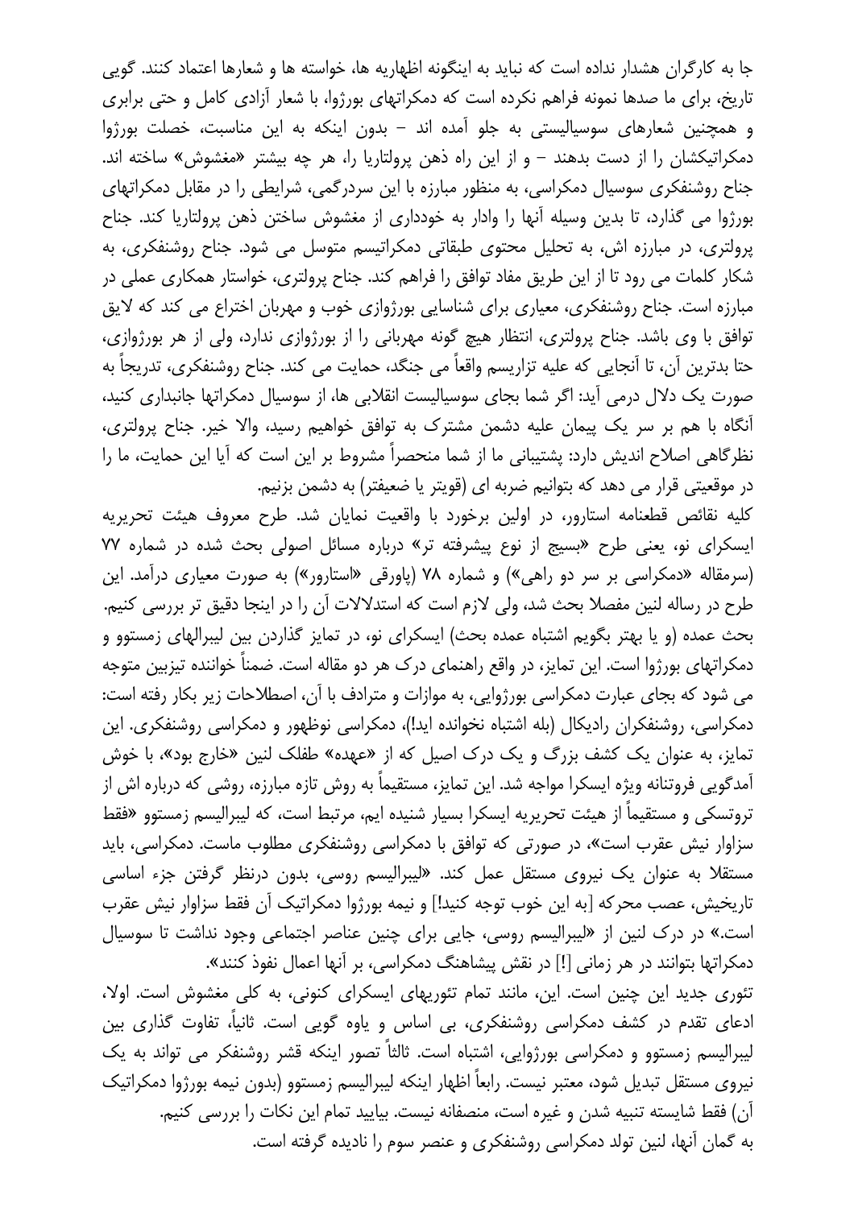جا به کارگران هشدار نداده است که نباید به اینگونه اظهاریه ها، خواسته ها و شعارها اعتماد کنند. گویی تاریخ، برای ما صدها نمونه فراهم نکرده است که دمکراتهای بورژوا، با شعار آزادی کامل و حتی برابری و همچنین شعارهای سوسیالیستی به جلو آمده اند – بدون اینکه به این مناسبت، خصلت بورژوا دمکراتیکشان را از دست بدهند – و از این راه ذهن پرولتاریا را، هر چه بیشتر «مغشوش» ساخته اند. جناح روشنفکری سوسیال دمکراسی، به منظور مبارزه با این سردرگمی، شرایطی را در مقابل دمکراتهای بورژوا می گذارد، تا بدین وسیله آنها را وادار به خودداری از مغشوش ساختن ذهن پرولتاریا کند. جناح پرولتری، در مبارزه اش، به تحلیل محتوی طبقاتی دمکراتیسم متوسل می شود. جناح روشنفکری، به شکار کلمات می رود تا از این طریق مفاد توافق را فراهم کند. جناح پرولتری، خواستار همکاری عملی در مبارزه است. جناح روشنفکری، معیاری برای شناسایی بورژوازی خوب و مهربان اختراع می کند که لایق توافق با وی باشد. جناح پرولتری، انتظار هیچ گونه مهربانی را از بورژوازی ندارد، ولی از هر بورژوازی، حتا بدترین آن، تا آنجایی که علیه تزاریسم واقعاً می جنگد، حمایت می کند. جناح روشنفکری، تدریجاً به صورت یک دلال درمی آید: اگر شما بجای سوسیالیست انقلابی ها، از سوسیال دمکراتها جانبداری کنید، آنگاه با هم بر سر یک پیمان علیه دشمن مشترک به توافق خواهیم رسید، والا خیر. جناح پرولتری، نظرگاهی اصلاح اندیش دارد: پشتیبانی ما از شما منحصراً مشروط بر این است که آیا این حمایت، ما را در موقعیتی قرار می دهد که بتوانیم ضربه ای (قویتر یا ضعیفتر) به دشمن بزنیم.

کلیه نقائص قطعنامه استارور، در اولین برخورد با واقعیت نمایان شد. طرح معروف هیئت تحریریه ایسکرای نو، یعنی طرح «بسیج از نوع پیشرفته تر» درباره مسائل اصولی بحث شده در شماره ۷۷ (سرمقاله «دمکراسی بر سر دو راهی») و شماره ۷۸ (پاورقی «استارور») به صورت معیاری درآمد. این طرح در رساله لنین مفصلا بحث شد، ولی لازم است که استدلالات آن را در اینجا دقیق تر بررسی کنیم.

بحث عمده (و یا بهتر بگوییم اشتباه عمده بحث) ایسکرای نو، در تمایز گذاردن بین لیبرالهای زمستوو و دمکراتهای بورژوا است. این تمایز، در واقع راهنمای درک هر دو مقاله است. ضمناً خواننده تیزبین متوجه می شود که بجای عبارت دمکراسی بورژوایی، به موازات و مترادف با آن، اصطلاحات زیر بکار رفته است: دمکراسی، روشنفکران رادیکال (بله اشتباه نخوانده اید!)، دمکراسی نوظهور و دمکراسی روشنفکری. این تمایز، به عنوان یک کشف بزرگ و یک درک اصیل که از «عهده» طفلک لنین «خارج بود»، با خوش آمدگویی فروتنانه ویژه ایسکرا مواجه شد. این تمایز، مستقیماً به روش تازه مبارزه، روشی که درباره اش از تروتسکی و مستقیماً از هیئت تحریریه ایسکرا بسیار شنیده ایم، مرتبط است، که لیبرالیسم زمستوو «فقط سزاوار نیش عقرب است»، در صورتی که توافق با دمکراسی روشنفکری مطلوب ماست. دمکراسی، باید مستقلا به عنوان یک نیروی مستقل عمل کند. «لیبرالیسم روسی، بدون درنظر گرفتن جزء اساسی تاریخیش، عصب محرکه [به این خوب توجه کنید!] و نیمه بورژوا دمکراتیک آن فقط سزاوار نیش عقرب است.» در درک لنین از «لیبرالیسم روسی، جایی برای چنین عناصر اجتماعی وجود نداشت تا سوسیال دمکراتها بتوانند در هر زمانی [!] در نقش پیشاهنگ دمکراسی، بر آنها اعمال نفوذ کنند».

تئوری جدید این چنین است. این، مانند تمام تئوریهای ایسکرای کنونی، به کلی مغشوش است. اولا، ادعای تقدم در کشف دمکراسی روشنفکری، بی اساس و یاوه گویی است. ثانیاً، تفاوت گذاری بین لیبرالیسم زمستوو و دمکراسی بورژوایی، اشتباه است. ثالثاً تصور اینکه قشر روشنفکر می تواند به یک نیروی مستقل تبدیل شود، معتبر نیست. رابعاً اظهار اینکه لیبرالیسم زمستوو (بدون نیمه بورژوا دمکراتیک آن) فقط شایسته تنبیه شدن و غیره است، منصفانه نیست. بیایید تمام این نکات را بررسی کنیم.

به گمان آنها، لنین تولد دمکراسی روشنفکری و عنصر سوم را نادیده گرفته است.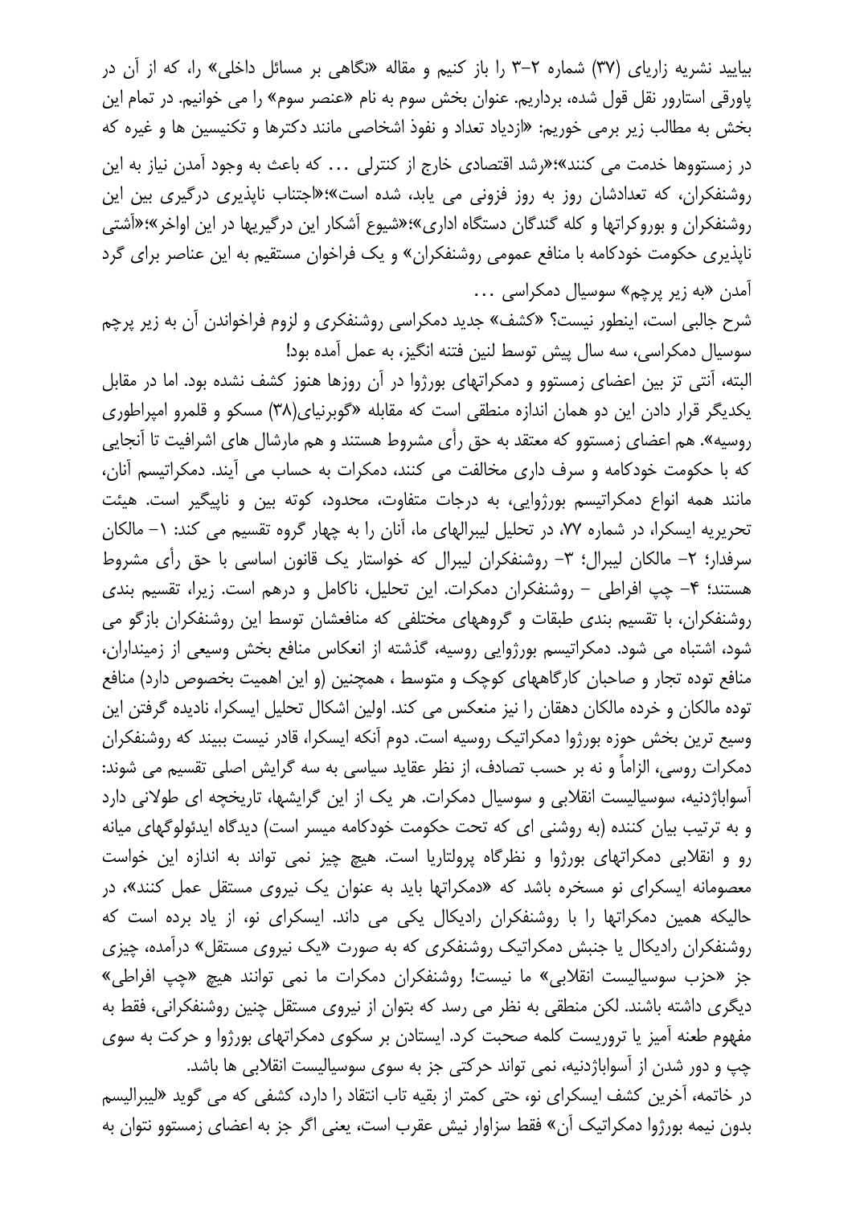بیایید نشریه زاریای (۳۷) شماره ۲–۳ را باز کنیم و مقاله «نگاهی بر مسائل داخلی» را، که از آن در پاورقی استارور نقل قول شده، برداریم. عنوان بخش سوم به نام «عنصر سوم» را می خوانیم. در تمام این بخش به مطالب زیر برمی خوریم: «ازدیاد تعداد و نفوذ اشخاصی مانند دکترها و تکنیسین ها و غیره که در زمستووها خدمت می کنند»؛«رشد اقتصادی خارج از کنترلی ... که باعث به وجود آمدن نیاز به این روشنفکران، که تعدادشان روز به روز فزونی می یابد، شده است»؛«اجتناب ناپذیری درگیری بین این روشنفکران و بوروکراتها و کله گندگان دستگاه اداری»؛«شیوع آشکار این درگیریها در این اواخر»؛«آشتی ناپذیری حکومت خودکامه با منافع عمومی روشنفکران» و یک فراخوان مستقیم به این عناصر برای گرد آمدن «به زیر پرچم» سوسیال دمکراسی ...

شرح جالبی است، اینطور نیست؟ «کشف» جدید دمکراسی روشنفکری و لزوم فراخواندن آن به زیر پرچم سوسیال دمکراسی، سه سال پیش توسط لنین فتنه انگیز، به عمل آمده بود!

البته، آنتی تز بین اعضای زمستوو و دمکراتهای بورژوا در آن روزها هنوز کشف نشده بود. اما در مقابل یکدیگر قرار دادن این دو همان اندازه منطقی است که مقابله «گوبرنیای(۳۸) مسکو و قلمرو امپراطوری روسیه». هم اعضای زمستوو که معتقد به حق رأی مشروط هستند و هم مارشال های اشرافیت تا آنجایی که با حکومت خودکامه و سرف داری مخالفت می کنند، دمکرات به حساب می آیند. دمکراتیسم آنان، مانند همه انواع دمکراتیسم بورژوایی، به درجات متفاوت، محدود، کوته بین و ناپیگیر است. هیئت تحریریه ایسکرا، در شماره ۷۷، در تحلیل لیبرالهای ما، آنان را به چهار گروه تقسیم می کند: ۱- مالکان سرفدار؛ ۲- مالکان لیبرال؛ ۳- روشنفکران لیبرال که خواستار یک قانون اساسی با حق رأی مشروط هستند؛ ۴- چپ افراطی – روشنفکران دمکرات. این تحلیل، ناکامل و درهم است. زیرا، تقسیم بندی روشنفکران، با تقسیم بندی طبقات و گروههای مختلفی که منافعشان توسط این روشنفکران بازگو می شود، اشتباه می شود. دمکراتیسم بورژوایی روسیه، گذشته از انعکاس منافع بخش وسیعی از زمینداران، منافع توده تجار و صاحبان کارگاههای کوچک و متوسط ، همچنین (و این اهمیت بخصوص دارد) منافع توده مالکان و خرده مالکان دهقان را نیز منعکس می کند. اولین اشکال تحلیل ایسکرا، نادیده گرفتن این وسیع ترین بخش حوزه بورژوا دمکراتیک روسیه است. دوم آنکه ایسکرا، قادر نیست ببیند که روشنفکران دمکرات روسی، الزاماً و نه بر حسب تصادف، از نظر عقاید سیاسی به سه گرایش اصلی تقسیم می شوند: آسواباژدنیه، سوسیالیست انقلابی و سوسیال دمکرات. هر یک از این گرایشها، تاریخچه ای طولانی دارد و به ترتیب بیان کننده (به روشنی ای که تحت حکومت خودکامه میسر است) دیدگاه ایدئولوگهای میانه رو و انقلابی دمکراتهای بورژوا و نظرگاه پرولتاریا است. هیچ چیز نمی تواند به اندازه این خواست معصومانه ایسکرای نو مسخره باشد که «دمکراتها باید به عنوان یک نیروی مستقل عمل کنند»، در حالیکه همین دمکراتها را با روشنفکران رادیکال یکی می داند. ایسکرای نو، از یاد برده است که روشنفکران رادیکال یا جنبش دمکراتیک روشنفکری که به صورت «یک نیروی مستقل» درآمده، چیزی جز «حزب سوسیالیست انقلابی» ما نیست! روشنفکران دمکرات ما نمی توانند هیچ «چپ افراطی» دیگری داشته باشند. لکن منطقی به نظر می رسد که بتوان از نیروی مستقل چنین روشنفکرانی، فقط به مفهوم طعنه آمیز یا تروریست کلمه صحبت کرد. ایستادن بر سکوی دمکراتهای بورژوا و حرکت به سوی چپ و دور شدن از آسواباژدنیه، نمی تواند حرکتی جز به سوی سوسیالیست انقلابی ها باشد.

در خاتمه، آخرین کشف ایسکرای نو، حتی کمتر از بقیه تاب انتقاد را دارد، کشفی که می گوید «لیبرالیسم بدون نیمه بورژوا دمکراتیک آن» فقط سزاوار نیش عقرب است، یعنی اگر جز به اعضای زمستوو نتوان به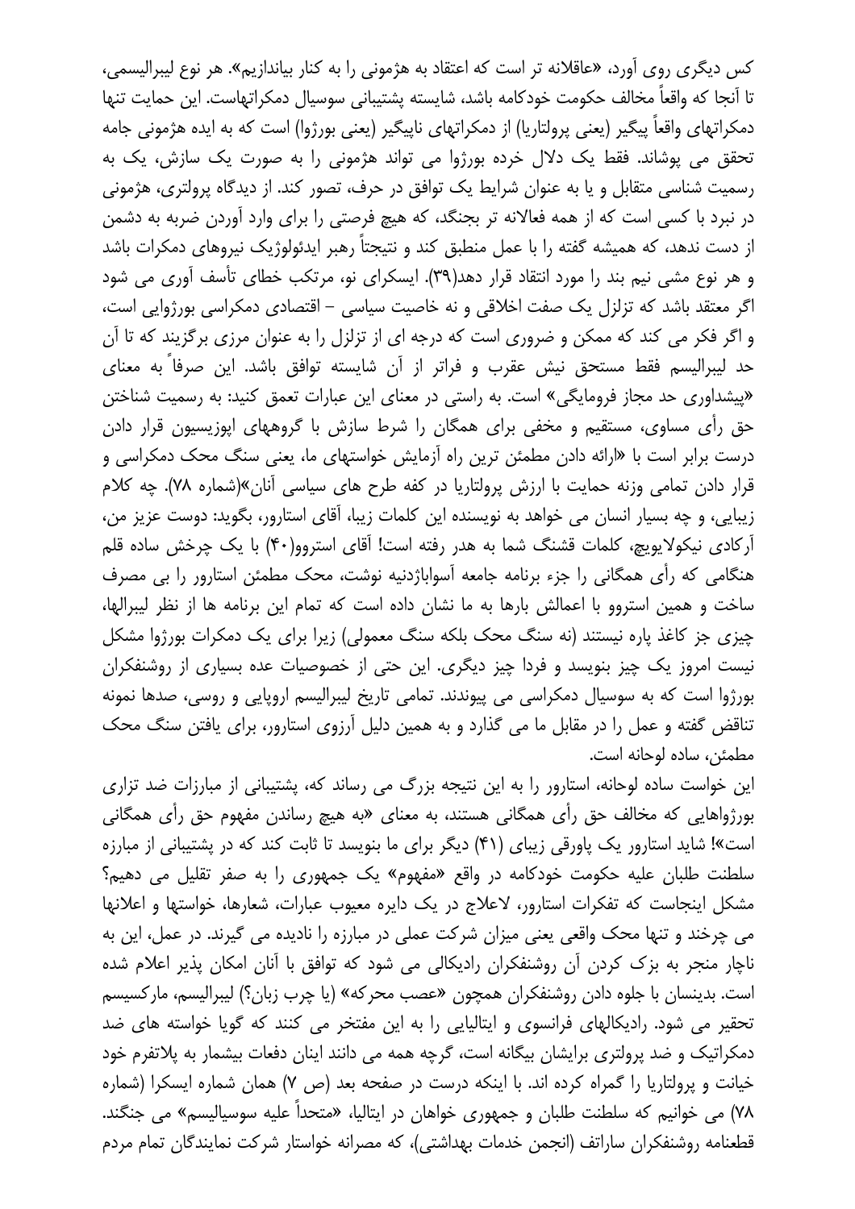کس دیگری روی آورد، «عاقلانه تر است که اعتقاد به هژمونی را به کنار بیاندازیم». هر نوع لیبرالیسمی، تا آنجا که واقعاً مخالف حکومت خودکامه باشد، شایسته پشتیبانی سوسیال دمکراتهاست. این حمایت تنها دمکراتهای واقعاً پیگیر (یعنی پرولتاریا) از دمکراتهای ناپیگیر (یعنی بورژوا) است که به ایده هژمونی جامه تحقق می پوشاند. فقط یک دلال خرده بورژوا می تواند هژمونی را به صورت یک سازش، یک به رسمیت شناسی متقابل و یا به عنوان شرایط یک توافق در حرف، تصور کند. از دیدگاه پرولتری، هژمونی در نبرد با کسی است که از همه فعالانه تر بجنگد، که هیچ فرصتی را برای وارد آوردن ضربه به دشمن از دست ندهد، که همیشه گفته را با عمل منطبق کند و نتیجتاً رهبر ایدئولوژیک نیروهای دمکرات باشد و هر نوع مشی نیم بند را مورد انتقاد قرار دهد(۳۹). ایسکرای نو، مرتکب خطای تأسف آوری می شود اگر معتقد باشد که تزلزل یک صفت اخلاقی و نه خاصیت سیاسی – اقتصادی دمکراسی بورژوایی است، و اگر فکر می کند که ممکن و ضروری است که درجه ای از تزلزل را به عنوان مرزی برگزیند که تا آن حد لیبرالیسم فقط مستحق نیش عقرب و فراتر از آن شایسته توافق باشد. این صرفاً به معنای «پیشداوری حد مجاز فرومایگی» است. به راستی در معنای این عبارات تعمق کنید: به رسمیت شناختن حق رأی مساوی، مستقیم و مخفی برای همگان را شرط سازش با گروههای اپوزیسیون قرار دادن درست برابر است با «ارائه دادن مطمئن ترین راه آزمایش خواستهای ما، یعنی سنگ محک دمکراسی و قرار دادن تمامی وزنه حمایت با ارزش پرولتاریا در کفه طرح های سیاسی آنان»(شماره ۷۸). چه کلام زیبایی، و چه بسیار انسان می خواهد به نویسنده این کلمات زیبا، آقای استارور، بگوید: دوست عزیز من، آرکادی نیکولایویچ، کلمات قشنگ شما به هدر رفته است! آقای استروو(۴۰) با یک چرخش ساده قلم هنگامی که رأی همگانی را جزء برنامه جامعه آسواباژدنیه نوشت، محک مطمئن استارور را بی مصرف ساخت و همین استروو با اعمالش بارها به ما نشان داده است که تمام این برنامه ها از نظر لیبرالها، چیزی جز کاغذ پاره نیستند (نه سنگ محک بلکه سنگ معمولی) زیرا برای یک دمکرات بورژوا مشکل نیست امروز یک چیز بنویسد و فردا چیز دیگری. این حتی از خصوصیات عده بسیاری از روشنفکران بورژوا است که به سوسیال دمکراسی می پیوندند. تمامی تاریخ لیبرالیسم اروپایی و روسی، صدها نمونه تناقض گفته و عمل را در مقابل ما می گذارد و به همین دلیل آرزوی استارور، برای یافتن سنگ محک مطمئن، ساده لوحانه است.

این خواست ساده لوحانه، استارور را به این نتیجه بزرگ می رساند که، پشتیبانی از مبارزات ضد تزاری بورژواهایی که مخالف حق رأی همگانی هستند، به معنای «به هیچ رساندن مفهوم حق رأی همگانی است»! شاید استارور یک پاورقی زیبای (۴۱) دیگر برای ما بنویسد تا ثابت کند که در پشتیبانی از مبارزه سلطنت طلبان علیه حکومت خودکامه در واقع «مفهوم» یک جمهوری را به صفر تقلیل می دهیم؟ مشکل اینجاست که تفکرات استارور، لاعلاج در یک دایره معیوب عبارات، شعارها، خواستها و اعلانها می چرخند و تنها محک واقعی یعنی میزان شرکت عملی در مبارزه را نادیده می گیرند. در عمل، این به ناچار منجر به بزک کردن آن روشنفکران رادیکالی می شود که توافق با آنان امکان پذیر اعلام شده است. بدینسان با جلوه دادن روشنفکران همچون «عصب محرکه» (یا چرب زبان؟) لیبرالیسم، مارکسیسم تحقیر می شود. رادیکالهای فرانسوی و ایتالیایی را به این مفتخر می کنند که گویا خواسته های ضد دمکراتیک و ضد پرولتری برایشان بیگانه است، گرچه همه می دانند اینان دفعات بیشمار به پلاتفرم خود خیانت و پرولتاریا را گمراه کرده اند. با اینکه درست در صفحه بعد (ص ۷) همان شماره ایسکرا (شماره ۷۸) می خوانیم که سلطنت طلبان و جمهوری خواهان در ایتالیا، «متحداً علیه سوسیالیسم» می جنگند. قطعنامه روشنفکران ساراتف (انجمن خدمات بهداشتی)، که مصرانه خواستار شرکت نمایندگان تمام مردم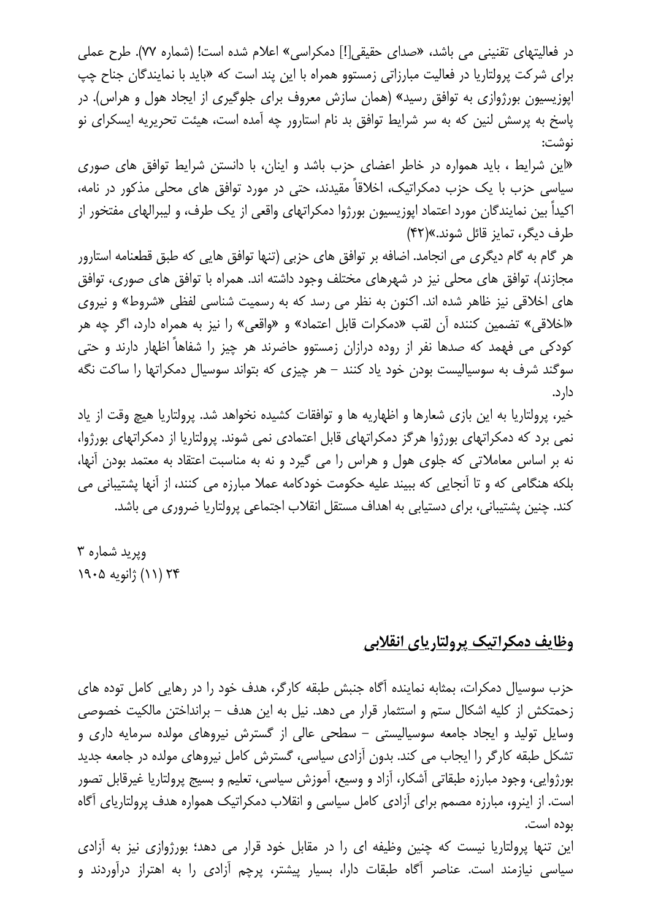در فعالیتهای تقنینی می باشد، «صدای حقیقی[!] دمکراسی» اعلام شده است! (شماره ۷۷). طرح عملی برای شرکت پرولتاریا در فعالیت مبارزاتی زمستوو همراه با این پند است که «باید با نمایندگان جناح چپ اپوزیسیون بورژوازی به توافق رسید» (همان سازش معروف برای جلوگیری از ایجاد هول و هراس). در پاسخ به پرسش لنین که به سر شرایط توافق بد نام استارور چه آمده است، هیئت تحریریه ایسکرای نو نوشت:

«این شرایط ، باید همواره در خاطر اعضای حزب باشد و اینان، با دانستن شرایط توافق های صوری سیاسی حزب با یک حزب دمکراتیک، اخلاقاً مقیدند، حتی در مورد توافق های محلی مذکور در نامه، اکیداً بین نمایندگان مورد اعتماد اپوزیسیون بورژوا دمکراتهای واقعی از یک طرف، و لیبرالهای مفتخور از طرف دیگر، تمایز قائل شوند.»(۴۲)

هر گام به گام دیگری می انجامد. اضافه بر توافق های حزبی (تنها توافق هایی که طبق قطعنامه استارور مجازند)، توافق های محلی نیز در شهرهای مختلف وجود داشته اند. همراه با توافق های صوری، توافق های اخلاقی نیز ظاهر شده اند. اکنون به نظر می رسد که به رسمیت شناسی لفظی «شروط» و نیروی «اخلاقی» تضمین کننده آن لقب «دمکرات قابل اعتماد» و «واقعی» را نیز به همراه دارد، اگر چه هر کودکی می فهمد که صدها نفر از روده درازان زمستوو حاضرند هر چیز را شفاهاً اظهار دارند و حتی سوگند شرف به سوسیالیست بودن خود یاد کنند – هر چیزی که بتواند سوسیال دمکراتها را ساکت نگه دارد.

خیر، پرولتاریا به این بازی شعارها و اظهاریه ها و توافقات کشیده نخواهد شد. پرولتاریا هیچ وقت از یاد نمی برد که دمکراتهای بورژوا هرگز دمکراتهای قابل اعتمادی نمی شوند. پرولتاریا از دمکراتهای بورژوا، نه بر اساس معاملاتی که جلوی هول و هراس را می گیرد و نه به مناسبت اعتقاد به معتمد بودن آنها، بلکه هنگامی که و تا آنجایی که ببیند علیه حکومت خودکامه عملا مبارزه می کنند، از آنها پشتیبانی می کند. چنین پشتیبانی، برای دستیابی به اهداف مستقل انقلاب اجتماعی پرولتاریا ضروری می باشد.

وپرید شماره ۳
۲۴ (۱۱) ژانویه ۱۹۰۵

## وظایف دمکراتیک پرولتاریای انقلابی

حزب سوسیال دمکرات، بمثابه نماینده آگاه جنبش طبقه کارگر، هدف خود را در رهایی کامل توده های زحمتکش از کلیه اشکال ستم و استثمار قرار می دهد. نیل به این هدف – برانداختن مالکیت خصوصی وسایل تولید و ایجاد جامعه سوسیالیستی – سطحی عالی از گسترش نیروهای مولده سرمایه داری و تشکل طبقه کارگر را ایجاب می کند. بدون آزادی سیاسی، گسترش کامل نیروهای مولده در جامعه جدید بورژوایی، وجود مبارزه طبقاتی آشکار، آزاد و وسیع، آموزش سیاسی، تعلیم و بسیج پرولتاریا غیرقابل تصور است. از اینرو، مبارزه مصمم برای آزادی کامل سیاسی و انقلاب دمکراتیک همواره هدف پرولتاریای آگاه بوده است.

این تنها پرولتاریا نیست که چنین وظیفه ای را در مقابل خود قرار می دهد؛ بورژوازی نیز به آزادی سیاسی نیازمند است. عناصر آگاه طبقات دارا، بسیار پیشتر، پرچم آزادی را به اهتزاز درآوردند و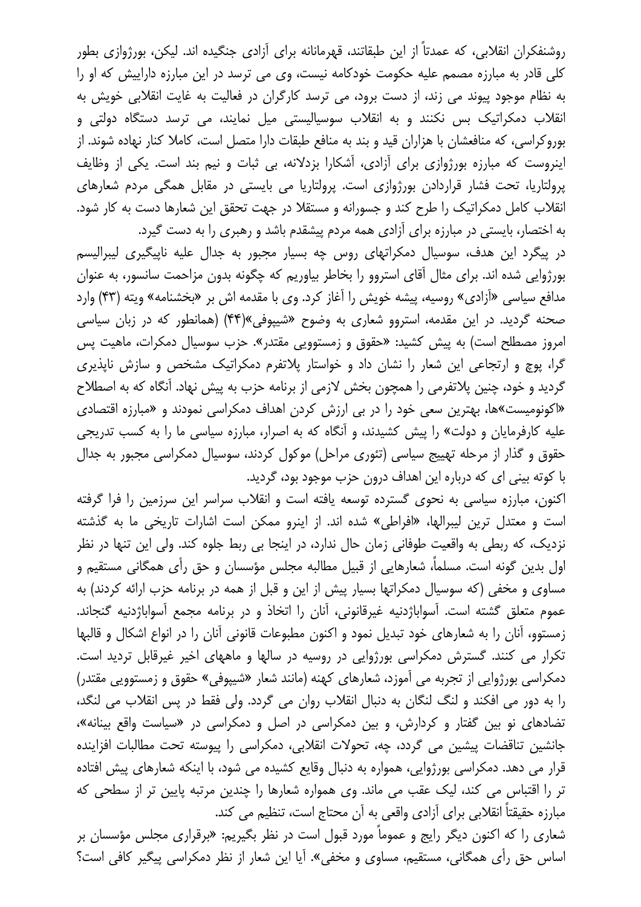روشنفکران انقلابی، که عمدتاً از این طبقاتند، قهرمانانه برای آزادی جنگیده اند. لیکن، بورژوازی بطور کلی قادر به مبارزه مصمم علیه حکومت خودکامه نیست، وی می ترسد در این مبارزه داراییش که او را به نظام موجود پیوند می زند، از دست برود، می ترسد کارگران در فعالیت به غایت انقلابی خویش به انقلاب دمکراتیک بس نکنند و به انقلاب سوسیالیستی میل نمایند، می ترسد دستگاه دولتی و بوروکراسی، که منافعشان با هزاران قید و بند به منافع طبقات دارا متصل است، کاملا کنار نهاده شوند. از اینروست که مبارزه بورژوازی برای آزادی، آشکارا بزدلانه، بی ثبات و نیم بند است. یکی از وظایف پرولتاریا، تحت فشار قراردادن بورژوازی است. پرولتاریا می بایستی در مقابل همگی مردم شعارهای انقلاب کامل دمکراتیک را طرح کند و جسورانه و مستقلا در جهت تحقق این شعارها دست به کار شود. به اختصار، بایستی در مبارزه برای آزادی همه مردم پیشقدم باشد و رهبری را به دست گیرد.

در پیگرد این هدف، سوسیال دمکراتهای روس چه بسیار مجبور به جدال علیه ناپیگیری لیبرالیسم بورژوایی شده اند. برای مثال آقای استروو را بخاطر بیاوریم که چگونه بدون مزاحمت سانسور، به عنوان مدافع سیاسی «آزادی» روسیه، پیشه خویش را آغاز کرد. وی با مقدمه اش بر «بخشنامه» ویته (۴۳) وارد صحنه گردید. در این مقدمه، استروو شعاری به وضوح «شیپوفی»(۴۴) (همانطور که در زبان سیاسی امروز مصطلح است) به پیش کشید: «حقوق و زمستوویی مقتدر». حزب سوسیال دمکرات، ماهیت پس گرا، پوچ و ارتجاعی این شعار را نشان داد و خواستار پلاتفرم دمکراتیک مشخص و سازش ناپذیری گردید و خود، چنین پلاتفرمی را همچون بخش لازمی از برنامه حزب به پیش نهاد. آنگاه که به اصطلاح «اکونومیست»ها، بهترین سعی خود را در بی ارزش کردن اهداف دمکراسی نمودند و «مبارزه اقتصادی علیه کارفرمایان و دولت» را پیش کشیدند، و آنگاه که به اصرار، مبارزه سیاسی ما را به کسب تدریجی حقوق و گذار از مرحله تهییج سیاسی (تئوری مراحل) موکول کردند، سوسیال دمکراسی مجبور به جدال با کوته بینی ای که درباره این اهداف درون حزب موجود بود، گردید.

اکنون، مبارزه سیاسی به نحوی گسترده توسعه یافته است و انقلاب سراسر این سرزمین را فرا گرفته است و معتدل ترین لیبرالها، «افراطی» شده اند. از اینرو ممکن است اشارات تاریخی ما به گذشته نزدیک، که ربطی به واقعیت طوفانی زمان حال ندارد، در اینجا بی ربط جلوه کند. ولی این تنها در نظر اول بدین گونه است. مسلماً، شعارهایی از قبیل مطالبه مجلس مؤسسان و حق رأی همگانی مستقیم و مساوی و مخفی (که سوسیال دمکراتها بسیار پیش از این و قبل از همه در برنامه حزب ارائه کردند) به عموم متعلق گشته است. آسواباژدنیه غیرقانونی، آنان را اتخاذ و در برنامه مجمع آسواباژدنیه گنجاند. زمستوو، آنان را به شعارهای خود تبدیل نمود و اکنون مطبوعات قانونی آنان را در انواع اشکال و قالبها تکرار می کنند. گسترش دمکراسی بورژوایی در روسیه در سالها و ماههای اخیر غیرقابل تردید است. دمکراسی بورژوایی از تجربه می آموزد، شعارهای کهنه (مانند شعار «شیپوفی» حقوق و زمستوویی مقتدر) را به دور می افکند و لنگ لنگان به دنبال انقلاب روان می گردد. ولی فقط در پس انقلاب می لنگد، تضادهای نو بین گفتار و کردارش، و بین دمکراسی در اصل و دمکراسی در «سیاست واقع بینانه»، جانشین تناقضات پیشین می گردد، چه، تحولات انقلابی، دمکراسی را پیوسته تحت مطالبات افزاینده قرار می دهد. دمکراسی بورژوایی، همواره به دنبال وقایع کشیده می شود، با اینکه شعارهای پیش افتاده تر را اقتباس می کند، لیک عقب می ماند. وی همواره شعارها را چندین مرتبه پایین تر از سطحی که مبارزه حقیقتاً انقلابی برای آزادی واقعی به آن محتاج است، تنظیم می کند.

شعاری را که اکنون دیگر رایج و عموماً مورد قبول است در نظر بگیریم: «برقراری مجلس مؤسسان بر اساس حق رأی همگانی، مستقیم، مساوی و مخفی». آیا این شعار از نظر دمکراسی پیگیر کافی است؟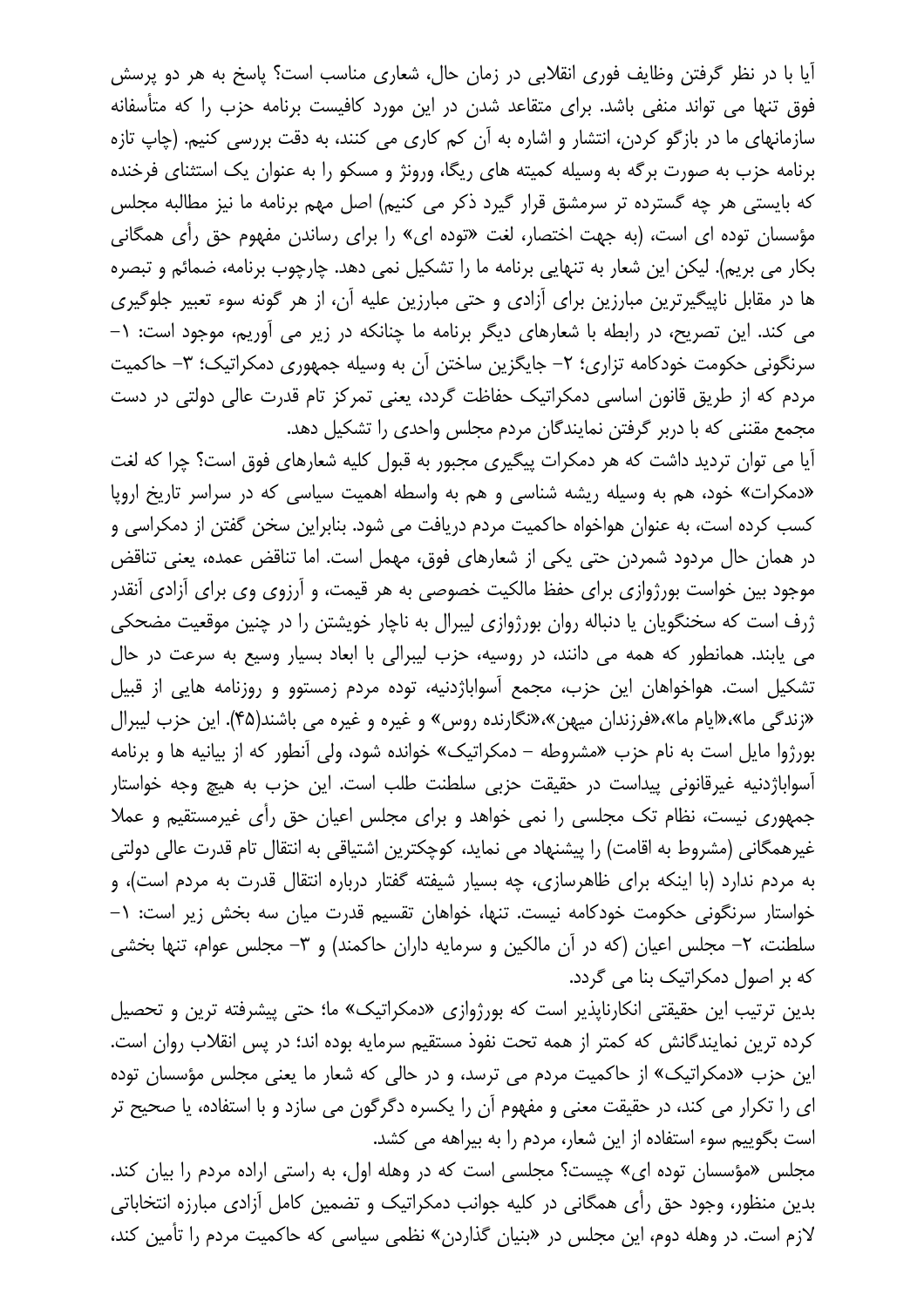آیا با در نظر گرفتن وظایف فوری انقلابی در زمان حال، شعاری مناسب است؟ پاسخ به هر دو پرسش فوق تنها می تواند منفی باشد. برای متقاعد شدن در این مورد کافیست برنامه حزب را که متأسفانه سازمانهای ما در بازگو کردن، انتشار و اشاره به آن کم کاری می کنند، به دقت بررسی کنیم. (چاپ تازه برنامه حزب به صورت برگه به وسیله کمیته های ریگا، ورونژ و مسکو را به عنوان یک استثنای فرخنده که بایستی هر چه گسترده تر سرمشق قرار گیرد ذکر می کنیم) اصل مهم برنامه ما نیز مطالبه مجلس مؤسسان توده ای است، (به جهت اختصار، لغت «توده ای» را برای رساندن مفهوم حق رأی همگانی بکار می بریم). لیکن این شعار به تنهایی برنامه ما را تشکیل نمی دهد. چارچوب برنامه، ضمائم و تبصره ها در مقابل ناپیگیرترین مبارزین برای آزادی و حتی مبارزین علیه آن، از هر گونه سوء تعبیر جلوگیری می کند. این تصریح، در رابطه با شعارهای دیگر برنامه ما چنانکه در زیر می آوریم، موجود است: ۱- سرنگونی حکومت خودکامه تزاری؛ ۲- جایگزین ساختن آن به وسیله جمهوری دمکراتیک؛ ۳- حاکمیت مردم که از طریق قانون اساسی دمکراتیک حفاظت گردد، یعنی تمرکز تام قدرت عالی دولتی در دست مجمع مقننی که با دربر گرفتن نمایندگان مردم مجلس واحدی را تشکیل دهد.

آیا می توان تردید داشت که هر دمکرات پیگیری مجبور به قبول کلیه شعارهای فوق است؟ چرا که لغت «دمکرات» خود، هم به وسیله ریشه شناسی و هم به واسطه اهمیت سیاسی که در سراسر تاریخ اروپا کسب کرده است، به عنوان هواخواه حاکمیت مردم دریافت می شود. بنابراین سخن گفتن از دمکراسی و در همان حال مردود شمردن حتی یکی از شعارهای فوق، مهمل است. اما تناقض عمده، یعنی تناقض موجود بین خواست بورژوازی برای حفظ مالکیت خصوصی به هر قیمت، و آرزوی وی برای آزادی آنقدر ژرف است که سخنگویان یا دنباله روان بورژوازی لیبرال به ناچار خویشتن را در چنین موقعیت مضحکی می یابند. همانطور که همه می دانند، در روسیه، حزب لیبرالی با ابعاد بسیار وسیع به سرعت در حال تشکیل است. هواخواهان این حزب، مجمع آسواباژدنیه، توده مردم زمستوو و روزنامه هایی از قبیل «زندگی ما»، «ایام ما»، «فرزندان میهن»، «نگارنده روس» و غیره و غیره می باشند(۴۵). این حزب لیبرال بورژوا مایل است به نام حزب «مشروطه – دمکراتیک» خوانده شود، ولی آنطور که از بیانیه ها و برنامه آسواباژدنیه غیرقانونی پیداست در حقیقت حزبی سلطنت طلب است. این حزب به هیچ وجه خواستار جمهوری نیست، نظام تک مجلسی را نمی خواهد و برای مجلس اعیان حق رأی غیرمستقیم و عملا غیرهمگانی (مشروط به اقامت) را پیشنهاد می نماید، کوچکترین اشتیاقی به انتقال تام قدرت عالی دولتی به مردم ندارد (با اینکه برای ظاهرسازی، چه بسیار شیفته گفتار درباره انتقال قدرت به مردم است)، و خواستار سرنگونی حکومت خودکامه نیست. تنها، خواهان تقسیم قدرت میان سه بخش زیر است: ۱- سلطنت، ۲- مجلس اعیان (که در آن مالکین و سرمایه داران حاکمند) و ۳- مجلس عوام، تنها بخشی که بر اصول دمکراتیک بنا می گردد.

بدین ترتیب این حقیقتی انکارناپذیر است که بورژوازی «دمکراتیک» ما؛ حتی پیشرفته ترین و تحصیل کرده ترین نمایندگانش که کمتر از همه تحت نفوذ مستقیم سرمایه بوده اند؛ در پس انقلاب روان است. این حزب «دمکراتیک» از حاکمیت مردم می ترسد، و در حالی که شعار ما یعنی مجلس مؤسسان توده ای را تکرار می کند، در حقیقت معنی و مفهوم آن را یکسره دگرگون می سازد و با استفاده، یا صحیح تر است بگوییم سوء استفاده از این شعار، مردم را به بیراهه می کشد.

مجلس «مؤسسان توده ای» چیست؟ مجلسی است که در وهله اول، به راستی اراده مردم را بیان کند. بدین منظور، وجود حق رأی همگانی در کلیه جوانب دمکراتیک و تضمین کامل آزادی مبارزه انتخاباتی لازم است. در وهله دوم، این مجلس در «بنیان گذاردن» نظمی سیاسی که حاکمیت مردم را تأمین کند،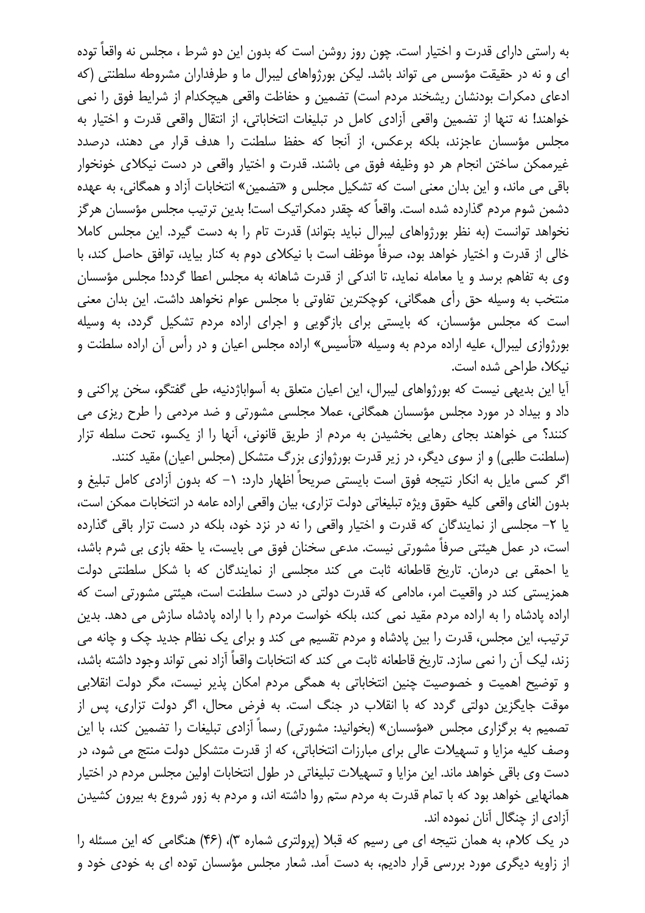به راستی دارای قدرت و اختیار است. چون روز روشن است که بدون این دو شرط ، مجلس نه واقعاً توده ای و نه در حقیقت مؤسس می تواند باشد. لیکن بورژواهای لیبرال ما و طرفداران مشروطه سلطنتی (که ادعای دمکرات بودنشان ریشخند مردم است) تضمین و حفاظت واقعی هیچکدام از شرایط فوق را نمی خواهند! نه تنها از تضمین واقعی آزادی کامل در تبلیغات انتخاباتی، از انتقال واقعی قدرت و اختیار به مجلس مؤسسان عاجزند، بلکه برعکس، از آنجا که حفظ سلطنت را هدف قرار می دهند، درصدد غیرممکن ساختن انجام هر دو وظیفه فوق می باشند. قدرت و اختیار واقعی در دست نیکلای خونخوار باقی می ماند، و این بدان معنی است که تشکیل مجلس و «تضمین» انتخابات آزاد و همگانی، به عهده دشمن شوم مردم گذارده شده است. واقعاً که چقدر دمکراتیک است! بدین ترتیب مجلس مؤسسان هرگز نخواهد توانست (به نظر بورژواهای لیبرال نباید بتواند) قدرت تام را به دست گیرد. این مجلس کاملا خالی از قدرت و اختیار خواهد بود، صرفاً موظف است با نیکلای دوم به کنار بیاید، توافق حاصل کند، با وی به تفاهم برسد و یا معامله نماید، تا اندکی از قدرت شاهانه به مجلس اعطا گردد! مجلس مؤسسان منتخب به وسیله حق رأی همگانی، کوچکترین تفاوتی با مجلس عوام نخواهد داشت. این بدان معنی است که مجلس مؤسسان، که بایستی برای بازگویی و اجرای اراده مردم تشکیل گردد، به وسیله بورژوازی لیبرال، علیه اراده مردم به وسیله «تأسیس» اراده مجلس اعیان و در رأس آن اراده سلطنت و نیکلا، طراحی شده است.

آیا این بدیهی نیست که بورژواهای لیبرال، این اعیان متعلق به آسواباژدنیه، طی گفتگو، سخن پراکنی و داد و بیداد در مورد مجلس مؤسسان همگانی، عملا مجلسی مشورتی و ضد مردمی را طرح ریزی می کنند؟ می خواهند بجای رهایی بخشیدن به مردم از طریق قانونی، آنها را از یکسو، تحت سلطه تزار (سلطنت طلبی) و از سوی دیگر، در زیر قدرت بورژوازی بزرگ متشکل (مجلس اعیان) مقید کنند.

اگر کسی مایل به انکار نتیجه فوق است بایستی صریحاً اظهار دارد: ۱- که بدون آزادی کامل تبلیغ و بدون الغای واقعی کلیه حقوق ویژه تبلیغاتی دولت تزاری، بیان واقعی اراده عامه در انتخابات ممکن است، یا ۲- مجلسی از نمایندگان که قدرت و اختیار واقعی را نه در نزد خود، بلکه در دست تزار باقی گذارده است، در عمل هیئتی صرفاً مشورتی نیست. مدعی سخنان فوق می بایست، یا حقه بازی بی شرم باشد، یا احمقی بی درمان. تاریخ قاطعانه ثابت می کند مجلسی از نمایندگان که با شکل سلطنتی دولت همزیستی کند در واقعیت امر، مادامی که قدرت دولتی در دست سلطنت است، هیئتی مشورتی است که اراده پادشاه را به اراده مردم مقید نمی کند، بلکه خواست مردم را با اراده پادشاه سازش می دهد. بدین ترتیب، این مجلس، قدرت را بین پادشاه و مردم تقسیم می کند و برای یک نظام جدید چک و چانه می زند، لیک آن را نمی سازد. تاریخ قاطعانه ثابت می کند که انتخابات واقعاً آزاد نمی تواند وجود داشته باشد، و توضیح اهمیت و خصوصیت چنین انتخاباتی به همگی مردم امکان پذیر نیست، مگر دولت انقلابی موقت جایگزین دولتی گردد که با انقلاب در جنگ است. به فرض محال، اگر دولت تزاری، پس از تصمیم به برگزاری مجلس «مؤسسان» (بخوانید: مشورتی) رسماً آزادی تبلیغات را تضمین کند، با این وصف کلیه مزایا و تسهیلات عالی برای مبارزات انتخاباتی، که از قدرت متشکل دولت منتج می شود، در دست وی باقی خواهد ماند. این مزایا و تسهیلات تبلیغاتی در طول انتخابات اولین مجلس مردم در اختیار همانهایی خواهد بود که با تمام قدرت به مردم ستم روا داشته اند، و مردم به زور شروع به بیرون کشیدن آزادی از چنگال آنان نموده اند.

در یک کلام، به همان نتیجه ای می رسیم که قبلا (پرولتری شماره ۳)، (۴۶) هنگامی که این مسئله را از زاویه دیگری مورد بررسی قرار دادیم، به دست آمد. شعار مجلس مؤسسان توده ای به خودی خود و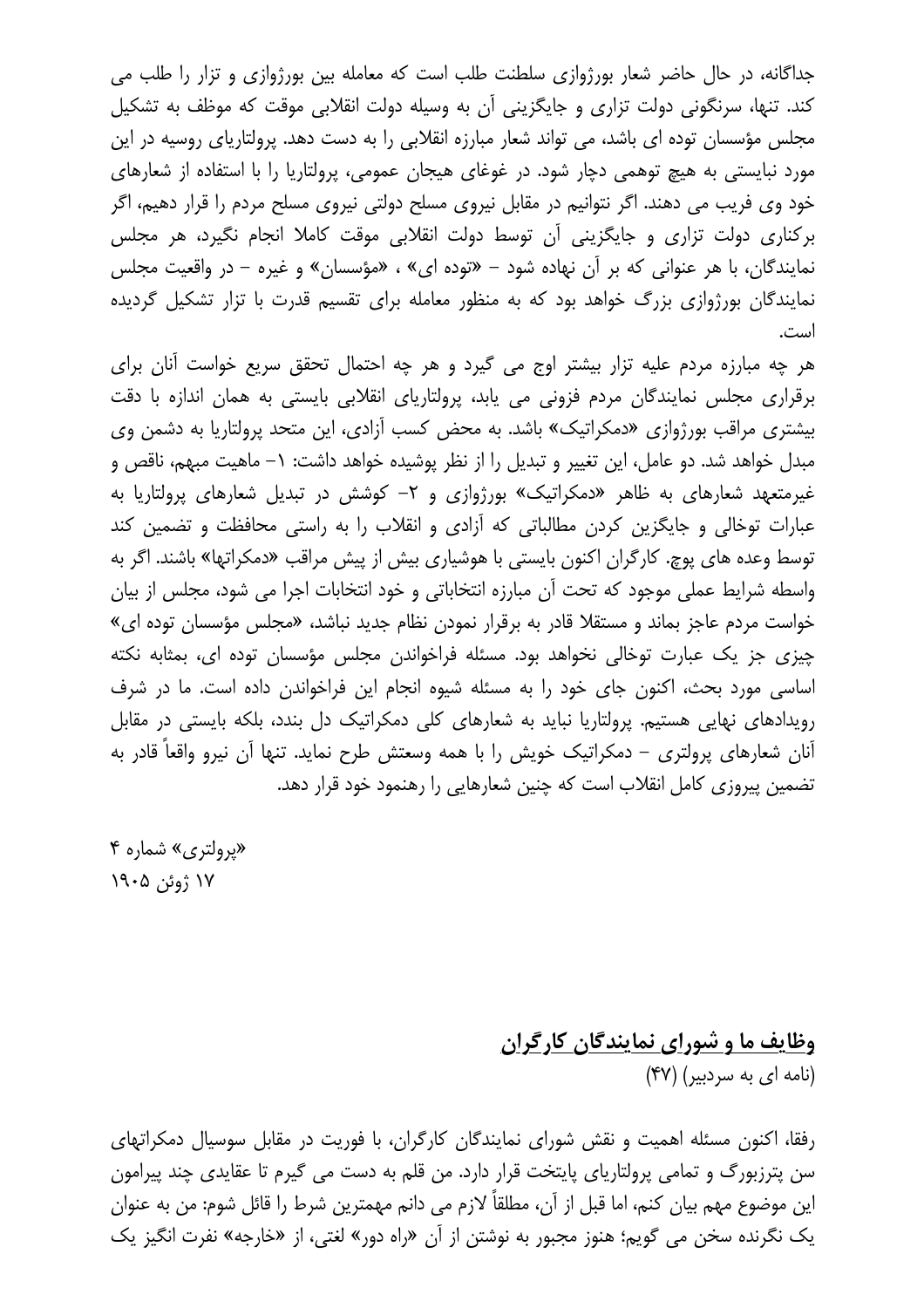جداگانه، در حال حاضر شعار بورژوازی سلطنت طلب است که معامله بین بورژوازی و تزار را طلب می کند. تنها، سرنگونی دولت تزاری و جایگزینی آن به وسیله دولت انقلابی موقت که موظف به تشکیل مجلس مؤسسان توده ای باشد، می تواند شعار مبارزه انقلابی را به دست دهد. پرولتاریای روسیه در این مورد نبایستی به هیچ توهمی دچار شود. در غوغای هیجان عمومی، پرولتاریا را با استفاده از شعارهای خود وی فریب می دهند. اگر نتوانیم در مقابل نیروی مسلح دولتی نیروی مسلح مردم را قرار دهیم، اگر برکناری دولت تزاری و جایگزینی آن توسط دولت انقلابی موقت کاملا انجام نگیرد، هر مجلس نمایندگان، با هر عنوانی که بر آن نهاده شود – «توده ای» ، «مؤسسان» و غیره – در واقعیت مجلس نمایندگان بورژوازی بزرگ خواهد بود که به منظور معامله برای تقسیم قدرت با تزار تشکیل گردیده است.

هر چه مبارزه مردم علیه تزار بیشتر اوج می گیرد و هر چه احتمال تحقق سریع خواست آنان برای برقراری مجلس نمایندگان مردم فزونی می یابد، پرولتاریای انقلابی بایستی به همان اندازه با دقت بیشتری مراقب بورژوازی «دمکراتیک» باشد. به محض کسب آزادی، این متحد پرولتاریا به دشمن وی مبدل خواهد شد. دو عامل، این تغییر و تبدیل را از نظر پوشیده خواهد داشت: ۱– ماهیت مبهم، ناقص و غیرمتعهد شعارهای به ظاهر «دمکراتیک» بورژوازی و ۲– کوشش در تبدیل شعارهای پرولتاریا به عبارات توخالی و جایگزین کردن مطالباتی که آزادی و انقلاب را به راستی محافظت و تضمین کند توسط وعده های پوچ. کارگران اکنون بایستی با هوشیاری بیش از پیش مراقب «دمکراتها» باشند. اگر به واسطه شرایط عملی موجود که تحت آن مبارزه انتخاباتی و خود انتخابات اجرا می شود، مجلس از بیان خواست مردم عاجز بماند و مستقلا قادر به برقرار نمودن نظام جدید نباشد، «مجلس مؤسسان توده ای» چیزی جز یک عبارت توخالی نخواهد بود. مسئله فراخواندن مجلس مؤسسان توده ای، بمثابه نکته اساسی مورد بحث، اکنون جای خود را به مسئله شیوه انجام این فراخواندن داده است. ما در شرف رویدادهای نهایی هستیم. پرولتاریا نباید به شعارهای کلی دمکراتیک دل بندد، بلکه بایستی در مقابل آنان شعارهای پرولتری – دمکراتیک خویش را با همه وسعتش طرح نماید. تنها آن نیرو واقعاً قادر به تضمین پیروزی کامل انقلاب است که چنین شعارهایی را رهنمود خود قرار دهد.

«پرولتری» شماره ۴
۱۷ ژوئن ۱۹۰۵

## وظایف ما و شورای نمایندگان کارگران

(نامه ای به سردبیر) (۴۷)

رفقا، اکنون مسئله اهمیت و نقش شورای نمایندگان کارگران، با فوریت در مقابل سوسیال دمکراتهای سن پترزبورگ و تمامی پرولتاریای پایتخت قرار دارد. من قلم به دست می گیرم تا عقایدی چند پیرامون این موضوع مهم بیان کنم، اما قبل از آن، مطلقاً لازم می دانم مهمترین شرط را قائل شوم: من به عنوان یک نگرنده سخن می گویم؛ هنوز مجبور به نوشتن از آن «راه دور» لغتی، از «خارجه» نفرت انگیز یک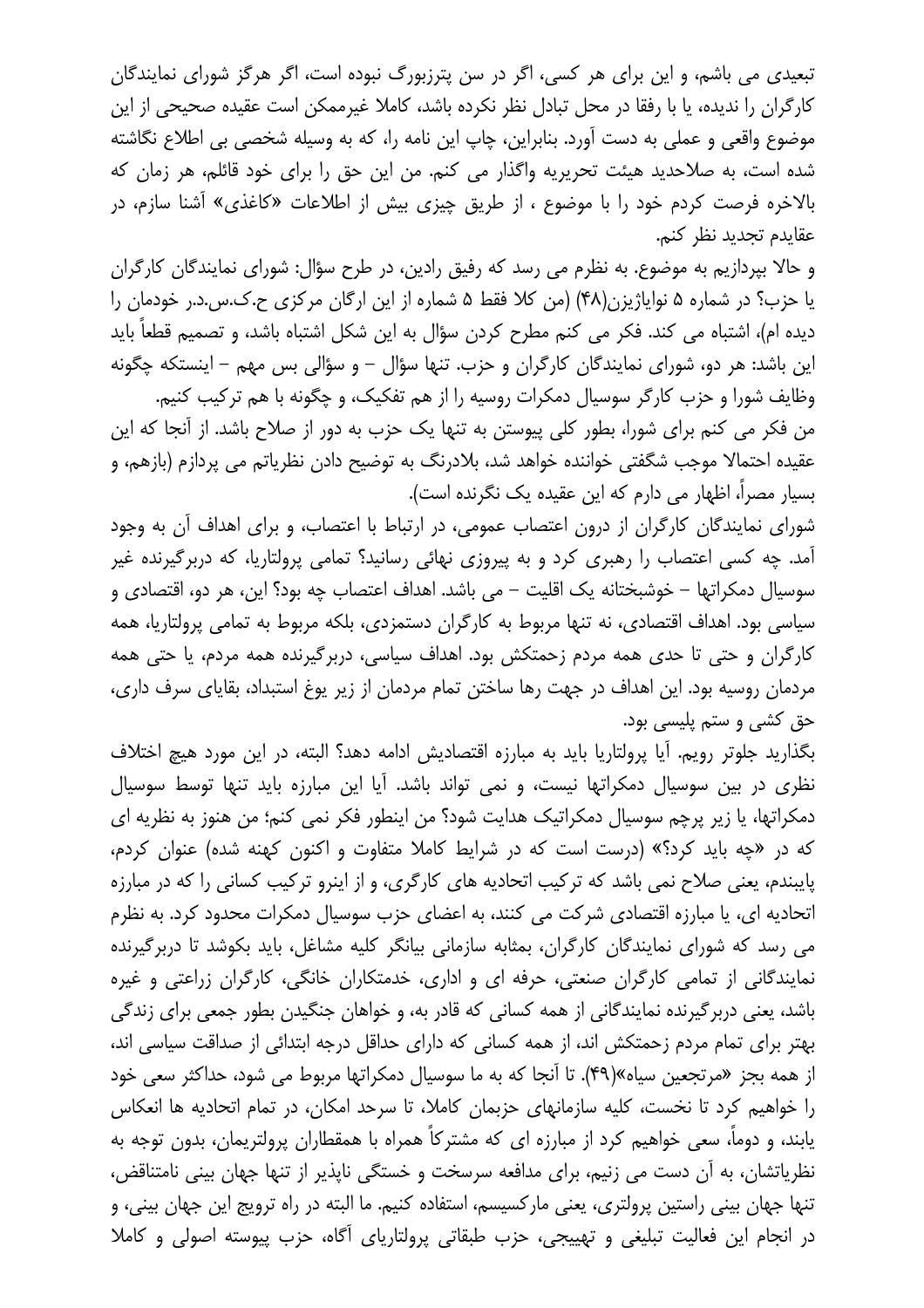تبعیدی می باشم، و این برای هر کسی، اگر در سن پترزبورگ نبوده است، اگر هرگز شورای نمایندگان کارگران را ندیده، یا با رفقا در محل تبادل نظر نکرده باشد، کاملا غیرممکن است عقیده صحیحی از این موضوع واقعی و عملی به دست آورد. بنابراین، چاپ این نامه را، که به وسیله شخصی بی اطلاع نگاشته شده است، به صلاحدید هیئت تحریریه واگذار می کنم. من این حق را برای خود قائلم، هر زمان که بالاخره فرصت کردم خود را با موضوع ، از طریق چیزی بیش از اطلاعات «کاغذی» آشنا سازم، در عقایدم تجدید نظر کنم.

و حالا بپردازیم به موضوع. به نظرم می رسد که رفیق رادین، در طرح سؤال: شورای نمایندگان کارگران یا حزب؟ در شماره ۵ نوایاژیزن(۴۸) (من کلا فقط ۵ شماره از این ارگان مرکزی ح.ک.س.د.ر خودمان را دیده ام)، اشتباه می کند. فکر می کنم مطرح کردن سؤال به این شکل اشتباه باشد، و تصمیم قطعاً باید این باشد: هر دو، شورای نمایندگان کارگران و حزب. تنها سؤال – و سؤالی بس مهم – اینستکه چگونه وظایف شورا و حزب کارگر سوسیال دمکرات روسیه را از هم تفکیک، و چگونه با هم ترکیب کنیم.

من فکر می کنم برای شورا، بطور کلی پیوستن به تنها یک حزب به دور از صلاح باشد. از آنجا که این عقیده احتمالا موجب شگفتی خواننده خواهد شد، بلادرنگ به توضیح دادن نظریاتم می پردازم (بازهم، و بسیار مصراً، اظهار می دارم که این عقیده یک نگرنده است).

شورای نمایندگان کارگران از درون اعتصاب عمومی، در ارتباط با اعتصاب، و برای اهداف آن به وجود آمد. چه کسی اعتصاب را رهبری کرد و به پیروزی نهائی رسانید؟ تمامی پرولتاریا، که دربرگیرنده غیر سوسیال دمکراتها – خوشبختانه یک اقلیت – می باشد. اهداف اعتصاب چه بود؟ این، هر دو، اقتصادی و سیاسی بود. اهداف اقتصادی، نه تنها مربوط به کارگران دستمزدی، بلکه مربوط به تمامی پرولتاریا، همه کارگران و حتی تا حدی همه مردم زحمتکش بود. اهداف سیاسی، دربرگیرنده همه مردم، یا حتی همه مردمان روسیه بود. این اهداف در جهت رها ساختن تمام مردمان از زیر یوغ استبداد، بقایای سرف داری، حق کشی و ستم پلیسی بود.

بگذارید جلوتر رویم. آیا پرولتاریا باید به مبارزه اقتصادیش ادامه دهد؟ البته، در این مورد هیچ اختلاف نظری در بین سوسیال دمکراتها نیست، و نمی تواند باشد. آیا این مبارزه باید تنها توسط سوسیال دمکراتها، یا زیر پرچم سوسیال دمکراتیک هدایت شود؟ من اینطور فکر نمی کنم؛ من هنوز به نظریه ای که در «چه باید کرد؟» (درست است که در شرایط کاملا متفاوت و اکنون کهنه شده) عنوان کردم، پایبندم، یعنی صلاح نمی باشد که ترکیب اتحادیه های کارگری، و از اینرو ترکیب کسانی را که در مبارزه اتحادیه ای، یا مبارزه اقتصادی شرکت می کنند، به اعضای حزب سوسیال دمکرات محدود کرد. به نظرم می رسد که شورای نمایندگان کارگران، بمثابه سازمانی بیانگر کلیه مشاغل، باید بکوشد تا دربرگیرنده نمایندگانی از تمامی کارگران صنعتی، حرفه ای و اداری، خدمتکاران خانگی، کارگران زراعتی و غیره باشد، یعنی دربرگیرنده نمایندگانی از همه کسانی که قادر به، و خواهان جنگیدن بطور جمعی برای زندگی بهتر برای تمام مردم زحمتکش اند، از همه کسانی که دارای حداقل درجه ابتدائی از صداقت سیاسی اند، از همه بجز «مرتجعین سیاه»(۴۹). تا آنجا که به ما سوسیال دمکراتها مربوط می شود، حداکثر سعی خود را خواهیم کرد تا نخست، کلیه سازمانهای حزبمان کاملا، تا سرحد امکان، در تمام اتحادیه ها انعکاس یابند، و دوماً، سعی خواهیم کرد از مبارزه ای که مشترکاً همراه با همقطاران پرولتریمان، بدون توجه به نظریاتشان، به آن دست می زنیم، برای مدافعه سرسخت و خستگی ناپذیر از تنها جهان بینی نامتناقض، تنها جهان بینی راستین پرولتری، یعنی مارکسیسم، استفاده کنیم. ما البته در راه ترویج این جهان بینی، و در انجام این فعالیت تبلیغی و تهییجی، حزب طبقاتی پرولتاریای آگاه، حزب پیوسته اصولی و کاملا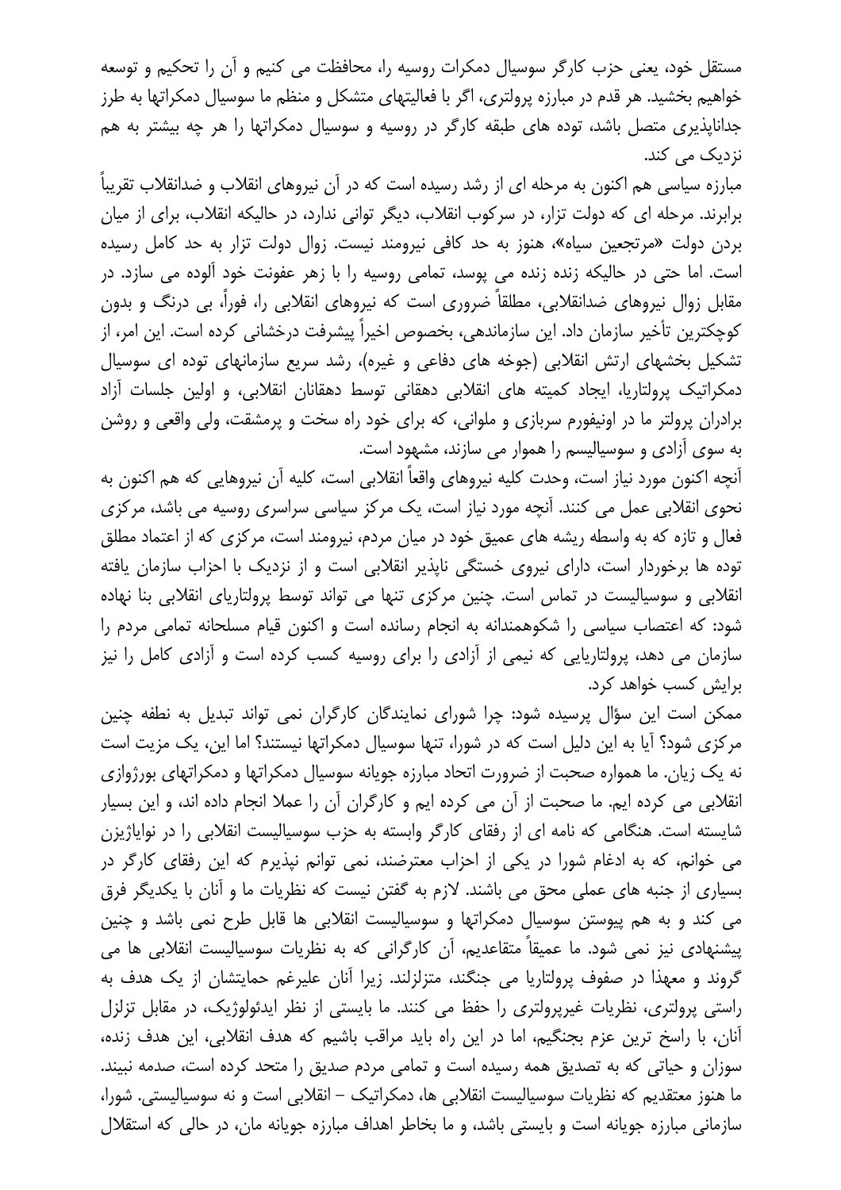مستقل خود، یعنی حزب کارگر سوسیال دمکرات روسیه را، محافظت می کنیم و آن را تحکیم و توسعه خواهیم بخشید. هر قدم در مبارزه پرولتری، اگر با فعالیتهای متشکل و منظم ما سوسیال دمکراتها به طرز جداناپذیری متصل باشد، توده های طبقه کارگر در روسیه و سوسیال دمکراتها را هر چه بیشتر به هم نزدیک می کند.

مبارزه سیاسی هم اکنون به مرحله ای از رشد رسیده است که در آن نیروهای انقلاب و ضدانقلاب تقریباً برابرند. مرحله ای که دولت تزار، در سرکوب انقلاب، دیگر توانی ندارد، در حالیکه انقلاب، برای از میان بردن دولت «مرتجعین سیاه»، هنوز به حد کافی نیرومند نیست. زوال دولت تزار به حد کامل رسیده است. اما حتی در حالیکه زنده زنده می پوسد، تمامی روسیه را با زهر عفونت خود آلوده می سازد. در مقابل زوال نیروهای ضدانقلابی، مطلقاً ضروری است که نیروهای انقلابی را، فوراً، بی درنگ و بدون کوچکترین تأخیر سازمان داد. این سازماندهی، بخصوص اخیراً پیشرفت درخشانی کرده است. این امر، از تشکیل بخشهای ارتش انقلابی (جوخه های دفاعی و غیره)، رشد سریع سازمانهای توده ای سوسیال دمکراتیک پرولتاریا، ایجاد کمیته های انقلابی دهقانی توسط دهقانان انقلابی، و اولین جلسات آزاد برادران پرولتر ما در اونیفورم سربازی و ملوانی، که برای خود راه سخت و پرمشقت، ولی واقعی و روشن به سوی آزادی و سوسیالیسم را هموار می سازند، مشهود است.

آنچه اکنون مورد نیاز است، وحدت کلیه نیروهای واقعاً انقلابی است، کلیه آن نیروهایی که هم اکنون به نحوی انقلابی عمل می کنند. آنچه مورد نیاز است، یک مرکز سیاسی سراسری روسیه می باشد، مرکزی فعال و تازه که به واسطه ریشه های عمیق خود در میان مردم، نیرومند است، مرکزی که از اعتماد مطلق توده ها برخوردار است، دارای نیروی خستگی ناپذیر انقلابی است و از نزدیک با احزاب سازمان یافته انقلابی و سوسیالیست در تماس است. چنین مرکزی تنها می تواند توسط پرولتاریای انقلابی بنا نهاده شود: که اعتصاب سیاسی را شکوهمندانه به انجام رسانده است و اکنون قیام مسلحانه تمامی مردم را سازمان می دهد، پرولتاریایی که نیمی از آزادی را برای روسیه کسب کرده است و آزادی کامل را نیز برایش کسب خواهد کرد.

ممکن است این سؤال پرسیده شود: چرا شورای نمایندگان کارگران نمی تواند تبدیل به نطفه چنین مرکزی شود؟ آیا به این دلیل است که در شورا، تنها سوسیال دمکراتها نیستند؟ اما این، یک مزیت است نه یک زیان. ما همواره صحبت از ضرورت اتحاد مبارزه جویانه سوسیال دمکراتها و دمکراتهای بورژوازی انقلابی می کرده ایم. ما صحبت از آن می کرده ایم و کارگران آن را عملا انجام داده اند، و این بسیار شایسته است. هنگامی که نامه ای از رفقای کارگر وابسته به حزب سوسیالیست انقلابی را در نوایاژیزن می خوانم، که به ادغام شورا در یکی از احزاب معترضند، نمی توانم نپذیرم که این رفقای کارگر در بسیاری از جنبه های عملی محق می باشند. لازم به گفتن نیست که نظریات ما و آنان با یکدیگر فرق می کند و به هم پیوستن سوسیال دمکراتها و سوسیالیست انقلابی ها قابل طرح نمی باشد و چنین پیشنهادی نیز نمی شود. ما عمیقاً متقاعدیم، آن کارگرانی که به نظریات سوسیالیست انقلابی ها می گروند و معهذا در صفوف پرولتاریا می جنگند، متزلزلند. زیرا آنان علیرغم حمایتشان از یک هدف به راستی پرولتری، نظریات غیرپرولتری را حفظ می کنند. ما بایستی از نظر ایدئولوژیک، در مقابل تزلزل آنان، با راسخ ترین عزم بجنگیم، اما در این راه باید مراقب باشیم که هدف انقلابی، این هدف زنده، سوزان و حیاتی که به تصدیق همه رسیده است و تمامی مردم صدیق را متحد کرده است، صدمه نبیند. ما هنوز معتقدیم که نظریات سوسیالیست انقلابی ها، دمکراتیک – انقلابی است و نه سوسیالیستی. شورا، سازمانی مبارزه جویانه است و بایستی باشد، و ما بخاطر اهداف مبارزه جویانه مان، در حالی که استقلال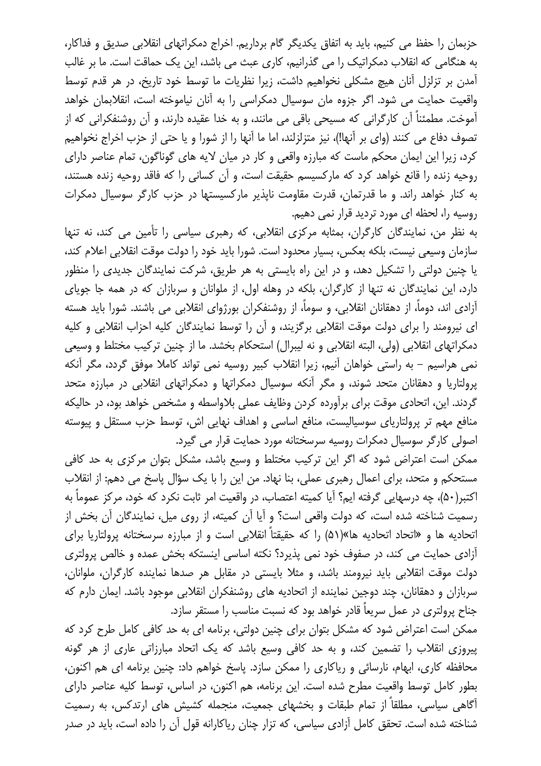حزبمان را حفظ می کنیم، باید به اتفاق یکدیگر گام برداریم. اخراج دمکراتهای انقلابی صدیق و فداکار، به هنگامی که انقلاب دمکراتیک را می گذرانیم، کاری عبث می باشد، این یک حماقت است. ما بر غالب آمدن بر تزلزل آنان هیچ مشکلی نخواهیم داشت، زیرا نظریات ما توسط خود تاریخ، در هر قدم توسط واقعیت حمایت می شود. اگر جزوه مان سوسیال دمکراسی را به آنان نیاموخته است، انقلابمان خواهد آموخت. مطمئناً آن کارگرانی که مسیحی باقی می مانند، و به خدا عقیده دارند، و آن روشنفکرانی که از تصوف دفاع می کنند (وای بر آنها!)، نیز متزلزلند، اما ما آنها را از شورا و یا حتی از حزب اخراج نخواهیم کرد، زیرا این ایمان محکم ماست که مبارزه واقعی و کار در میان لایه های گوناگون، تمام عناصر دارای روحیه زنده را قانع خواهد کرد که مارکسیسم حقیقت است، و آن کسانی را که فاقد روحیه زنده هستند، به کنار خواهد راند. و ما قدرتمان، قدرت مقاومت ناپذیر مارکسیستها در حزب کارگر سوسیال دمکرات روسیه را، لحظه ای مورد تردید قرار نمی دهیم.

به نظر من، نمایندگان کارگران، بمثابه مرکزی انقلابی، که رهبری سیاسی را تأمین می کند، نه تنها سازمان وسیعی نیست، بلکه بعکس، بسیار محدود است. شورا باید خود را دولت موقت انقلابی اعلام کند، یا چنین دولتی را تشکیل دهد، و در این راه بایستی به هر طریق، شرکت نمایندگان جدیدی را منظور دارد، این نمایندگان نه تنها از کارگران، بلکه در وهله اول، از ملوانان و سربازان که در همه جا جویای آزادی اند، دوماً، از دهقانان انقلابی، و سوماً، از روشنفکران بورژوای انقلابی می باشند. شورا باید هسته ای نیرومند را برای دولت موقت انقلابی برگزیند، و آن را توسط نمایندگان کلیه احزاب انقلابی و کلیه دمکراتهای انقلابی (ولی، البته انقلابی و نه لیبرال) استحکام بخشد. ما از چنین ترکیب مختلط و وسیعی نمی هراسیم – به راستی خواهان آنیم، زیرا انقلاب کبیر روسیه نمی تواند کاملا موفق گردد، مگر آنکه پرولتاریا و دهقانان متحد شوند، و مگر آنکه سوسیال دمکراتها و دمکراتهای انقلابی در مبارزه متحد گردند. این، اتحادی موقت برای برآورده کردن وظایف عملی بلاواسطه و مشخص خواهد بود، در حالیکه منافع مهم تر پرولتاریای سوسیالیست، منافع اساسی و اهداف نهایی اش، توسط حزب مستقل و پیوسته اصولی کارگر سوسیال دمکرات روسیه سرسختانه مورد حمایت قرار می گیرد.

ممکن است اعتراض شود که اگر این ترکیب مختلط و وسیع باشد، مشکل بتوان مرکزی به حد کافی مستحکم و متحد، برای اعمال رهبری عملی، بنا نهاد. من این را با یک سؤال پاسخ می دهم: از انقلاب اکتبر(۵۰)، چه درسهایی گرفته ایم؟ آیا کمیته اعتصاب، در واقعیت امر ثابت نکرد که خود، مرکز عموماً به رسمیت شناخته شده است، که دولت واقعی است؟ و آیا آن کمیته، از روی میل، نمایندگان آن بخش از اتحادیه ها و «اتحاد اتحادیه ها»(۵۱) را که حقیقتاً انقلابی است و از مبارزه سرسختانه پرولتاریا برای آزادی حمایت می کند، در صفوف خود نمی پذیرد؟ نکته اساسی اینستکه بخش عمده و خالص پرولتری دولت موقت انقلابی باید نیرومند باشد، و مثلا بایستی در مقابل هر صدها نماینده کارگران، ملوانان، سربازان و دهقانان، چند دوجین نماینده از اتحادیه های روشنفکران انقلابی موجود باشد. ایمان دارم که جناح پرولتری در عمل سریعاً قادر خواهد بود که نسبت مناسب را مستقر سازد.

ممکن است اعتراض شود که مشکل بتوان برای چنین دولتی، برنامه ای به حد کافی کامل طرح کرد که پیروزی انقلاب را تضمین کند، و به حد کافی وسیع باشد که یک اتحاد مبارزاتی عاری از هر گونه محافظه کاری، ابهام، نارسائی و ریاکاری را ممکن سازد. پاسخ خواهم داد: چنین برنامه ای هم اکنون، بطور کامل توسط واقعیت مطرح شده است. این برنامه، هم اکنون، در اساس، توسط کلیه عناصر دارای آگاهی سیاسی، مطلقاً از تمام طبقات و بخشهای جمعیت، منجمله کشیش های ارتدکس، به رسمیت شناخته شده است. تحقق کامل آزادی سیاسی، که تزار چنان ریاکارانه قول آن را داده است، باید در صدر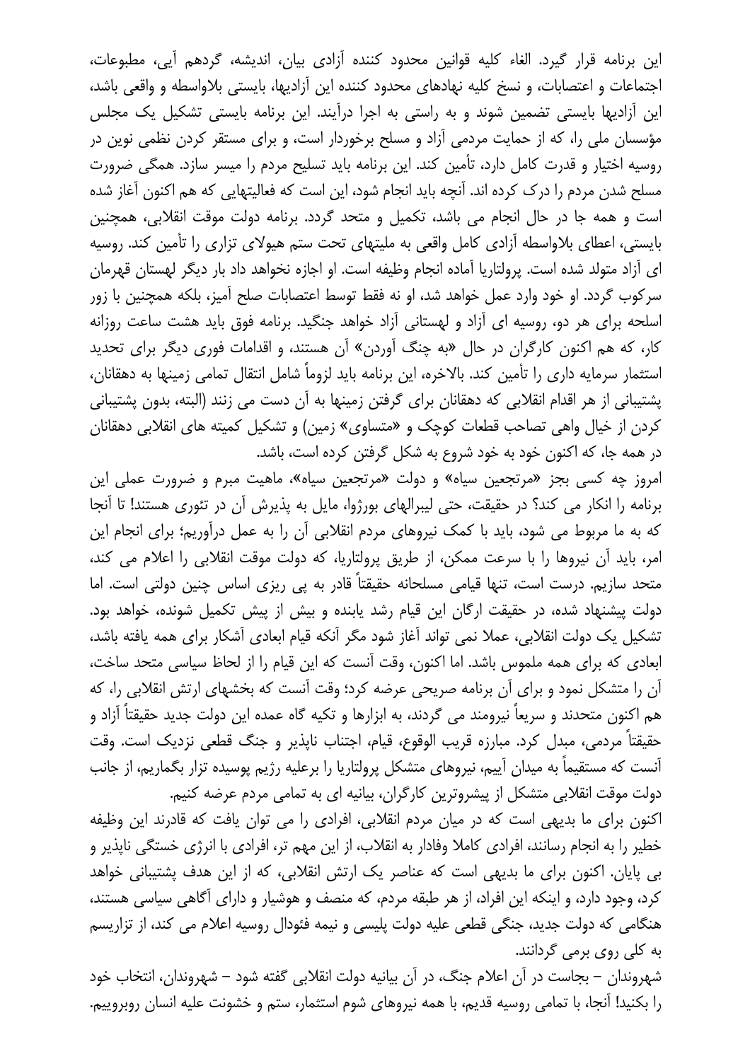این برنامه قرار گیرد. الغاء کلیه قوانین محدود کننده آزادی بیان، اندیشه، گردهم آیی، مطبوعات، اجتماعات و اعتصابات، و نسخ کلیه نهادهای محدود کننده این آزادیها، بایستی بلاواسطه و واقعی باشد، این آزادیها بایستی تضمین شوند و به راستی به اجرا درآیند. این برنامه بایستی تشکیل یک مجلس مؤسسان ملی را، که از حمایت مردمی آزاد و مسلح برخوردار است، و برای مستقر کردن نظمی نوین در روسیه اختیار و قدرت کامل دارد، تأمین کند. این برنامه باید تسلیح مردم را میسر سازد. همگی ضرورت مسلح شدن مردم را درک کرده اند. آنچه باید انجام شود، این است که فعالیتهایی که هم اکنون آغاز شده است و همه جا در حال انجام می باشد، تکمیل و متحد گردد. برنامه دولت موقت انقلابی، همچنین بایستی، اعطای بلاواسطه آزادی کامل واقعی به ملیتهای تحت ستم هیولای تزاری را تأمین کند. روسیه ای آزاد متولد شده است. پرولتاریا آماده انجام وظیفه است. او اجازه نخواهد داد بار دیگر لهستان قهرمان سرکوب گردد. او خود وارد عمل خواهد شد، او نه فقط توسط اعتصابات صلح آمیز، بلکه همچنین با زور اسلحه برای هر دو، روسیه ای آزاد و لهستانی آزاد خواهد جنگید. برنامه فوق باید هشت ساعت روزانه کار، که هم اکنون کارگران در حال «به چنگ آوردن» آن هستند، و اقدامات فوری دیگر برای تحدید استثمار سرمایه داری را تأمین کند. بالاخره، این برنامه باید لزوماً شامل انتقال تمامی زمینها به دهقانان، پشتیبانی از هر اقدام انقلابی که دهقانان برای گرفتن زمینها به آن دست می زنند (البته، بدون پشتیبانی کردن از خیال واهی تصاحب قطعات کوچک و «متساوی» زمین) و تشکیل کمیته های انقلابی دهقانان در همه جا، که اکنون خود به خود شروع به شکل گرفتن کرده است، باشد.

امروز چه کسی بجز «مرتجعین سیاه» و دولت «مرتجعین سیاه»، ماهیت مبرم و ضرورت عملی این برنامه را انکار می کند؟ در حقیقت، حتی لیبرالهای بورژوا، مایل به پذیرش آن در تئوری هستند! تا آنجا که به ما مربوط می شود، باید با کمک نیروهای مردم انقلابی آن را به عمل درآوریم؛ برای انجام این امر، باید آن نیروها را با سرعت ممکن، از طریق پرولتاریا، که دولت موقت انقلابی را اعلام می کند، متحد سازیم. درست است، تنها قیامی مسلحانه حقیقتاً قادر به پی ریزی اساس چنین دولتی است. اما دولت پیشنهاد شده، در حقیقت ارگان این قیام رشد یابنده و بیش از پیش تکمیل شونده، خواهد بود. تشکیل یک دولت انقلابی، عملا نمی تواند آغاز شود مگر آنکه قیام ابعادی آشکار برای همه یافته باشد، ابعادی که برای همه ملموس باشد. اما اکنون، وقت آنست که این قیام را از لحاظ سیاسی متحد ساخت، آن را متشکل نمود و برای آن برنامه صریحی عرضه کرد؛ وقت آنست که بخشهای ارتش انقلابی را، که هم اکنون متحدند و سریعاً نیرومند می گردند، به ابزارها و تکیه گاه عمده این دولت جدید حقیقتاً آزاد و حقیقتاً مردمی، مبدل کرد. مبارزه قریب الوقوع، قیام، اجتناب ناپذیر و جنگ قطعی نزدیک است. وقت آنست که مستقیماً به میدان آییم، نیروهای متشکل پرولتاریا را برعلیه رژیم پوسیده تزار بگماریم، از جانب دولت موقت انقلابی متشکل از پیشروترین کارگران، بیانیه ای به تمامی مردم عرضه کنیم.

اکنون برای ما بدیهی است که در میان مردم انقلابی، افرادی را می توان یافت که قادرند این وظیفه خطیر را به انجام رسانند، افرادی کاملا وفادار به انقلاب، از این مهم تر، افرادی با انرژی خستگی ناپذیر و بی پایان. اکنون برای ما بدیهی است که عناصر یک ارتش انقلابی، که از این هدف پشتیبانی خواهد کرد، وجود دارد، و اینکه این افراد، از هر طبقه مردم، که منصف و هوشیار و دارای آگاهی سیاسی هستند، هنگامی که دولت جدید، جنگی قطعی علیه دولت پلیسی و نیمه فئودال روسیه اعلام می کند، از تزاریسم به کلی روی برمی گردانند.

شهروندان – بجاست در آن اعلام جنگ، در آن بیانیه دولت انقلابی گفته شود – شهروندان، انتخاب خود را بکنید! آنجا، با تمامی روسیه قدیم، با همه نیروهای شوم استثمار، ستم و خشونت علیه انسان روبروییم.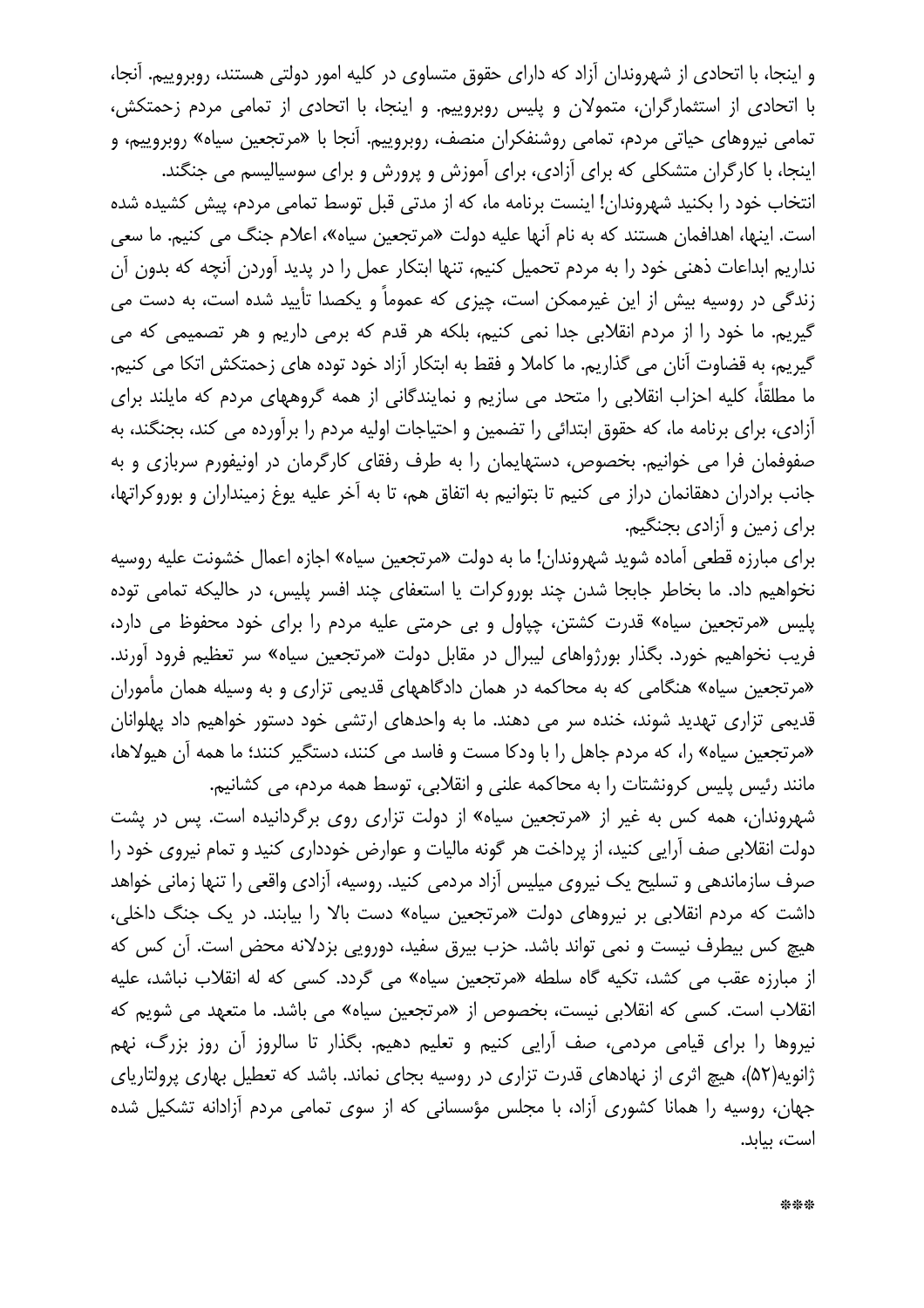و اینجا، با اتحادی از شهروندان آزاد که دارای حقوق متساوی در کلیه امور دولتی هستند، روبروییم. آنجا، با اتحادی از استثمارگران، متمولان و پلیس روبروییم. و اینجا، با اتحادی از تمامی مردم زحمتکش، تمامی نیروهای حیاتی مردم، تمامی روشنفکران منصف، روبروییم. آنجا با «مرتجعین سیاه» روبروییم، و اینجا، با کارگران متشکلی که برای آزادی، برای آموزش و پرورش و برای سوسیالیسم می جنگند.

انتخاب خود را بکنید شهروندان! اینست برنامه ما، که از مدتی قبل توسط تمامی مردم، پیش کشیده شده است. اینها، اهدافمان هستند که به نام آنها علیه دولت «مرتجعین سیاه»، اعلام جنگ می کنیم. ما سعی نداریم ابداعات ذهنی خود را به مردم تحمیل کنیم، تنها ابتکار عمل را در پدید آوردن آنچه که بدون آن زندگی در روسیه بیش از این غیرممکن است، چیزی که عموماً و یکصدا تأیید شده است، به دست می گیریم. ما خود را از مردم انقلابی جدا نمی کنیم، بلکه هر قدم که برمی داریم و هر تصمیمی که می گیریم، به قضاوت آنان می گذاریم. ما کاملا و فقط به ابتکار آزاد خود توده های زحمتکش اتکا می کنیم. ما مطلقاً، کلیه احزاب انقلابی را متحد می سازیم و نمایندگانی از همه گروههای مردم که مایلند برای آزادی، برای برنامه ما، که حقوق ابتدائی را تضمین و احتیاجات اولیه مردم را برآورده می کند، بجنگند، به صفوفمان فرا می خوانیم. بخصوص، دستهایمان را به طرف رفقای کارگرمان در اونیفورم سربازی و به جانب برادران دهقانمان دراز می کنیم تا بتوانیم به اتفاق هم، تا به آخر علیه یوغ زمینداران و بوروکراتها، برای زمین و آزادی بجنگیم.

برای مبارزه قطعی آماده شوید شهروندان! ما به دولت «مرتجعین سیاه» اجازه اعمال خشونت علیه روسیه نخواهیم داد. ما بخاطر جابجا شدن چند بوروکرات یا استعفای چند افسر پلیس، در حالیکه تمامی توده پلیس «مرتجعین سیاه» قدرت کشتن، چپاول و بی حرمتی علیه مردم را برای خود محفوظ می دارد، فریب نخواهیم خورد. بگذار بورژواهای لیبرال در مقابل دولت «مرتجعین سیاه» سر تعظیم فرود آورند. «مرتجعین سیاه» هنگامی که به محاکمه در همان دادگاههای قدیمی تزاری و به وسیله همان مأموران قدیمی تزاری تهدید شوند، خنده سر می دهند. ما به واحدهای ارتشی خود دستور خواهیم داد پهلوانان «مرتجعین سیاه» را، که مردم جاهل را با ودکا مست و فاسد می کنند، دستگیر کنند؛ ما همه آن هیولاها، مانند رئیس پلیس کرونشتات را به محاکمه علنی و انقلابی، توسط همه مردم، می کشانیم.

شهروندان، همه کس به غیر از «مرتجعین سیاه» از دولت تزاری روی برگردانیده است. پس در پشت دولت انقلابی صف آرایی کنید، از پرداخت هر گونه مالیات و عوارض خودداری کنید و تمام نیروی خود را صرف سازماندهی و تسلیح یک نیروی میلیس آزاد مردمی کنید. روسیه، آزادی واقعی را تنها زمانی خواهد داشت که مردم انقلابی بر نیروهای دولت «مرتجعین سیاه» دست بالا را بیابند. در یک جنگ داخلی، هیچ کس بیطرف نیست و نمی تواند باشد. حزب بیرق سفید، دورویی بزدلانه محض است. آن کس که از مبارزه عقب می کشد، تکیه گاه سلطه «مرتجعین سیاه» می گردد. کسی که له انقلاب نباشد، علیه انقلاب است. کسی که انقلابی نیست، بخصوص از «مرتجعین سیاه» می باشد. ما متعهد می شویم که نیروها را برای قیامی مردمی، صف آرایی کنیم و تعلیم دهیم. بگذار تا سالروز آن روز بزرگ، نهم ژانویه(۵۲)، هیچ اثری از نهادهای قدرت تزاری در روسیه بجای نماند. باشد که تعطیل بهاری پرولتاریای جهان، روسیه را همانا کشوری آزاد، با مجلس مؤسسانی که از سوی تمامی مردم آزادانه تشکیل شده است، بیابد.

***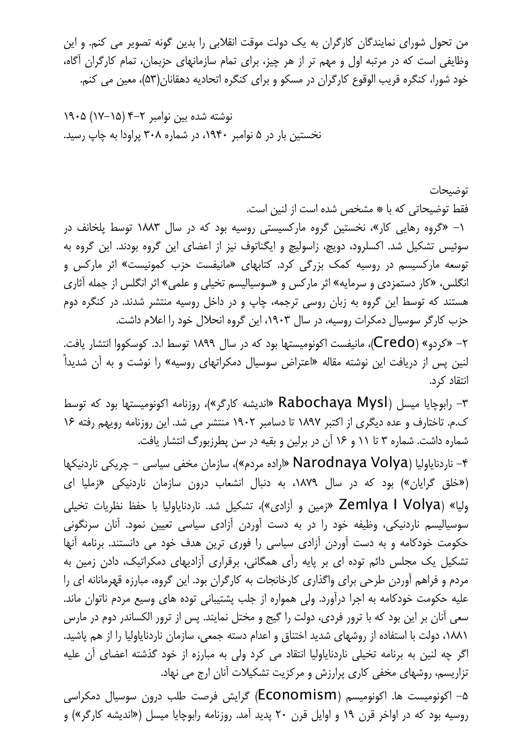من تحول شورای نمایندگان کارگران به یک دولت موقت انقلابی را بدین گونه تصویر می کنم. و این وظایفی است که در مرتبه اول و مهم تر از هر چیز، برای تمام سازمانهای حزبمان، تمام کارگران آگاه، خود شورا، کنگره قریب الوقوع کارگران در مسکو و برای کنگره اتحادیه دهقانان(۵۳)، معین می کنم.

نوشته شده بین نوامبر ۲-۴ (۱۵-۱۷) ۱۹۰۵
نخستین بار در ۵ نوامبر ۱۹۴۰، در شماره ۳۰۸ پراودا به چاپ رسید.

توضیحات

فقط توضیحاتی که با * مشخص شده است از لنین است.

۱- «گروه رهایی کار»، نخستین گروه مارکسیستی روسیه بود که در سال ۱۸۸۳ توسط پلخانف در سوئیس تشکیل شد. اکسلرود، دویچ، زاسولیچ و ایگناتوف نیز از اعضای این گروه بودند. این گروه به توسعه مارکسیسم در روسیه کمک بزرگی کرد. کتابهای «مانیفست حزب کمونیست» اثر مارکس و انگلس، «کار دستمزدی و سرمایه» اثر مارکس و «سوسیالیسم تخیلی و علمی» اثر انگلس از جمله آثاری هستند که توسط این گروه به زبان روسی ترجمه، چاپ و در داخل روسیه منتشر شدند. در کنگره دوم حزب کارگر سوسیال دمکرات روسیه، در سال ۱۹۰۳، این گروه انحلال خود را اعلام داشت.

۲- «کردو» (Credo)، مانیفست اکونومیستها بود که در سال ۱۸۹۹ توسط ا.د. کوسکووا انتشار یافت. لنین پس از دریافت این نوشته مقاله «اعتراض سوسیال دمکراتهای روسیه» را نوشت و به آن شدیداً انتقاد کرد.

۳- رابوچایا میسل (Rabochaya Mysl «اندیشه کارگر»)، روزنامه اکونومیستها بود که توسط ک.م. تاختارف و عده دیگری از اکتبر ۱۸۹۷ تا دسامبر ۱۹۰۲ منتشر می شد. این روزنامه رویهم رفته ۱۶ شماره داشت. شماره ۳ تا ۱۱ و ۱۶ آن در برلین و بقیه در سن پطرزبورگ انتشار یافت.

۴- ناردنایاولیا (Narodnaya Volya «اراده مردم»)، سازمان مخفی سیاسی - چریکی ناردنیکها («خلق گرایان») بود که در سال ۱۸۷۹، به دنبال انشعاب درون سازمان ناردنیکی «زملیا ای ولیا» (Zemlya I Volya «زمین و آزادی»)، تشکیل شد. ناردنایاولیا با حفظ نظریات تخیلی سوسیالیسم ناردنیکی، وظیفه خود را در به دست آوردن آزادی سیاسی تعیین نمود. آنان سرنگونی حکومت خودکامه و به دست آوردن آزادی سیاسی را فوری ترین هدف خود می دانستند. برنامه آنها تشکیل یک مجلس دائم توده ای بر پایه رأی همگانی، برقراری آزادیهای دمکراتیک، دادن زمین به مردم و فراهم آوردن طرحی برای واگذاری کارخانجات به کارگران بود. این گروه، مبارزه قهرمانانه ای را علیه حکومت خودکامه به اجرا درآورد. ولی همواره از جلب پشتیبانی توده های وسیع مردم ناتوان ماند. سعی آنان بر این بود که با ترور فردی، دولت را گیج و مختل نمایند. پس از ترور الکساندر دوم در مارس ۱۸۸۱، دولت با استفاده از روشهای شدید اختناق و اعدام دسته جمعی، سازمان ناردنایاولیا را از هم پاشید. اگر چه لنین به برنامه تخیلی ناردنایاولیا انتقاد می کرد ولی به مبارزه از خود گذشته اعضای آن علیه تزاریسم، روشهای مخفی کاری پرارزش و مرکزیت تشکیلات آنان ارج می نهاد.

۵- اکونومیست ها. اکونومیسم (Economism) گرایش فرصت طلب درون سوسیال دمکراسی روسیه بود که در اواخر قرن ۱۹ و اوایل قرن ۲۰ پدید آمد. روزنامه رابوچایا میسل («اندیشه کارگر») و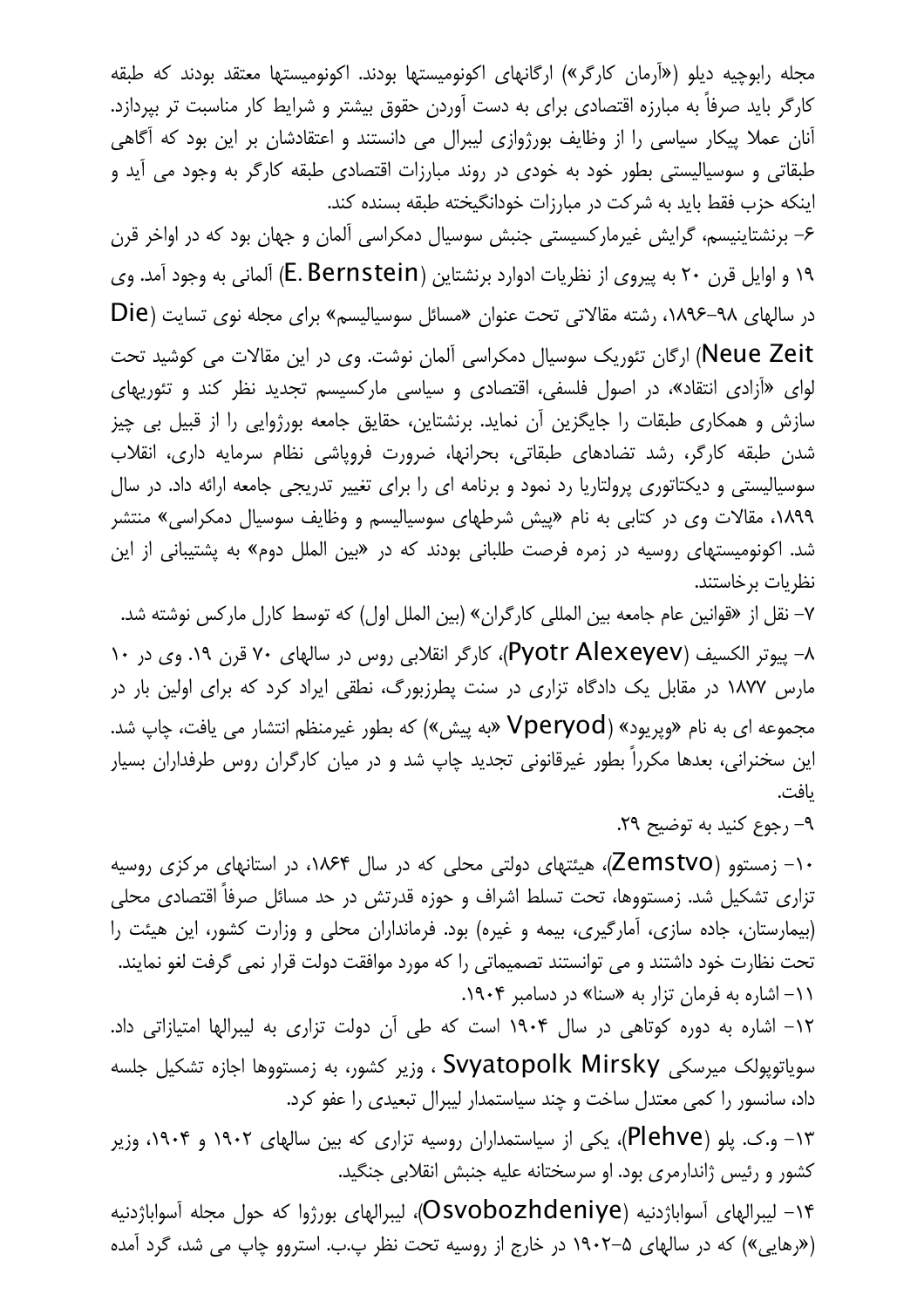مجله رابوچیه دیلو («آرمان کارگر») ارگانهای اکونومیستها بودند. اکونومیستها معتقد بودند که طبقه کارگر باید صرفاً به مبارزه اقتصادی برای به دست آوردن حقوق بیشتر و شرایط کار مناسبت تر بپردازد. آنان عملا پیکار سیاسی را از وظایف بورژوازی لیبرال می دانستند و اعتقادشان بر این بود که آگاهی طبقاتی و سوسیالیستی بطور خود به خودی در روند مبارزات اقتصادی طبقه کارگر به وجود می آید و اینکه حزب فقط باید به شرکت در مبارزات خودانگیخته طبقه بسنده کند.

۶- برنشتاینیسم، گرایش غیرمارکسیستی جنبش سوسیال دمکراسی آلمان و جهان بود که در اواخر قرن ۱۹ و اوایل قرن ۲۰ به پیروی از نظریات ادوارد برنشتاین (E. Bernstein) آلمانی به وجود آمد. وی در سالهای ۹۸-۱۸۹۶، رشته مقالاتی تحت عنوان «مسائل سوسیالیسم» برای مجله نوی تسایت (Die Neue Zeit) ارگان تئوریک سوسیال دمکراسی آلمان نوشت. وی در این مقالات می کوشید تحت لوای «آزادی انتقاد»، در اصول فلسفی، اقتصادی و سیاسی مارکسیسم تجدید نظر کند و تئوریهای سازش و همکاری طبقات را جایگزین آن نماید. برنشتاین، حقایق جامعه بورژوایی را از قبیل بی چیز شدن طبقه کارگر، رشد تضادهای طبقاتی، بحرانها، ضرورت فروپاشی نظام سرمایه داری، انقلاب سوسیالیستی و دیکتاتوری پرولتاریا رد نمود و برنامه ای را برای تغییر تدریجی جامعه ارائه داد. در سال ۱۸۹۹، مقالات وی در کتابی به نام «پیش شرطهای سوسیالیسم و وظایف سوسیال دمکراسی» منتشر شد. اکونومیستهای روسیه در زمره فرصت طلبانی بودند که در «بین الملل دوم» به پشتیبانی از این نظریات برخاستند.

۷- نقل از «قوانین عام جامعه بین المللی کارگران» (بین الملل اول) که توسط کارل مارکس نوشته شد.

۸- پیوتر الکسیف (Pyotr Alexeyev)، کارگر انقلابی روس در سالهای ۷۰ قرن ۱۹. وی در ۱۰ مارس ۱۸۷۷ در مقابل یک دادگاه تزاری در سنت پطرزبورگ، نطقی ایراد کرد که برای اولین بار در مجموعه ای به نام «وپریود» (Vperyod «به پیش») که بطور غیرمنظم انتشار می یافت، چاپ شد. این سخنرانی، بعدها مکرراً بطور غیرقانونی تجدید چاپ شد و در میان کارگران روس طرفداران بسیار یافت.

۹- رجوع کنید به توضیح ۲۹.

۱۰- زمستوو (Zemstvo)، هیئتهای دولتی محلی که در سال ۱۸۶۴، در استانهای مرکزی روسیه تزاری تشکیل شد. زمستووها، تحت تسلط اشراف و حوزه قدرتش در حد مسائل صرفاً اقتصادی محلی (بیمارستان، جاده سازی، آمارگیری، بیمه و غیره) بود. فرمانداران محلی و وزارت کشور، این هیئت را تحت نظارت خود داشتند و می توانستند تصمیماتی را که مورد موافقت دولت قرار نمی گرفت لغو نمایند.

۱۱- اشاره به فرمان تزار به «سنا» در دسامبر ۱۹۰۴.

۱۲- اشاره به دوره کوتاهی در سال ۱۹۰۴ است که طی آن دولت تزاری به لیبرالها امتیازاتی داد. سویاتوپولک میرسکی Svyatopolk Mirsky ، وزیر کشور، به زمستووها اجازه تشکیل جلسه داد، سانسور را کمی معتدل ساخت و چند سیاستمدار لیبرال تبعیدی را عفو کرد.

۱۳- و.ک. پلو (Plehve)، یکی از سیاستمداران روسیه تزاری که بین سالهای ۱۹۰۲ و ۱۹۰۴، وزیر کشور و رئیس ژاندارمری بود. او سرسختانه علیه جنبش انقلابی جنگید.

۱۴- لیبرالهای آسواباژدنیه (Osvobozhdeniye)، لیبرالهای بورژوا که حول مجله آسواباژدنیه («رهایی») که در سالهای ۵-۱۹۰۲ در خارج از روسیه تحت نظر پ.ب. استروو چاپ می شد، گرد آمده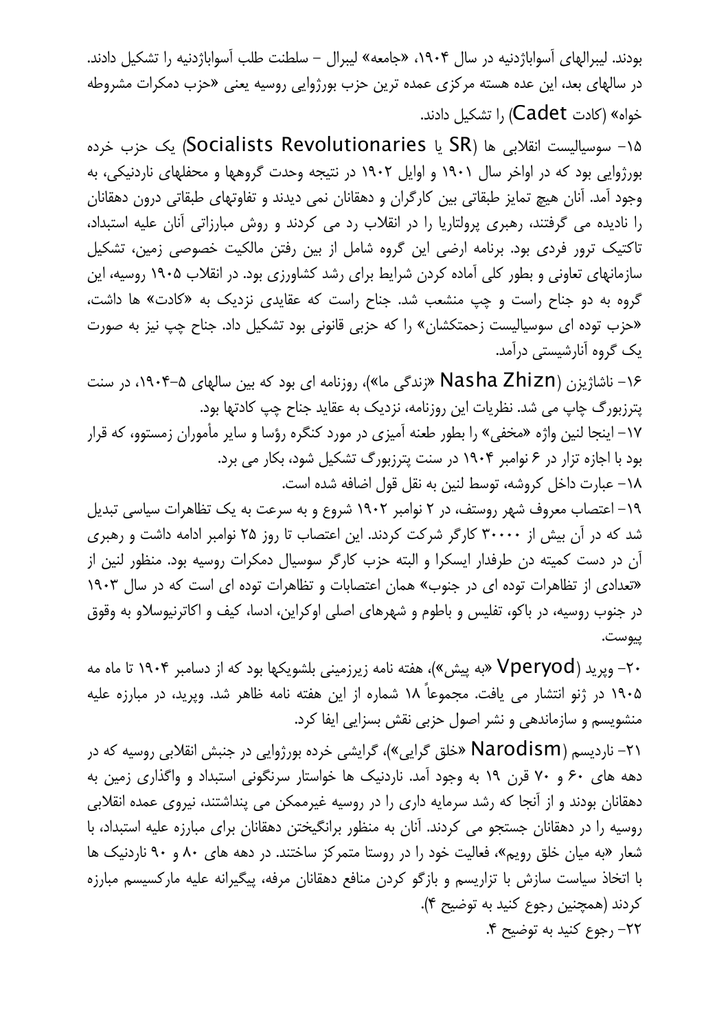بودند. لیبرالهای آسواباژدنیه در سال ۱۹۰۴، «جامعه» لیبرال – سلطنت طلب آسواباژدنیه را تشکیل دادند. در سالهای بعد، این عده هسته مرکزی عمده ترین حزب بورژوایی روسیه یعنی «حزب دمکرات مشروطه خواه» (کادت Cadet) را تشکیل دادند.

۱۵- سوسیالیست انقلابی ها (SR یا Socialists Revolutionaries) یک حزب خرده بورژوایی بود که در اواخر سال ۱۹۰۱ و اوایل ۱۹۰۲ در نتیجه وحدت گروهها و محفلهای ناردنیکی، به وجود آمد. آنان هیچ تمایز طبقاتی بین کارگران و دهقانان نمی دیدند و تفاوتهای طبقاتی درون دهقانان را نادیده می گرفتند، رهبری پرولتاریا را در انقلاب رد می کردند و روش مبارزاتی آنان علیه استبداد، تاکتیک ترور فردی بود. برنامه ارضی این گروه شامل از بین رفتن مالکیت خصوصی زمین، تشکیل سازمانهای تعاونی و بطور کلی آماده کردن شرایط برای رشد کشاورزی بود. در انقلاب ۱۹۰۵ روسیه، این گروه به دو جناح راست و چپ منشعب شد. جناح راست که عقایدی نزدیک به «کادت» ها داشت، «حزب توده ای سوسیالیست زحمتکشان» را که حزبی قانونی بود تشکیل داد. جناح چپ نیز به صورت یک گروه آنارشیستی درآمد.

۱۶- ناشاژیزن (Nasha Zhizn «زندگی ما»)، روزنامه ای بود که بین سالهای ۵-۱۹۰۴، در سنت پترزبورگ چاپ می شد. نظریات این روزنامه، نزدیک به عقاید جناح چپ کادتها بود.

۱۷- اینجا لنین واژه «مخفی» را بطور طعنه آمیزی در مورد کنگره رؤسا و سایر مأموران زمستوو، که قرار بود با اجازه تزار در ۶ نوامبر ۱۹۰۴ در سنت پترزبورگ تشکیل شود، بکار می برد.

۱۸- عبارت داخل کروشه، توسط لنین به نقل قول اضافه شده است.

۱۹- اعتصاب معروف شهر روستف، در ۲ نوامبر ۱۹۰۲ شروع و به سرعت به یک تظاهرات سیاسی تبدیل شد که در آن بیش از ۳۰۰۰۰ کارگر شرکت کردند. این اعتصاب تا روز ۲۵ نوامبر ادامه داشت و رهبری آن در دست کمیته دن طرفدار ایسکرا و البته حزب کارگر سوسیال دمکرات روسیه بود. منظور لنین از «تعدادی از تظاهرات توده ای در جنوب» همان اعتصابات و تظاهرات توده ای است که در سال ۱۹۰۳ در جنوب روسیه، در باکو، تفلیس و باطوم و شهرهای اصلی اوکراین، ادسا، کیف و اکاترنیوسلاو به وقوق پیوست.

۲۰- وپرید (Vperyod «به پیش»)، هفته نامه زیرزمینی بلشویکها بود که از دسامبر ۱۹۰۴ تا ماه مه ۱۹۰۵ در ژنو انتشار می یافت. مجموعاً ۱۸ شماره از این هفته نامه ظاهر شد. وپرید، در مبارزه علیه منشویسم و سازماندهی و نشر اصول حزبی نقش بسزایی ایفا کرد.

۲۱- ناردیسم (Narodism «خلق گرایی»)، گرایشی خرده بورژوایی در جنبش انقلابی روسیه که در دهه های ۶۰ و ۷۰ قرن ۱۹ به وجود آمد. ناردنیک ها خواستار سرنگونی استبداد و واگذاری زمین به دهقانان بودند و از آنجا که رشد سرمایه داری را در روسیه غیرممکن می پنداشتند، نیروی عمده انقلابی روسیه را در دهقانان جستجو می کردند. آنان به منظور برانگیختن دهقانان برای مبارزه علیه استبداد، با شعار «به میان خلق رویم»، فعالیت خود را در روستا متمرکز ساختند. در دهه های ۸۰ و ۹۰ ناردنیک ها با اتخاذ سیاست سازش با تزاریسم و بازگو کردن منافع دهقانان مرفه، پیگیرانه علیه مارکسیسم مبارزه کردند (همچنین رجوع کنید به توضیح ۴).

۲۲- رجوع کنید به توضیح ۴.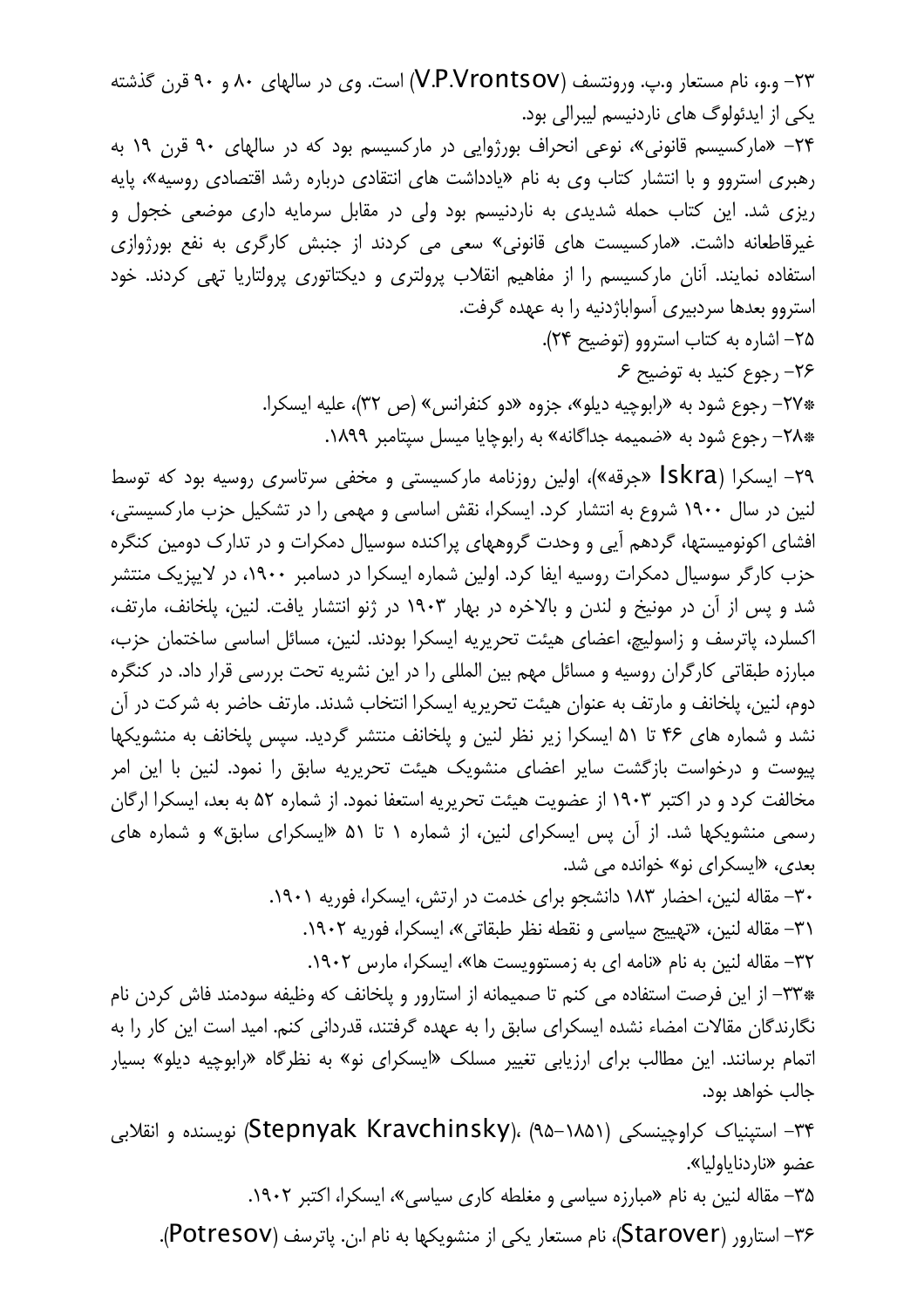۲۳- و.و، نام مستعار و.پ. ورونتسف (V.P.Vrontsov) است. وی در سالهای ۸۰ و ۹۰ قرن گذشته یکی از ایدئولوگ های ناردنیسم لیبرالی بود.

۲۴- «مارکسیسم قانونی»، نوعی انحراف بورژوایی در مارکسیسم بود که در سالهای ۹۰ قرن ۱۹ به رهبری استروو و با انتشار کتاب وی به نام «یادداشت های انتقادی درباره رشد اقتصادی روسیه»، پایه ریزی شد. این کتاب حمله شدیدی به ناردنیسم بود ولی در مقابل سرمایه داری موضعی خجول و غیرقاطعانه داشت. «مارکسیست های قانونی» سعی می کردند از جنبش کارگری به نفع بورژوازی استفاده نمایند. آنان مارکسیسم را از مفاهیم انقلاب پرولتری و دیکتاتوری پرولتاریا تهی کردند. خود استروو بعدها سردبیری آسواباژدنیه را به عهده گرفت.

۲۵- اشاره به کتاب استروو (توضیح ۲۴).

۲۶- رجوع کنید به توضیح ۶.

*۲۷- رجوع شود به «رابوچیه دیلو»، جزوه «دو کنفرانس» (ص ۳۲)، علیه ایسکرا.

*۲۸- رجوع شود به «ضمیمه جداگانه» به رابوچایا میسل سپتامبر ۱۸۹۹.

۲۹- ایسکرا (Iskra «جرقه»)، اولین روزنامه مارکسیستی و مخفی سرتاسری روسیه بود که توسط لنین در سال ۱۹۰۰ شروع به انتشار کرد. ایسکرا، نقش اساسی و مهمی را در تشکیل حزب مارکسیستی، افشای اکونومیستها، گردهم آیی و وحدت گروههای پراکنده سوسیال دمکرات و در تدارک دومین کنگره حزب کارگر سوسیال دمکرات روسیه ایفا کرد. اولین شماره ایسکرا در دسامبر ۱۹۰۰، در لایپزیک منتشر شد و پس از آن در مونیخ و لندن و بالاخره در بهار ۱۹۰۳ در ژنو انتشار یافت. لنین، پلخانف، مارتف، اکسلرد، پاترسف و زاسولیچ، اعضای هیئت تحریریه ایسکرا بودند. لنین، مسائل اساسی ساختمان حزب، مبارزه طبقاتی کارگران روسیه و مسائل مهم بین المللی را در این نشریه تحت بررسی قرار داد. در کنگره دوم، لنین، پلخانف و مارتف به عنوان هیئت تحریریه ایسکرا انتخاب شدند. مارتف حاضر به شرکت در آن نشد و شماره های ۴۶ تا ۵۱ ایسکرا زیر نظر لنین و پلخانف منتشر گردید. سپس پلخانف به منشویکها پیوست و درخواست بازگشت سایر اعضای منشویک هیئت تحریریه سابق را نمود. لنین با این امر مخالفت کرد و در اکتبر ۱۹۰۳ از عضویت هیئت تحریریه استعفا نمود. از شماره ۵۲ به بعد، ایسکرا ارگان رسمی منشویکها شد. از آن پس ایسکرای لنین، از شماره ۱ تا ۵۱ «ایسکرای سابق» و شماره های بعدی، «ایسکرای نو» خوانده می شد.

۳۰- مقاله لنین، احضار ۱۸۳ دانشجو برای خدمت در ارتش، ایسکرا، فوریه ۱۹۰۱.

۳۱- مقاله لنین، «تهییج سیاسی و نقطه نظر طبقاتی»، ایسکرا، فوریه ۱۹۰۲.

۳۲- مقاله لنین به نام «نامه ای به زمستوویست ها»، ایسکرا، مارس ۱۹۰۲.

*۳۳- از این فرصت استفاده می کنم تا صمیمانه از استارور و پلخانف که وظیفه سودمند فاش کردن نام نگارندگان مقالات امضاء نشده ایسکرای سابق را به عهده گرفتند، قدردانی کنم. امید است این کار را به اتمام برسانند. این مطالب برای ارزیابی تغییر مسلک «ایسکرای نو» به نظرگاه «رابوچیه دیلو» بسیار جالب خواهد بود.

۳۴- استپنیاک کراوچینسکی (۱۸۵۱-۹۵)، (Stepnyak Kravchinsky) نویسنده و انقلابی عضو «ناردنایاولیا».

۳۵- مقاله لنین به نام «مبارزه سیاسی و مغلطه کاری سیاسی»، ایسکرا، اکتبر ۱۹۰۲.

۳۶- استارور (Starover)، نام مستعار یکی از منشویکها به نام ا.ن. پاترسف (Potresov).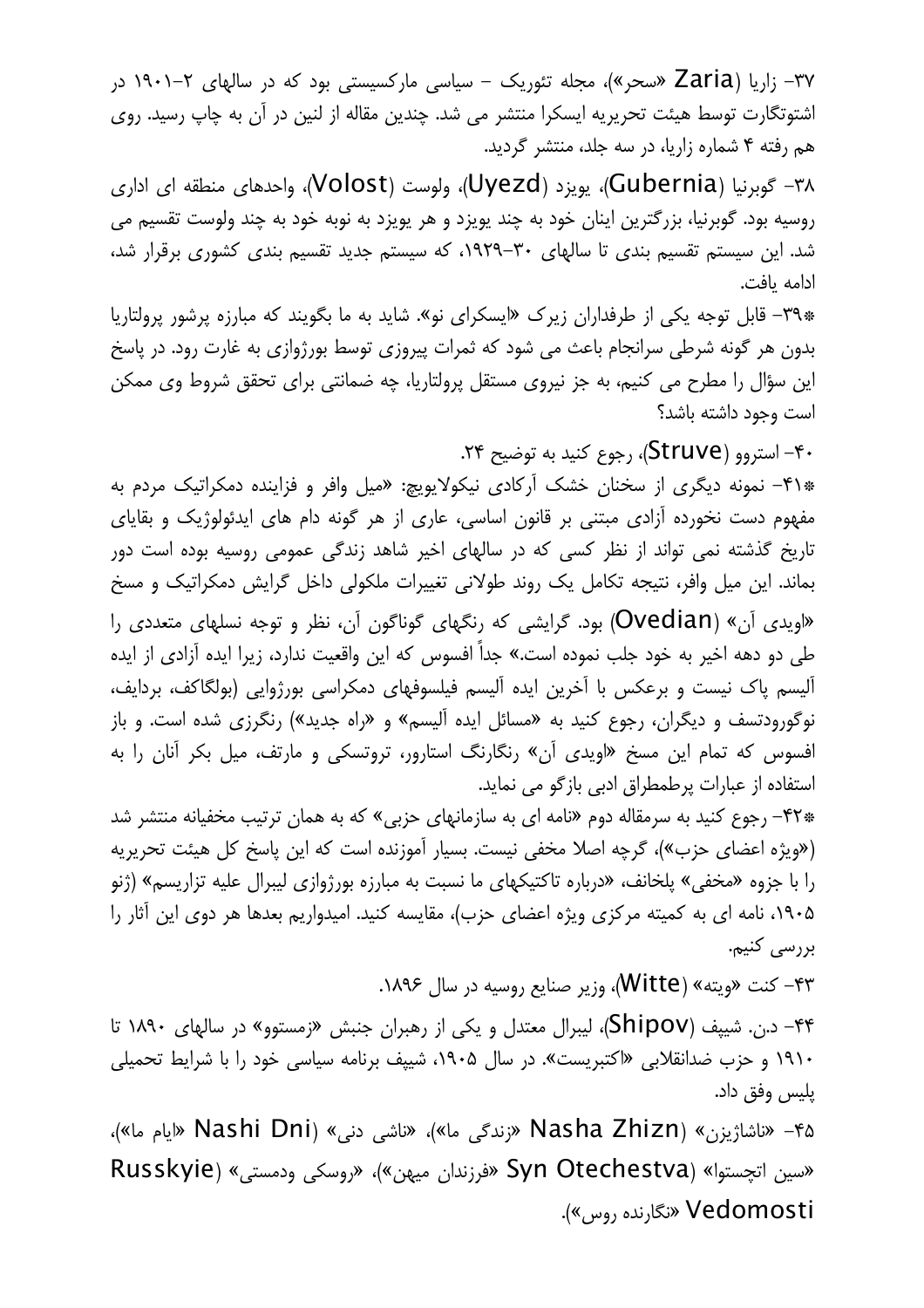۳۷- زاریا (Zaria «سحر»)، مجله تئوریک – سیاسی مارکسیستی بود که در سالهای ۲-۱۹۰۱ در اشتوتگارت توسط هیئت تحریریه ایسکرا منتشر می شد. چندین مقاله از لنین در آن به چاپ رسید. روی هم رفته ۴ شماره زاریا، در سه جلد، منتشر گردید.

۳۸- گوبرنیا (Gubernia)، یویزد (Uyezd)، ولوست (Volost)، واحدهای منطقه ای اداری روسیه بود. گوبرنیا، بزرگترین اینان خود به چند یویزد و هر یویزد به نوبه خود به چند ولوست تقسیم می شد. این سیستم تقسیم بندی تا سالهای ۳۰-۱۹۲۹، که سیستم جدید تقسیم بندی کشوری برقرار شد، ادامه یافت.

*۳۹- قابل توجه یکی از طرفداران زیرک «ایسکرای نو». شاید به ما بگویند که مبارزه پرشور پرولتاریا بدون هر گونه شرطی سرانجام باعث می شود که ثمرات پیروزی توسط بورژوازی به غارت رود. در پاسخ این سؤال را مطرح می کنیم، به جز نیروی مستقل پرولتاریا، چه ضمانتی برای تحقق شروط وی ممکن است وجود داشته باشد؟

۴۰- استروو (Struve)، رجوع کنید به توضیح ۲۴.

*۴۱- نمونه دیگری از سخنان خشک آرکادی نیکولایویچ: «میل وافر و فزاینده دمکراتیک مردم به مفهوم دست نخورده آزادی مبتنی بر قانون اساسی، عاری از هر گونه دام های ایدئولوژیک و بقایای تاریخ گذشته نمی تواند از نظر کسی که در سالهای اخیر شاهد زندگی عمومی روسیه بوده است دور بماند. این میل وافر، نتیجه تکامل یک روند طولانی تغییرات ملکولی داخل گرایش دمکراتیک و مسخ «اویدی آن» (Ovedian) بود. گرایشی که رنگهای گوناگون آن، نظر و توجه نسلهای متعددی را طی دو دهه اخیر به خود جلب نموده است.» جداً افسوس که این واقعیت ندارد، زیرا ایده آزادی از ایده آلیسم پاک نیست و برعکس با آخرین ایده آلیسم فیلسوفهای دمکراسی بورژوایی (بولگاکف، بردایف، نوگورودتسف و دیگران، رجوع کنید به «مسائل ایده آلیسم» و «راه جدید») رنگرزی شده است. و باز افسوس که تمام این مسخ «اویدی آن» رنگارنگ استارور، تروتسکی و مارتف، میل بکر آنان را به استفاده از عبارات پرطمطراق ادبی بازگو می نماید.

*۴۲- رجوع کنید به سرمقاله دوم «نامه ای به سازمانهای حزبی» که به همان ترتیب مخفیانه منتشر شد («ویژه اعضای حزب»)، گرچه اصلا مخفی نیست. بسیار آموزنده است که این پاسخ کل هیئت تحریریه را با جزوه «مخفی» پلخانف، «درباره تاکتیکهای ما نسبت به مبارزه بورژوازی لیبرال علیه تزاریسم» (ژنو ۱۹۰۵، نامه ای به کمیته مرکزی ویژه اعضای حزب)، مقایسه کنید. امیدواریم بعدها هر دوی این آثار را بررسی کنیم.

۴۳- کنت «ویته» (Witte)، وزیر صنایع روسیه در سال ۱۸۹۶.

۴۴- د.ن. شیپف (Shipov)، لیبرال معتدل و یکی از رهبران جنبش «زمستوو» در سالهای ۱۸۹۰ تا ۱۹۱۰ و حزب ضدانقلابی «اکتبریست». در سال ۱۹۰۵، شیپف برنامه سیاسی خود را با شرایط تحمیلی پلیس وفق داد.

۴۵- «ناشاژیزن» (Nasha Zhizn «زندگی ما»)، «ناشی دنی» (Nashi Dni «ایام ما»)، «سین اتچستوا» (Syn Otechestva «فرزندان میهن»)، «روسکی ودمستی» (Russkyie Vedomosti «نگارنده روس»).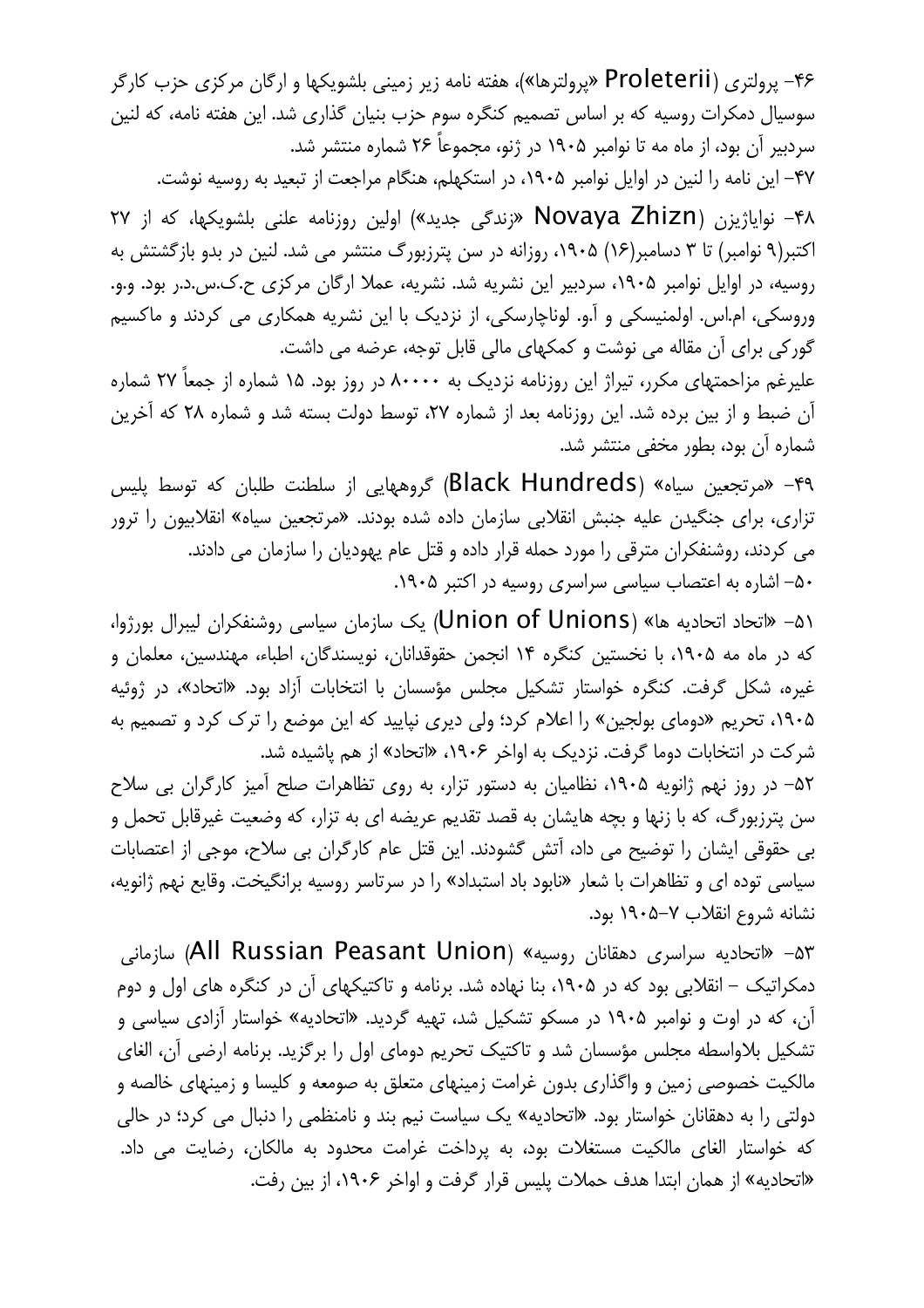۴۶- پرولتری (Proleterii «پرولترها»)، هفته نامه زیر زمینی بلشویکها و ارگان مرکزی حزب کارگر سوسیال دمکرات روسیه که بر اساس تصمیم کنگره سوم حزب بنیان گذاری شد. این هفته نامه، که لنین سردبیر آن بود، از ماه مه تا نوامبر ۱۹۰۵ در ژنو، مجموعاً ۲۶ شماره منتشر شد.

۴۷- این نامه را لنین در اوایل نوامبر ۱۹۰۵، در استکهلم، هنگام مراجعت از تبعید به روسیه نوشت.

۴۸- نوایاژیزن (Novaya Zhizn «زندگی جدید») اولین روزنامه علنی بلشویکها، که از ۲۷ اکتبر(۹ نوامبر) تا ۳ دسامبر(۱۶) ۱۹۰۵، روزانه در سن پترزبورگ منتشر می شد. لنین در بدو بازگشتش به روسیه، در اوایل نوامبر ۱۹۰۵، سردبیر این نشریه شد. نشریه، عملا ارگان مرکزی ح.ک.س.د.ر بود. و.و. وروسکی، ام.اس. اولمنیسکی و آ.و. لوناچارسکی، از نزدیک با این نشریه همکاری می کردند و ماکسیم گورکی برای آن مقاله می نوشت و کمکهای مالی قابل توجه، عرضه می داشت.

علیرغم مزاحمتهای مکرر، تیراژ این روزنامه نزدیک به ۸۰۰۰۰ در روز بود. ۱۵ شماره از جمعاً ۲۷ شماره آن ضبط و از بین برده شد. این روزنامه بعد از شماره ۲۷، توسط دولت بسته شد و شماره ۲۸ که آخرین شماره آن بود، بطور مخفی منتشر شد.

۴۹- «مرتجعین سیاه» (Black Hundreds) گروههایی از سلطنت طلبان که توسط پلیس تزاری، برای جنگیدن علیه جنبش انقلابی سازمان داده شده بودند. «مرتجعین سیاه» انقلابیون را ترور می کردند، روشنفکران مترقی را مورد حمله قرار داده و قتل عام یهودیان را سازمان می دادند.

۵۰- اشاره به اعتصاب سیاسی سراسری روسیه در اکتبر ۱۹۰۵.

۵۱- «اتحاد اتحادیه ها» (Union of Unions) یک سازمان سیاسی روشنفکران لیبرال بورژوا، که در ماه مه ۱۹۰۵، با نخستین کنگره ۱۴ انجمن حقوقدانان، نویسندگان، اطباء، مهندسین، معلمان و غیره، شکل گرفت. کنگره خواستار تشکیل مجلس مؤسسان با انتخابات آزاد بود. «اتحاد»، در ژوئیه ۱۹۰۵، تحریم «دومای بولجین» را اعلام کرد؛ ولی دیری نپایید که این موضع را ترک کرد و تصمیم به شرکت در انتخابات دوما گرفت. نزدیک به اواخر ۱۹۰۶، «اتحاد» از هم پاشیده شد.

۵۲- در روز نهم ژانویه ۱۹۰۵، نظامیان به دستور تزار، به روی تظاهرات صلح آمیز کارگران بی سلاح سن پترزبورگ، که با زنها و بچه هایشان به قصد تقدیم عریضه ای به تزار، که وضعیت غیرقابل تحمل و بی حقوقی ایشان را توضیح می داد، آتش گشودند. این قتل عام کارگران بی سلاح، موجی از اعتصابات سیاسی توده ای و تظاهرات با شعار «نابود باد استبداد» را در سرتاسر روسیه برانگیخت. وقایع نهم ژانویه، نشانه شروع انقلاب ۷-۱۹۰۵ بود.

۵۳- «اتحادیه سراسری دهقانان روسیه» (All Russian Peasant Union) سازمانی دمکراتیک - انقلابی بود که در ۱۹۰۵، بنا نهاده شد. برنامه و تاکتیکهای آن در کنگره های اول و دوم آن، که در اوت و نوامبر ۱۹۰۵ در مسکو تشکیل شد، تهیه گردید. «اتحادیه» خواستار آزادی سیاسی و تشکیل بلاواسطه مجلس مؤسسان شد و تاکتیک تحریم دومای اول را برگزید. برنامه ارضی آن، الغای مالکیت خصوصی زمین و واگذاری بدون غرامت زمینهای متعلق به صومعه و کلیسا و زمینهای خالصه و دولتی را به دهقانان خواستار بود. «اتحادیه» یک سیاست نیم بند و نامنظمی را دنبال می کرد؛ در حالی که خواستار الغای مالکیت مستغلات بود، به پرداخت غرامت محدود به مالکان، رضایت می داد. «اتحادیه» از همان ابتدا هدف حملات پلیس قرار گرفت و اواخر ۱۹۰۶، از بین رفت.